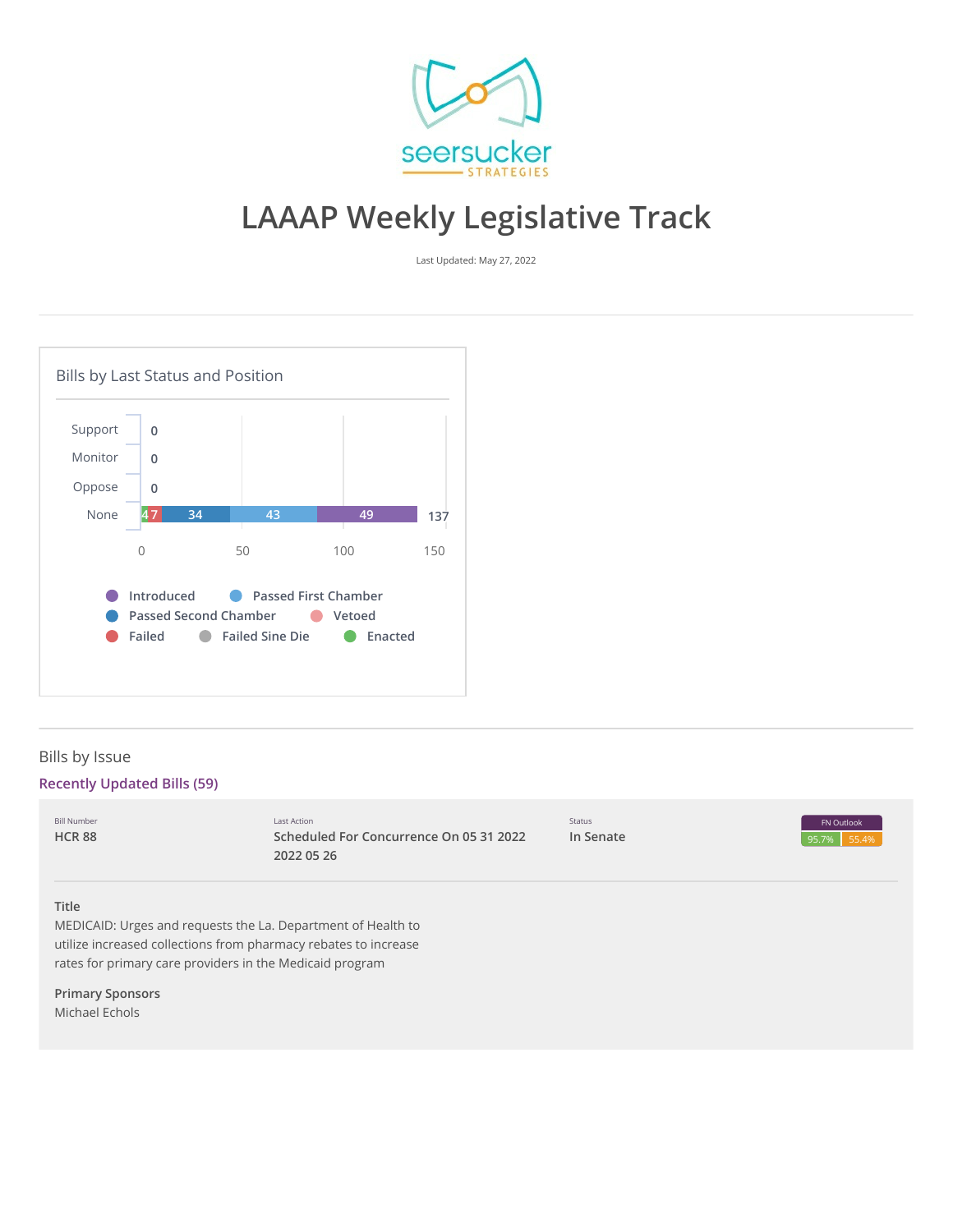# LAAAP Weekly Legislative Track

Last Updated: May 27, 2022

## Bills by Last Status and Position

| Position | Enacted | Failed | Passed Second Chamber | Passed First Chamber | Introduced | Total |
|---|---|---|---|---|---|---|
| Support | | | | | | 0 |
| Monitor | | | | | | 0 |
| Oppose | | | | | | 0 |
| None | 4 | 7 | 34 | 43 | 49 | 137 |

Legend: Introduced, Passed First Chamber, Passed Second Chamber, Vetoed, Failed, Failed Sine Die, Enacted

## Bills by Issue

### Recently Updated Bills (59)

| Bill Number | Last Action | Status | FN Outlook |
|---|---|---|---|
| HCR 88 | Scheduled For Concurrence On 05 31 2022 2022 05 26 | In Senate | 95.7% / 55.4% |

**Title**
MEDICAID: Urges and requests the La. Department of Health to utilize increased collections from pharmacy rebates to increase rates for primary care providers in the Medicaid program

**Primary Sponsors**
Michael Echols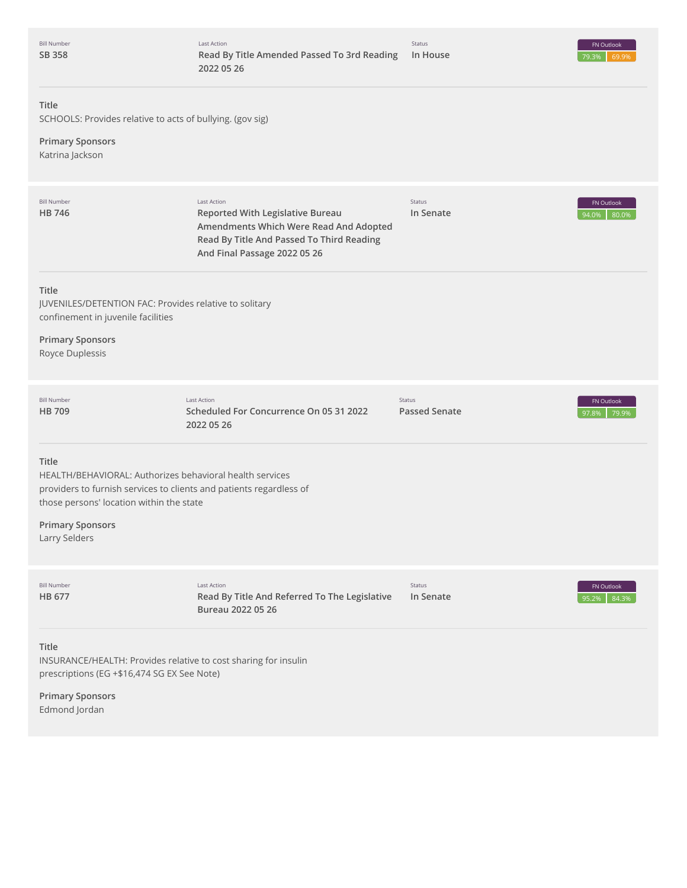| Bill Number | Last Action | Status | FN Outlook |
|---|---|---|---|
| **SB 358** | **Read By Title Amended Passed To 3rd Reading 2022 05 26** | **In House** | 79.3% 69.9% |

**Title**

SCHOOLS: Provides relative to acts of bullying. (gov sig)

**Primary Sponsors**

Katrina Jackson

---

| Bill Number | Last Action | Status | FN Outlook |
|---|---|---|---|
| **HB 746** | **Reported With Legislative Bureau Amendments Which Were Read And Adopted Read By Title And Passed To Third Reading And Final Passage 2022 05 26** | **In Senate** | 94.0% 80.0% |

**Title**

JUVENILES/DETENTION FAC: Provides relative to solitary confinement in juvenile facilities

**Primary Sponsors**

Royce Duplessis

---

| Bill Number | Last Action | Status | FN Outlook |
|---|---|---|---|
| **HB 709** | **Scheduled For Concurrence On 05 31 2022 2022 05 26** | **Passed Senate** | 97.8% 79.9% |

**Title**

HEALTH/BEHAVIORAL: Authorizes behavioral health services providers to furnish services to clients and patients regardless of those persons' location within the state

**Primary Sponsors**

Larry Selders

---

| Bill Number | Last Action | Status | FN Outlook |
|---|---|---|---|
| **HB 677** | **Read By Title And Referred To The Legislative Bureau 2022 05 26** | **In Senate** | 95.2% 84.3% |

**Title**

INSURANCE/HEALTH: Provides relative to cost sharing for insulin prescriptions (EG +$16,474 SG EX See Note)

**Primary Sponsors**

Edmond Jordan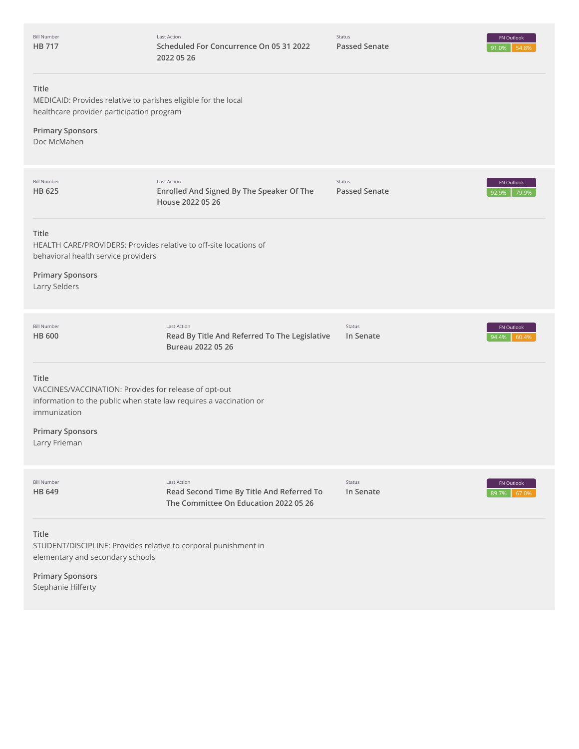**Bill Number**
HB 717

**Last Action**
Scheduled For Concurrence On 05 31 2022 2022 05 26

**Status**
Passed Senate

**FN Outlook**
91.0% 54.8%

**Title**
MEDICAID: Provides relative to parishes eligible for the local healthcare provider participation program

**Primary Sponsors**
Doc McMahen

---

**Bill Number**
HB 625

**Last Action**
Enrolled And Signed By The Speaker Of The House 2022 05 26

**Status**
Passed Senate

**FN Outlook**
92.9% 79.9%

**Title**
HEALTH CARE/PROVIDERS: Provides relative to off-site locations of behavioral health service providers

**Primary Sponsors**
Larry Selders

---

**Bill Number**
HB 600

**Last Action**
Read By Title And Referred To The Legislative Bureau 2022 05 26

**Status**
In Senate

**FN Outlook**
94.4% 60.4%

**Title**
VACCINES/VACCINATION: Provides for release of opt-out information to the public when state law requires a vaccination or immunization

**Primary Sponsors**
Larry Frieman

---

**Bill Number**
HB 649

**Last Action**
Read Second Time By Title And Referred To The Committee On Education 2022 05 26

**Status**
In Senate

**FN Outlook**
89.7% 67.0%

**Title**
STUDENT/DISCIPLINE: Provides relative to corporal punishment in elementary and secondary schools

**Primary Sponsors**
Stephanie Hilferty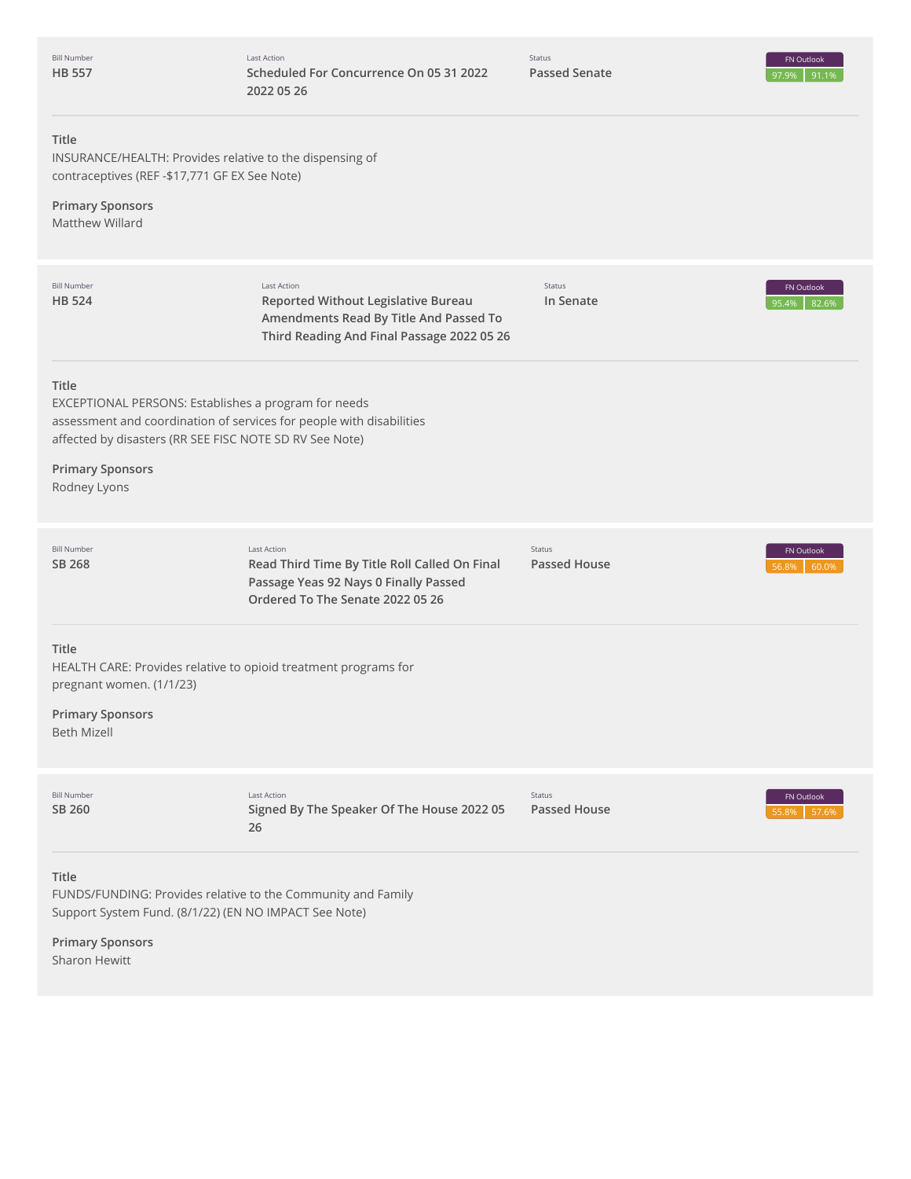| Bill Number | Last Action | Status | FN Outlook |
| --- | --- | --- | --- |
| **HB 557** | **Scheduled For Concurrence On 05 31 2022 2022 05 26** | **Passed Senate** | 97.9% 91.1% |

**Title**
INSURANCE/HEALTH: Provides relative to the dispensing of contraceptives (REF -$17,771 GF EX See Note)

**Primary Sponsors**
Matthew Willard

| Bill Number | Last Action | Status | FN Outlook |
| --- | --- | --- | --- |
| **HB 524** | **Reported Without Legislative Bureau Amendments Read By Title And Passed To Third Reading And Final Passage 2022 05 26** | **In Senate** | 95.4% 82.6% |

**Title**
EXCEPTIONAL PERSONS: Establishes a program for needs assessment and coordination of services for people with disabilities affected by disasters (RR SEE FISC NOTE SD RV See Note)

**Primary Sponsors**
Rodney Lyons

| Bill Number | Last Action | Status | FN Outlook |
| --- | --- | --- | --- |
| **SB 268** | **Read Third Time By Title Roll Called On Final Passage Yeas 92 Nays 0 Finally Passed Ordered To The Senate 2022 05 26** | **Passed House** | 56.8% 60.0% |

**Title**
HEALTH CARE: Provides relative to opioid treatment programs for pregnant women. (1/1/23)

**Primary Sponsors**
Beth Mizell

| Bill Number | Last Action | Status | FN Outlook |
| --- | --- | --- | --- |
| **SB 260** | **Signed By The Speaker Of The House 2022 05 26** | **Passed House** | 55.8% 57.6% |

**Title**
FUNDS/FUNDING: Provides relative to the Community and Family Support System Fund. (8/1/22) (EN NO IMPACT See Note)

**Primary Sponsors**
Sharon Hewitt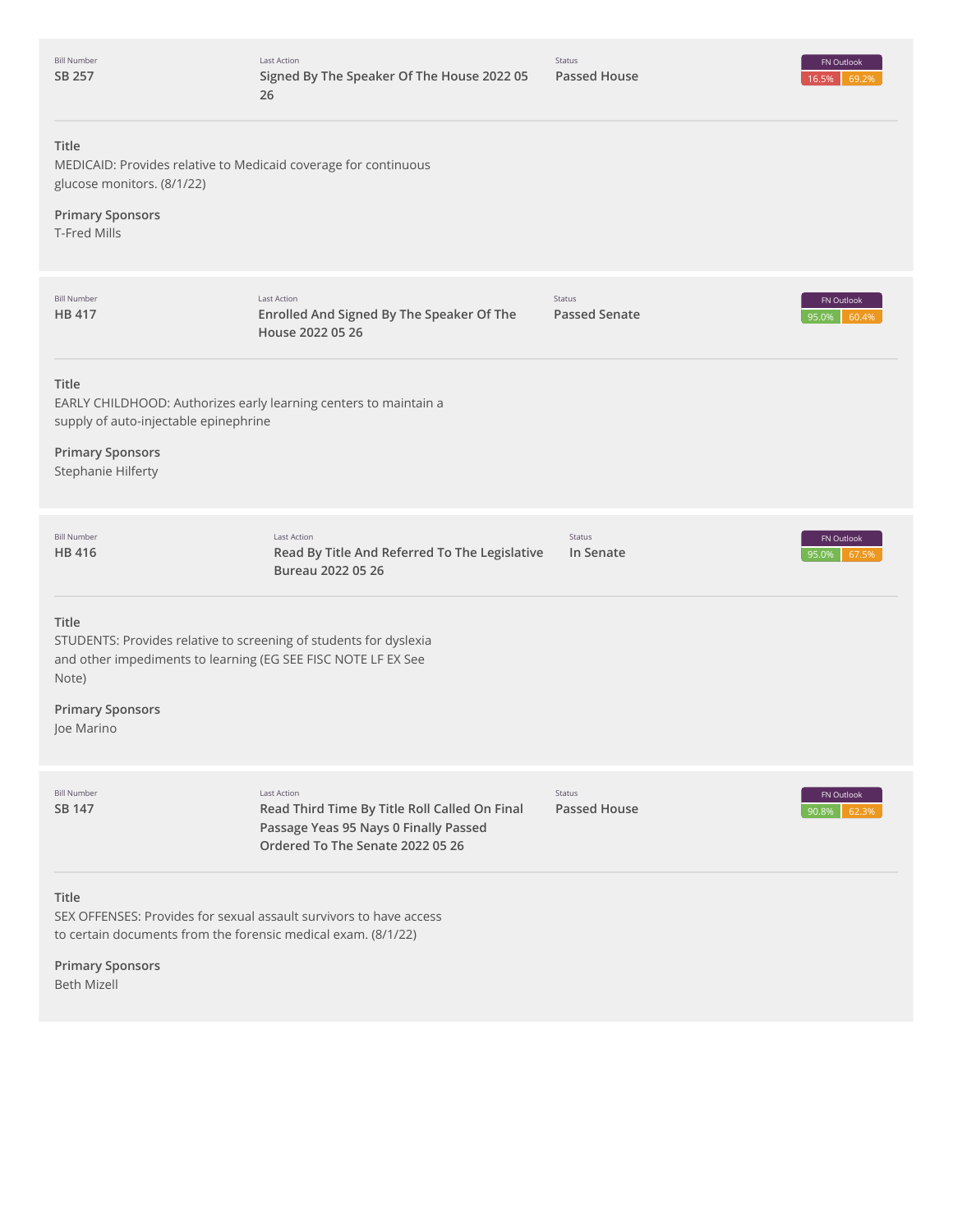| Bill Number | Last Action | Status | FN Outlook |
|---|---|---|---|
| SB 257 | Signed By The Speaker Of The House 2022 05 26 | Passed House | 16.5% 69.2% |

**Title**
MEDICAID: Provides relative to Medicaid coverage for continuous glucose monitors. (8/1/22)

**Primary Sponsors**
T-Fred Mills

| Bill Number | Last Action | Status | FN Outlook |
|---|---|---|---|
| HB 417 | Enrolled And Signed By The Speaker Of The House 2022 05 26 | Passed Senate | 95.0% 60.4% |

**Title**
EARLY CHILDHOOD: Authorizes early learning centers to maintain a supply of auto-injectable epinephrine

**Primary Sponsors**
Stephanie Hilferty

| Bill Number | Last Action | Status | FN Outlook |
|---|---|---|---|
| HB 416 | Read By Title And Referred To The Legislative Bureau 2022 05 26 | In Senate | 95.0% 67.5% |

**Title**
STUDENTS: Provides relative to screening of students for dyslexia and other impediments to learning (EG SEE FISC NOTE LF EX See Note)

**Primary Sponsors**
Joe Marino

| Bill Number | Last Action | Status | FN Outlook |
|---|---|---|---|
| SB 147 | Read Third Time By Title Roll Called On Final Passage Yeas 95 Nays 0 Finally Passed Ordered To The Senate 2022 05 26 | Passed House | 90.8% 62.3% |

**Title**
SEX OFFENSES: Provides for sexual assault survivors to have access to certain documents from the forensic medical exam. (8/1/22)

**Primary Sponsors**
Beth Mizell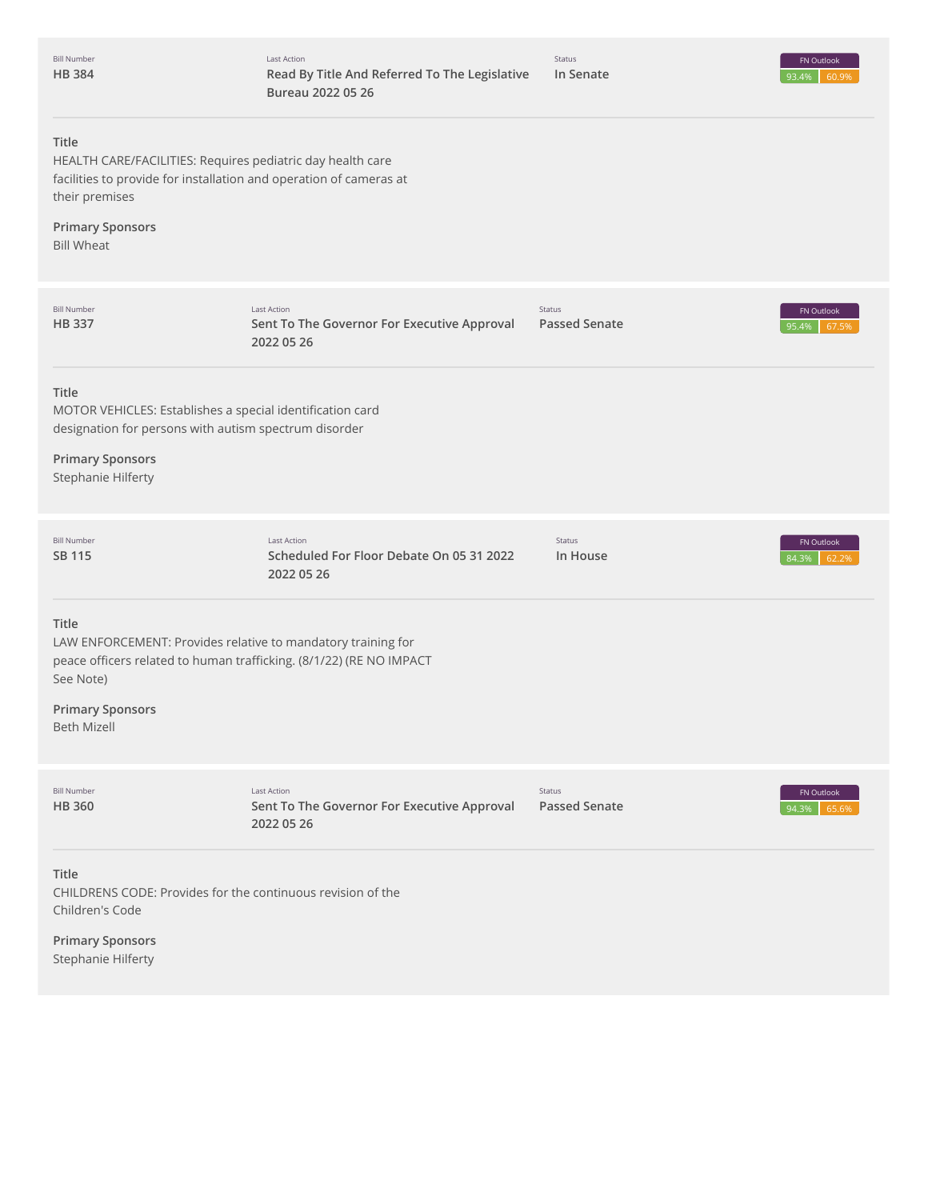| Bill Number | Last Action | Status | FN Outlook |
| --- | --- | --- | --- |
| **HB 384** | **Read By Title And Referred To The Legislative Bureau 2022 05 26** | **In Senate** | 93.4% 60.9% |

**Title**

HEALTH CARE/FACILITIES: Requires pediatric day health care facilities to provide for installation and operation of cameras at their premises

**Primary Sponsors**

Bill Wheat

---

| Bill Number | Last Action | Status | FN Outlook |
| --- | --- | --- | --- |
| **HB 337** | **Sent To The Governor For Executive Approval 2022 05 26** | **Passed Senate** | 95.4% 67.5% |

**Title**

MOTOR VEHICLES: Establishes a special identification card designation for persons with autism spectrum disorder

**Primary Sponsors**

Stephanie Hilferty

---

| Bill Number | Last Action | Status | FN Outlook |
| --- | --- | --- | --- |
| **SB 115** | **Scheduled For Floor Debate On 05 31 2022 2022 05 26** | **In House** | 84.3% 62.2% |

**Title**

LAW ENFORCEMENT: Provides relative to mandatory training for peace officers related to human trafficking. (8/1/22) (RE NO IMPACT See Note)

**Primary Sponsors**

Beth Mizell

---

| Bill Number | Last Action | Status | FN Outlook |
| --- | --- | --- | --- |
| **HB 360** | **Sent To The Governor For Executive Approval 2022 05 26** | **Passed Senate** | 94.3% 65.6% |

**Title**

CHILDRENS CODE: Provides for the continuous revision of the Children's Code

**Primary Sponsors**

Stephanie Hilferty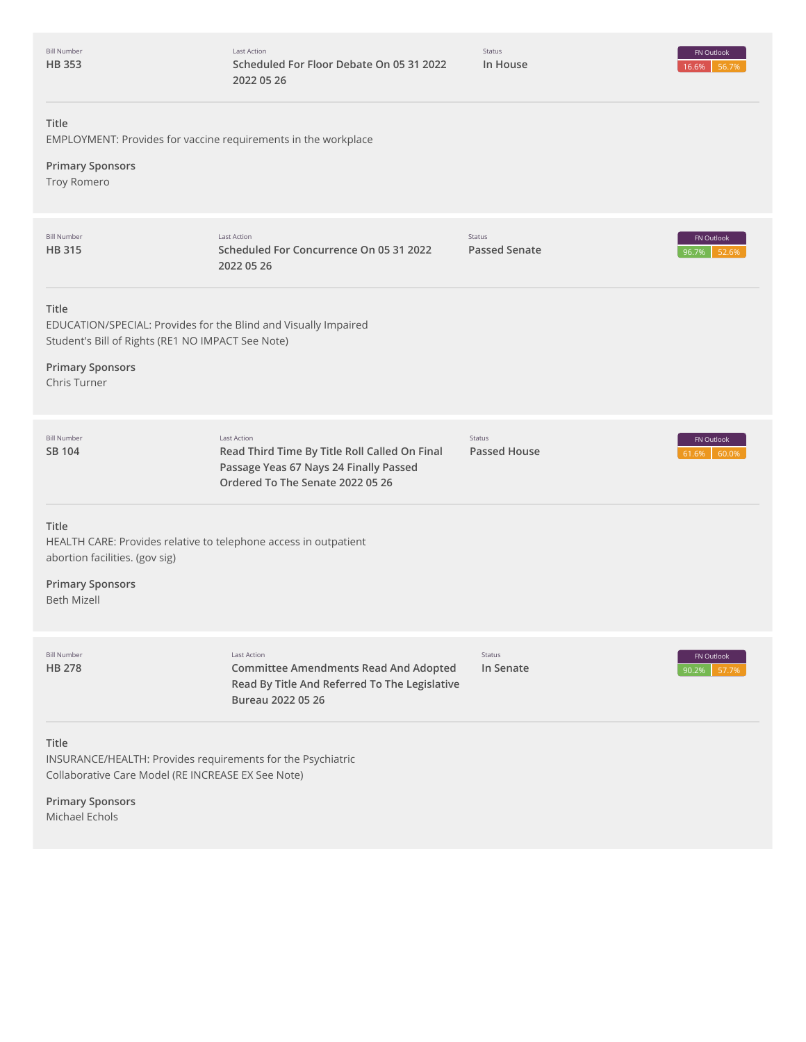Bill Number
**HB 353**

Last Action
**Scheduled For Floor Debate On 05 31 2022 2022 05 26**

Status
**In House**

FN Outlook
16.6% 56.7%

**Title**
EMPLOYMENT: Provides for vaccine requirements in the workplace

**Primary Sponsors**
Troy Romero

---

Bill Number
**HB 315**

Last Action
**Scheduled For Concurrence On 05 31 2022 2022 05 26**

Status
**Passed Senate**

FN Outlook
96.7% 52.6%

**Title**
EDUCATION/SPECIAL: Provides for the Blind and Visually Impaired Student's Bill of Rights (RE1 NO IMPACT See Note)

**Primary Sponsors**
Chris Turner

---

Bill Number
**SB 104**

Last Action
**Read Third Time By Title Roll Called On Final Passage Yeas 67 Nays 24 Finally Passed Ordered To The Senate 2022 05 26**

Status
**Passed House**

FN Outlook
61.6% 60.0%

**Title**
HEALTH CARE: Provides relative to telephone access in outpatient abortion facilities. (gov sig)

**Primary Sponsors**
Beth Mizell

---

Bill Number
**HB 278**

Last Action
**Committee Amendments Read And Adopted Read By Title And Referred To The Legislative Bureau 2022 05 26**

Status
**In Senate**

FN Outlook
90.2% 57.7%

**Title**
INSURANCE/HEALTH: Provides requirements for the Psychiatric Collaborative Care Model (RE INCREASE EX See Note)

**Primary Sponsors**
Michael Echols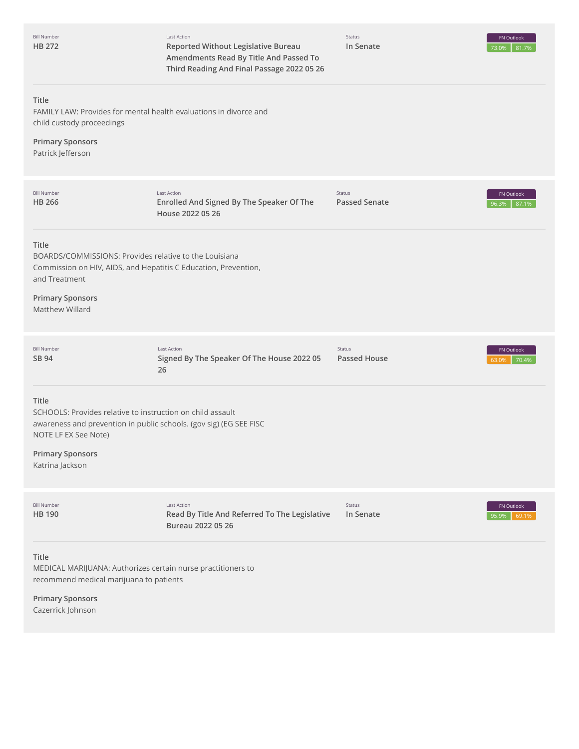| Bill Number | Last Action | Status | FN Outlook |
|---|---|---|---|
| **HB 272** | **Reported Without Legislative Bureau Amendments Read By Title And Passed To Third Reading And Final Passage 2022 05 26** | **In Senate** | 73.0% 81.7% |

**Title**

FAMILY LAW: Provides for mental health evaluations in divorce and child custody proceedings

**Primary Sponsors**

Patrick Jefferson

| Bill Number | Last Action | Status | FN Outlook |
|---|---|---|---|
| **HB 266** | **Enrolled And Signed By The Speaker Of The House 2022 05 26** | **Passed Senate** | 96.3% 87.1% |

**Title**

BOARDS/COMMISSIONS: Provides relative to the Louisiana Commission on HIV, AIDS, and Hepatitis C Education, Prevention, and Treatment

**Primary Sponsors**

Matthew Willard

| Bill Number | Last Action | Status | FN Outlook |
|---|---|---|---|
| **SB 94** | **Signed By The Speaker Of The House 2022 05 26** | **Passed House** | 63.0% 70.4% |

**Title**

SCHOOLS: Provides relative to instruction on child assault awareness and prevention in public schools. (gov sig) (EG SEE FISC NOTE LF EX See Note)

**Primary Sponsors**

Katrina Jackson

| Bill Number | Last Action | Status | FN Outlook |
|---|---|---|---|
| **HB 190** | **Read By Title And Referred To The Legislative Bureau 2022 05 26** | **In Senate** | 95.9% 69.1% |

**Title**

MEDICAL MARIJUANA: Authorizes certain nurse practitioners to recommend medical marijuana to patients

**Primary Sponsors**

Cazerrick Johnson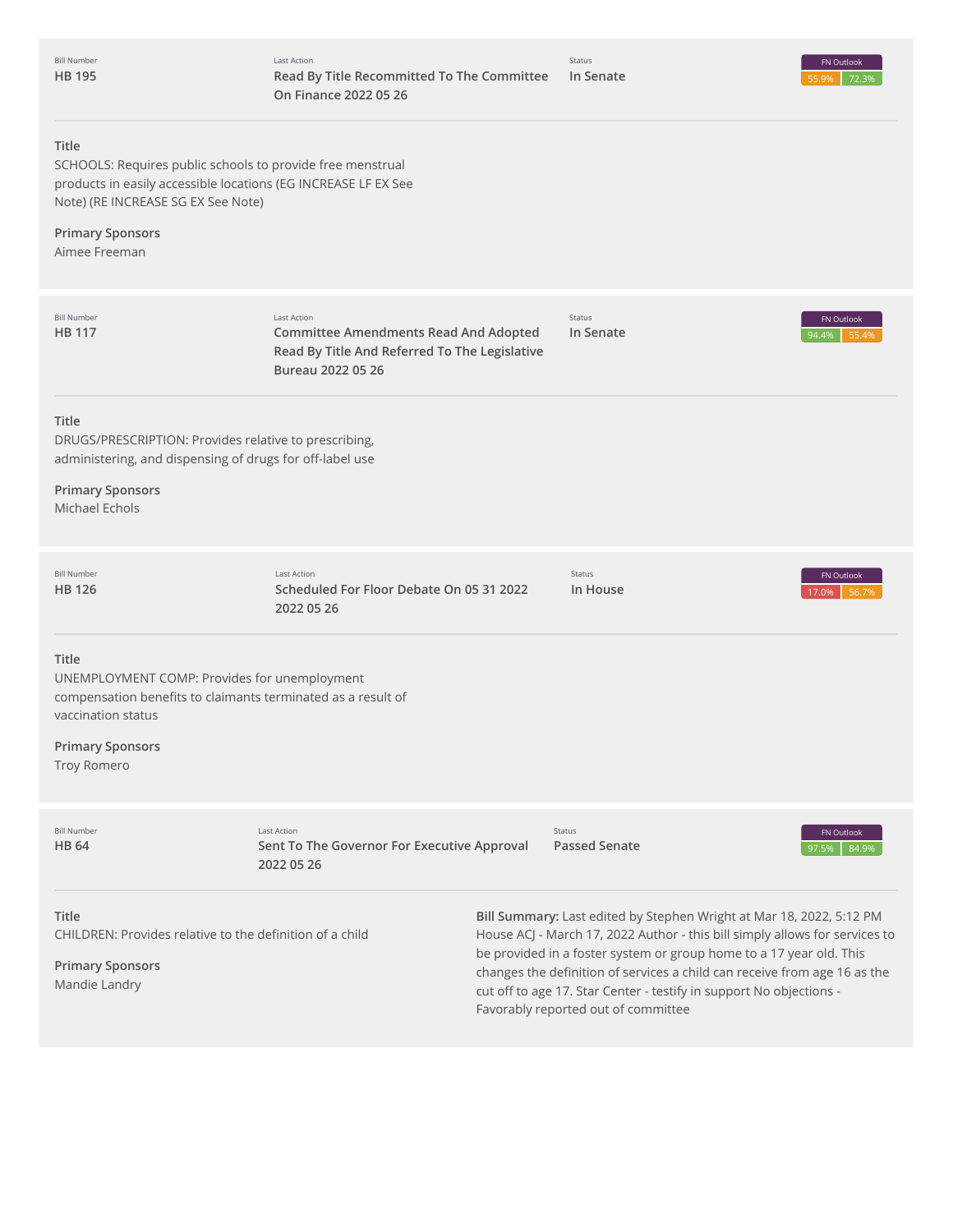| Bill Number | Last Action | Status | FN Outlook |
| --- | --- | --- | --- |
| **HB 195** | **Read By Title Recommitted To The Committee On Finance 2022 05 26** | **In Senate** | 55.9% 72.3% |

**Title**
SCHOOLS: Requires public schools to provide free menstrual products in easily accessible locations (EG INCREASE LF EX See Note) (RE INCREASE SG EX See Note)

**Primary Sponsors**
Aimee Freeman

| Bill Number | Last Action | Status | FN Outlook |
| --- | --- | --- | --- |
| **HB 117** | **Committee Amendments Read And Adopted Read By Title And Referred To The Legislative Bureau 2022 05 26** | **In Senate** | 94.4% 55.4% |

**Title**
DRUGS/PRESCRIPTION: Provides relative to prescribing, administering, and dispensing of drugs for off-label use

**Primary Sponsors**
Michael Echols

| Bill Number | Last Action | Status | FN Outlook |
| --- | --- | --- | --- |
| **HB 126** | **Scheduled For Floor Debate On 05 31 2022 2022 05 26** | **In House** | 17.0% 56.7% |

**Title**
UNEMPLOYMENT COMP: Provides for unemployment compensation benefits to claimants terminated as a result of vaccination status

**Primary Sponsors**
Troy Romero

| Bill Number | Last Action | Status | FN Outlook |
| --- | --- | --- | --- |
| **HB 64** | **Sent To The Governor For Executive Approval 2022 05 26** | **Passed Senate** | 97.5% 84.9% |

**Title**
CHILDREN: Provides relative to the definition of a child

**Primary Sponsors**
Mandie Landry

**Bill Summary:** Last edited by Stephen Wright at Mar 18, 2022, 5:12 PM
House ACJ - March 17, 2022 Author - this bill simply allows for services to be provided in a foster system or group home to a 17 year old. This changes the definition of services a child can receive from age 16 as the cut off to age 17. Star Center - testify in support No objections - Favorably reported out of committee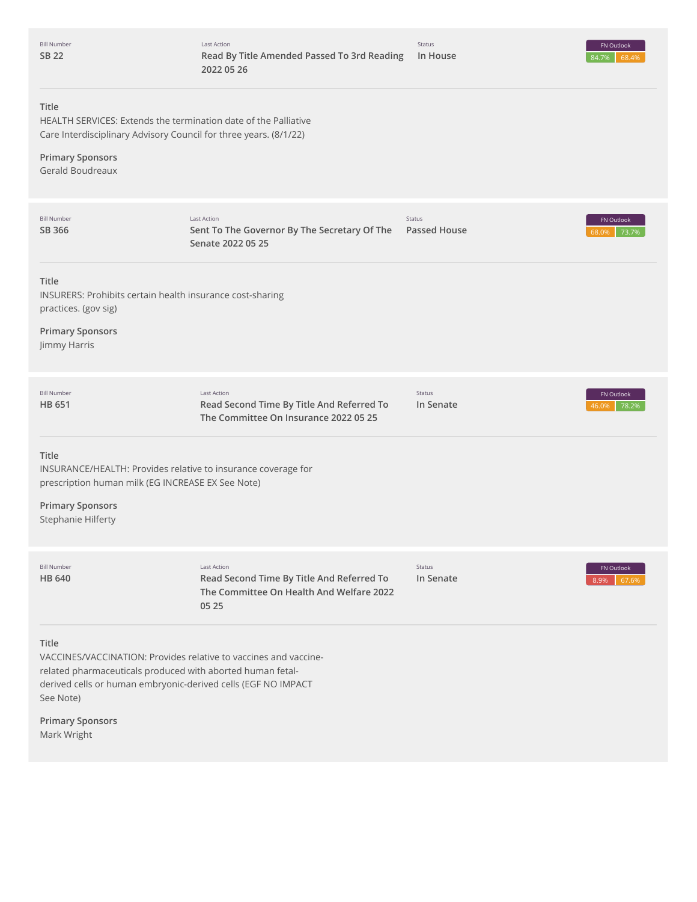| Bill Number | Last Action | Status | FN Outlook |
| --- | --- | --- | --- |
| SB 22 | Read By Title Amended Passed To 3rd Reading 2022 05 26 | In House | 84.7% 68.4% |

**Title**
HEALTH SERVICES: Extends the termination date of the Palliative Care Interdisciplinary Advisory Council for three years. (8/1/22)

**Primary Sponsors**
Gerald Boudreaux

| Bill Number | Last Action | Status | FN Outlook |
| --- | --- | --- | --- |
| SB 366 | Sent To The Governor By The Secretary Of The Senate 2022 05 25 | Passed House | 68.0% 73.7% |

**Title**
INSURERS: Prohibits certain health insurance cost-sharing practices. (gov sig)

**Primary Sponsors**
Jimmy Harris

| Bill Number | Last Action | Status | FN Outlook |
| --- | --- | --- | --- |
| HB 651 | Read Second Time By Title And Referred To The Committee On Insurance 2022 05 25 | In Senate | 46.0% 78.2% |

**Title**
INSURANCE/HEALTH: Provides relative to insurance coverage for prescription human milk (EG INCREASE EX See Note)

**Primary Sponsors**
Stephanie Hilferty

| Bill Number | Last Action | Status | FN Outlook |
| --- | --- | --- | --- |
| HB 640 | Read Second Time By Title And Referred To The Committee On Health And Welfare 2022 05 25 | In Senate | 8.9% 67.6% |

**Title**
VACCINES/VACCINATION: Provides relative to vaccines and vaccine-related pharmaceuticals produced with aborted human fetal-derived cells or human embryonic-derived cells (EGF NO IMPACT See Note)

**Primary Sponsors**
Mark Wright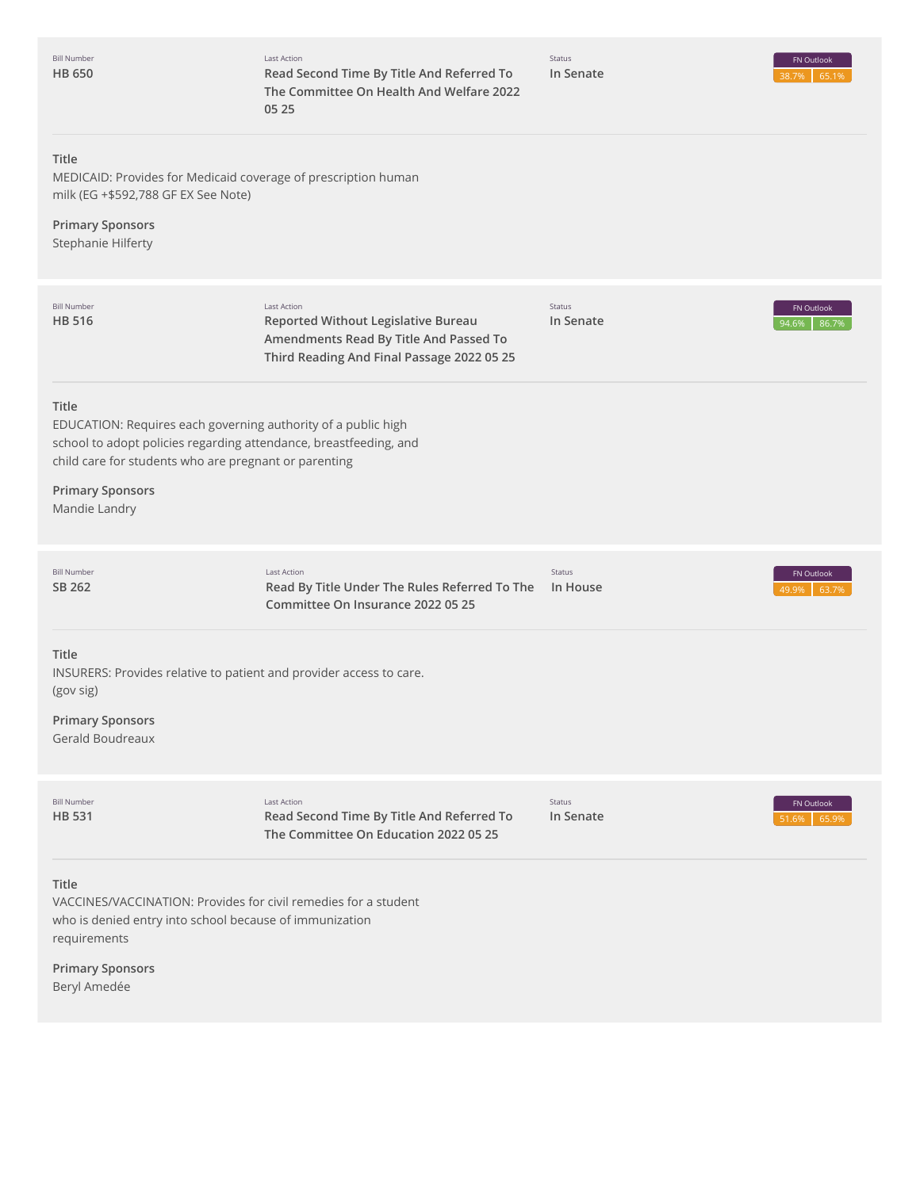| Bill Number | Last Action | Status | FN Outlook |
| --- | --- | --- | --- |
| **HB 650** | **Read Second Time By Title And Referred To The Committee On Health And Welfare 2022 05 25** | **In Senate** | 38.7% 65.1% |

**Title**

MEDICAID: Provides for Medicaid coverage of prescription human milk (EG +$592,788 GF EX See Note)

**Primary Sponsors**

Stephanie Hilferty

| Bill Number | Last Action | Status | FN Outlook |
| --- | --- | --- | --- |
| **HB 516** | **Reported Without Legislative Bureau Amendments Read By Title And Passed To Third Reading And Final Passage 2022 05 25** | **In Senate** | 94.6% 86.7% |

**Title**

EDUCATION: Requires each governing authority of a public high school to adopt policies regarding attendance, breastfeeding, and child care for students who are pregnant or parenting

**Primary Sponsors**

Mandie Landry

| Bill Number | Last Action | Status | FN Outlook |
| --- | --- | --- | --- |
| **SB 262** | **Read By Title Under The Rules Referred To The Committee On Insurance 2022 05 25** | **In House** | 49.9% 63.7% |

**Title**

INSURERS: Provides relative to patient and provider access to care. (gov sig)

**Primary Sponsors**

Gerald Boudreaux

| Bill Number | Last Action | Status | FN Outlook |
| --- | --- | --- | --- |
| **HB 531** | **Read Second Time By Title And Referred To The Committee On Education 2022 05 25** | **In Senate** | 51.6% 65.9% |

**Title**

VACCINES/VACCINATION: Provides for civil remedies for a student who is denied entry into school because of immunization requirements

**Primary Sponsors**

Beryl Amedée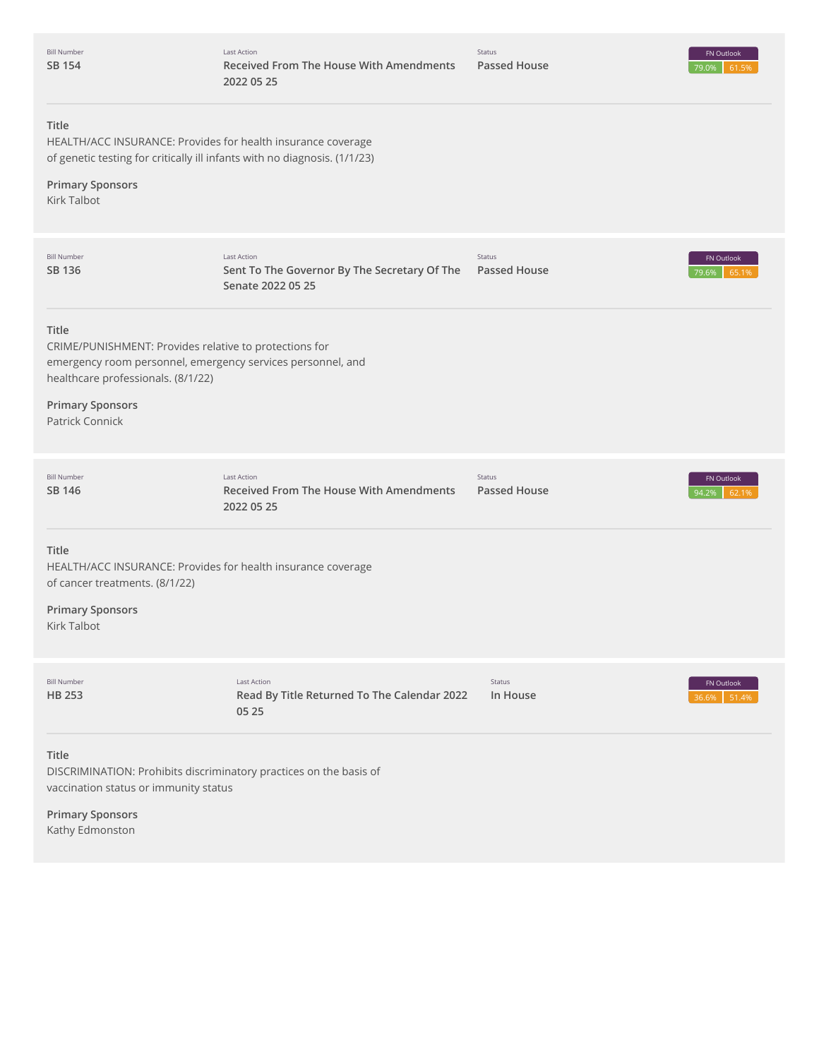| Bill Number | Last Action | Status | FN Outlook |
|---|---|---|---|
| SB 154 | Received From The House With Amendments 2022 05 25 | Passed House | 79.0% 61.5% |

**Title**
HEALTH/ACC INSURANCE: Provides for health insurance coverage of genetic testing for critically ill infants with no diagnosis. (1/1/23)

**Primary Sponsors**
Kirk Talbot

---

| Bill Number | Last Action | Status | FN Outlook |
|---|---|---|---|
| SB 136 | Sent To The Governor By The Secretary Of The Senate 2022 05 25 | Passed House | 79.6% 65.1% |

**Title**
CRIME/PUNISHMENT: Provides relative to protections for emergency room personnel, emergency services personnel, and healthcare professionals. (8/1/22)

**Primary Sponsors**
Patrick Connick

---

| Bill Number | Last Action | Status | FN Outlook |
|---|---|---|---|
| SB 146 | Received From The House With Amendments 2022 05 25 | Passed House | 94.2% 62.1% |

**Title**
HEALTH/ACC INSURANCE: Provides for health insurance coverage of cancer treatments. (8/1/22)

**Primary Sponsors**
Kirk Talbot

---

| Bill Number | Last Action | Status | FN Outlook |
|---|---|---|---|
| HB 253 | Read By Title Returned To The Calendar 2022 05 25 | In House | 36.6% 51.4% |

**Title**
DISCRIMINATION: Prohibits discriminatory practices on the basis of vaccination status or immunity status

**Primary Sponsors**
Kathy Edmonston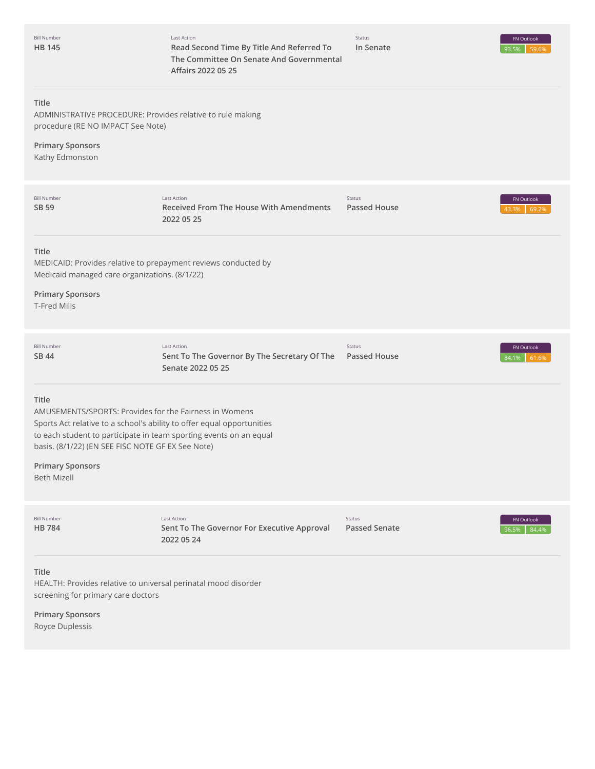| Bill Number | Last Action | Status | FN Outlook |
| --- | --- | --- | --- |
| **HB 145** | **Read Second Time By Title And Referred To The Committee On Senate And Governmental Affairs 2022 05 25** | **In Senate** | 93.5% 59.6% |

**Title**
ADMINISTRATIVE PROCEDURE: Provides relative to rule making procedure (RE NO IMPACT See Note)

**Primary Sponsors**
Kathy Edmonston

---

| Bill Number | Last Action | Status | FN Outlook |
| --- | --- | --- | --- |
| **SB 59** | **Received From The House With Amendments 2022 05 25** | **Passed House** | 43.3% 69.2% |

**Title**
MEDICAID: Provides relative to prepayment reviews conducted by Medicaid managed care organizations. (8/1/22)

**Primary Sponsors**
T-Fred Mills

---

| Bill Number | Last Action | Status | FN Outlook |
| --- | --- | --- | --- |
| **SB 44** | **Sent To The Governor By The Secretary Of The Senate 2022 05 25** | **Passed House** | 84.1% 61.6% |

**Title**
AMUSEMENTS/SPORTS: Provides for the Fairness in Womens Sports Act relative to a school's ability to offer equal opportunities to each student to participate in team sporting events on an equal basis. (8/1/22) (EN SEE FISC NOTE GF EX See Note)

**Primary Sponsors**
Beth Mizell

---

| Bill Number | Last Action | Status | FN Outlook |
| --- | --- | --- | --- |
| **HB 784** | **Sent To The Governor For Executive Approval 2022 05 24** | **Passed Senate** | 96.5% 84.4% |

**Title**
HEALTH: Provides relative to universal perinatal mood disorder screening for primary care doctors

**Primary Sponsors**
Royce Duplessis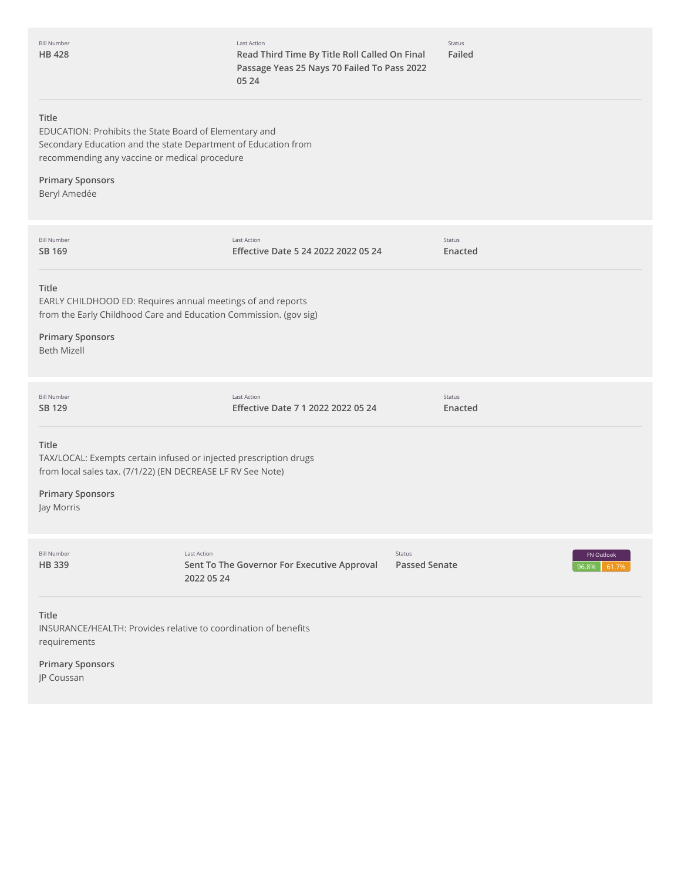| Bill Number | Last Action | Status |
| --- | --- | --- |
| **HB 428** | **Read Third Time By Title Roll Called On Final Passage Yeas 25 Nays 70 Failed To Pass 2022 05 24** | **Failed** |

**Title**
EDUCATION: Prohibits the State Board of Elementary and Secondary Education and the state Department of Education from recommending any vaccine or medical procedure

**Primary Sponsors**
Beryl Amedée

| Bill Number | Last Action | Status |
| --- | --- | --- |
| **SB 169** | **Effective Date 5 24 2022 2022 05 24** | **Enacted** |

**Title**
EARLY CHILDHOOD ED: Requires annual meetings of and reports from the Early Childhood Care and Education Commission. (gov sig)

**Primary Sponsors**
Beth Mizell

| Bill Number | Last Action | Status |
| --- | --- | --- |
| **SB 129** | **Effective Date 7 1 2022 2022 05 24** | **Enacted** |

**Title**
TAX/LOCAL: Exempts certain infused or injected prescription drugs from local sales tax. (7/1/22) (EN DECREASE LF RV See Note)

**Primary Sponsors**
Jay Morris

| Bill Number | Last Action | Status | FN Outlook |
| --- | --- | --- | --- |
| **HB 339** | **Sent To The Governor For Executive Approval 2022 05 24** | **Passed Senate** | 96.8% 61.7% |

**Title**
INSURANCE/HEALTH: Provides relative to coordination of benefits requirements

**Primary Sponsors**
JP Coussan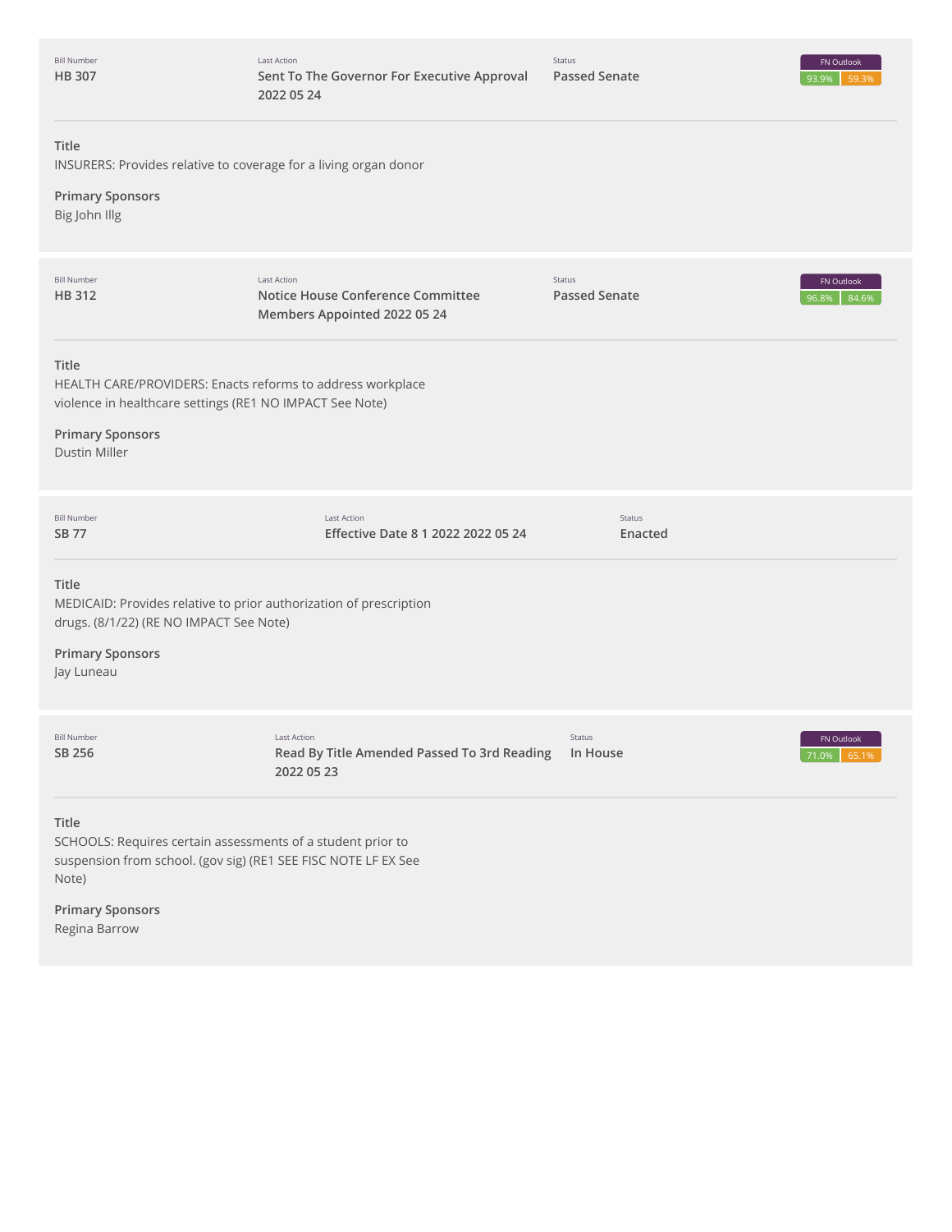| Bill Number | Last Action | Status | FN Outlook |
|---|---|---|---|
| HB 307 | Sent To The Governor For Executive Approval 2022 05 24 | Passed Senate | 93.9% 59.3% |

**Title**
INSURERS: Provides relative to coverage for a living organ donor

**Primary Sponsors**
Big John Illg

| Bill Number | Last Action | Status | FN Outlook |
|---|---|---|---|
| HB 312 | Notice House Conference Committee Members Appointed 2022 05 24 | Passed Senate | 96.8% 84.6% |

**Title**
HEALTH CARE/PROVIDERS: Enacts reforms to address workplace violence in healthcare settings (RE1 NO IMPACT See Note)

**Primary Sponsors**
Dustin Miller

| Bill Number | Last Action | Status |
|---|---|---|
| SB 77 | Effective Date 8 1 2022 2022 05 24 | Enacted |

**Title**
MEDICAID: Provides relative to prior authorization of prescription drugs. (8/1/22) (RE NO IMPACT See Note)

**Primary Sponsors**
Jay Luneau

| Bill Number | Last Action | Status | FN Outlook |
|---|---|---|---|
| SB 256 | Read By Title Amended Passed To 3rd Reading 2022 05 23 | In House | 71.0% 65.1% |

**Title**
SCHOOLS: Requires certain assessments of a student prior to suspension from school. (gov sig) (RE1 SEE FISC NOTE LF EX See Note)

**Primary Sponsors**
Regina Barrow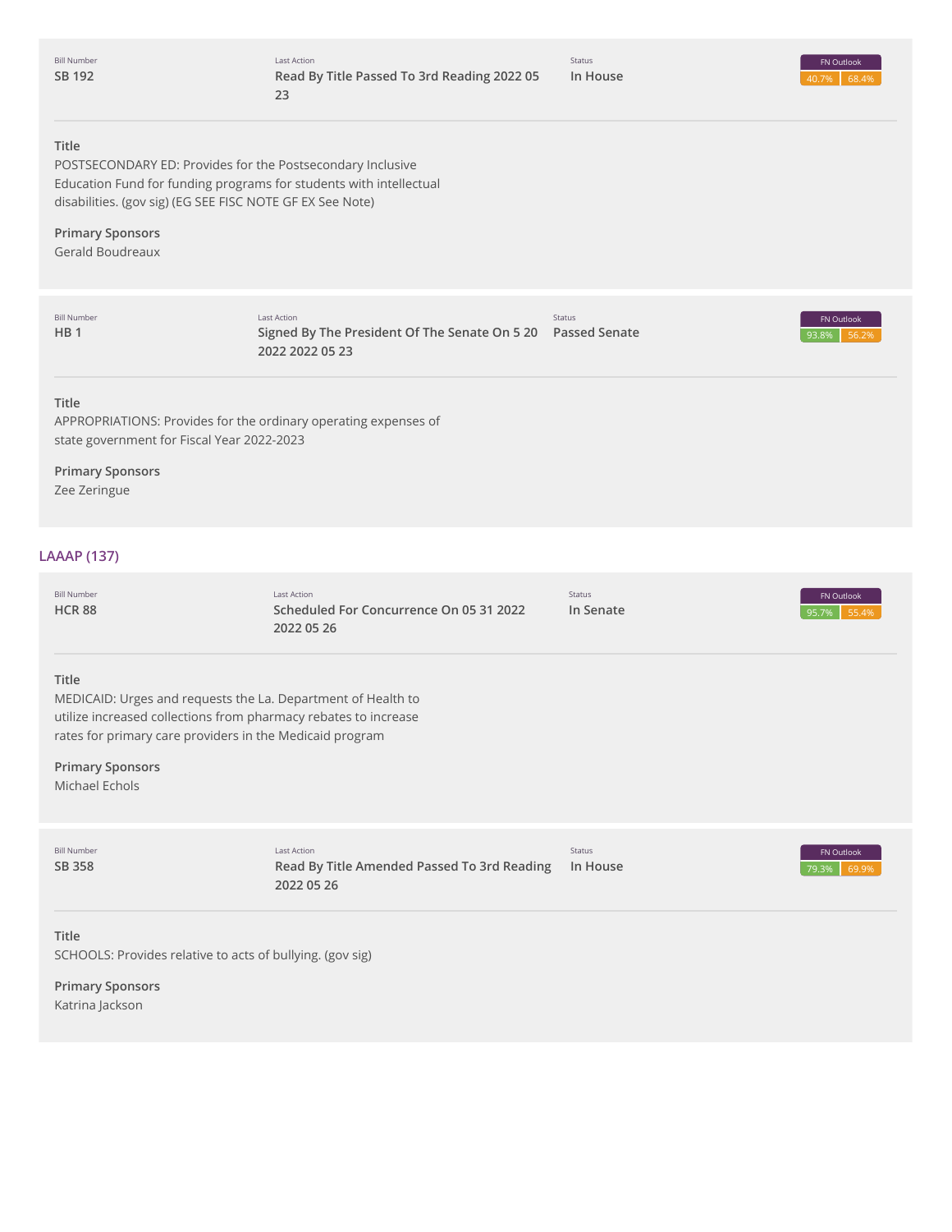| Bill Number | Last Action | Status | FN Outlook |
| --- | --- | --- | --- |
| SB 192 | Read By Title Passed To 3rd Reading 2022 05 23 | In House | 40.7% 68.4% |

**Title**
POSTSECONDARY ED: Provides for the Postsecondary Inclusive Education Fund for funding programs for students with intellectual disabilities. (gov sig) (EG SEE FISC NOTE GF EX See Note)

**Primary Sponsors**
Gerald Boudreaux

| Bill Number | Last Action | Status | FN Outlook |
| --- | --- | --- | --- |
| HB 1 | Signed By The President Of The Senate On 5 20 2022 2022 05 23 | Passed Senate | 93.8% 56.2% |

**Title**
APPROPRIATIONS: Provides for the ordinary operating expenses of state government for Fiscal Year 2022-2023

**Primary Sponsors**
Zee Zeringue

## LAAAP (137)

| Bill Number | Last Action | Status | FN Outlook |
| --- | --- | --- | --- |
| HCR 88 | Scheduled For Concurrence On 05 31 2022 2022 05 26 | In Senate | 95.7% 55.4% |

**Title**
MEDICAID: Urges and requests the La. Department of Health to utilize increased collections from pharmacy rebates to increase rates for primary care providers in the Medicaid program

**Primary Sponsors**
Michael Echols

| Bill Number | Last Action | Status | FN Outlook |
| --- | --- | --- | --- |
| SB 358 | Read By Title Amended Passed To 3rd Reading 2022 05 26 | In House | 79.3% 69.9% |

**Title**
SCHOOLS: Provides relative to acts of bullying. (gov sig)

**Primary Sponsors**
Katrina Jackson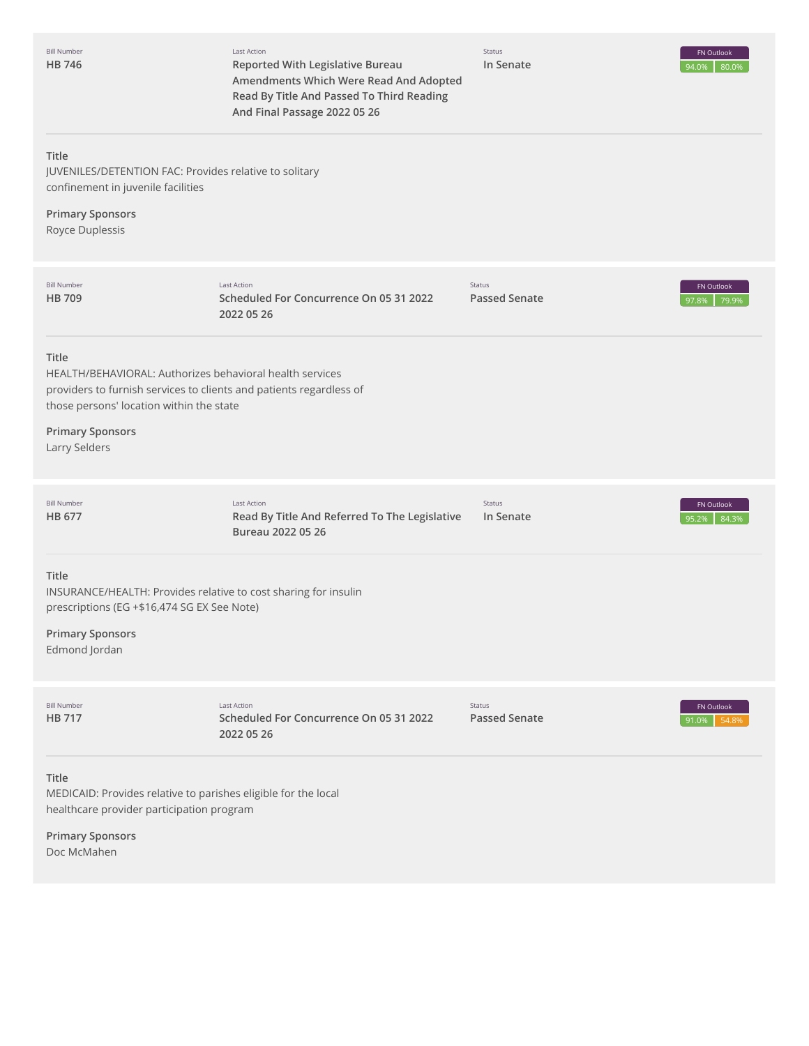| Bill Number | Last Action | Status | FN Outlook |
|---|---|---|---|
| **HB 746** | **Reported With Legislative Bureau Amendments Which Were Read And Adopted Read By Title And Passed To Third Reading And Final Passage 2022 05 26** | **In Senate** | 94.0% 80.0% |

**Title**

JUVENILES/DETENTION FAC: Provides relative to solitary confinement in juvenile facilities

**Primary Sponsors**

Royce Duplessis

---

| Bill Number | Last Action | Status | FN Outlook |
|---|---|---|---|
| **HB 709** | **Scheduled For Concurrence On 05 31 2022 2022 05 26** | **Passed Senate** | 97.8% 79.9% |

**Title**

HEALTH/BEHAVIORAL: Authorizes behavioral health services providers to furnish services to clients and patients regardless of those persons' location within the state

**Primary Sponsors**

Larry Selders

---

| Bill Number | Last Action | Status | FN Outlook |
|---|---|---|---|
| **HB 677** | **Read By Title And Referred To The Legislative Bureau 2022 05 26** | **In Senate** | 95.2% 84.3% |

**Title**

INSURANCE/HEALTH: Provides relative to cost sharing for insulin prescriptions (EG +$16,474 SG EX See Note)

**Primary Sponsors**

Edmond Jordan

---

| Bill Number | Last Action | Status | FN Outlook |
|---|---|---|---|
| **HB 717** | **Scheduled For Concurrence On 05 31 2022 2022 05 26** | **Passed Senate** | 91.0% 54.8% |

**Title**

MEDICAID: Provides relative to parishes eligible for the local healthcare provider participation program

**Primary Sponsors**

Doc McMahen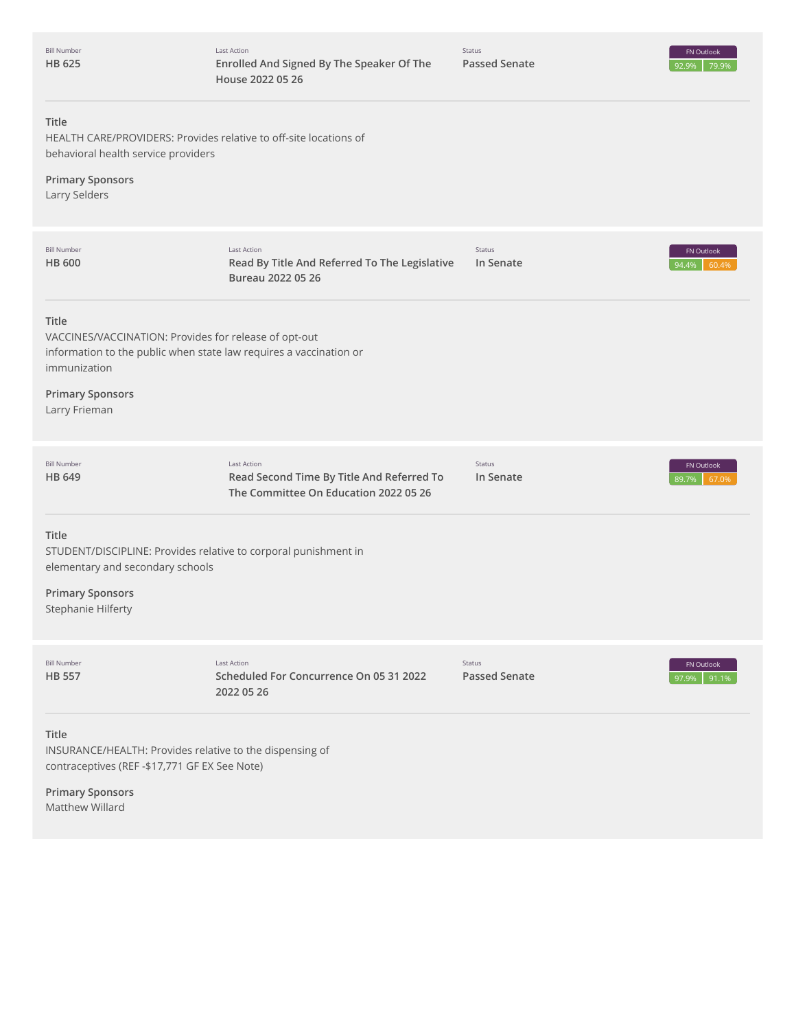| Bill Number | Last Action | Status | FN Outlook |
| --- | --- | --- | --- |
| HB 625 | Enrolled And Signed By The Speaker Of The House 2022 05 26 | Passed Senate | 92.9% 79.9% |

**Title**
HEALTH CARE/PROVIDERS: Provides relative to off-site locations of behavioral health service providers

**Primary Sponsors**
Larry Selders

| Bill Number | Last Action | Status | FN Outlook |
| --- | --- | --- | --- |
| HB 600 | Read By Title And Referred To The Legislative Bureau 2022 05 26 | In Senate | 94.4% 60.4% |

**Title**
VACCINES/VACCINATION: Provides for release of opt-out information to the public when state law requires a vaccination or immunization

**Primary Sponsors**
Larry Frieman

| Bill Number | Last Action | Status | FN Outlook |
| --- | --- | --- | --- |
| HB 649 | Read Second Time By Title And Referred To The Committee On Education 2022 05 26 | In Senate | 89.7% 67.0% |

**Title**
STUDENT/DISCIPLINE: Provides relative to corporal punishment in elementary and secondary schools

**Primary Sponsors**
Stephanie Hilferty

| Bill Number | Last Action | Status | FN Outlook |
| --- | --- | --- | --- |
| HB 557 | Scheduled For Concurrence On 05 31 2022 2022 05 26 | Passed Senate | 97.9% 91.1% |

**Title**
INSURANCE/HEALTH: Provides relative to the dispensing of contraceptives (REF -$17,771 GF EX See Note)

**Primary Sponsors**
Matthew Willard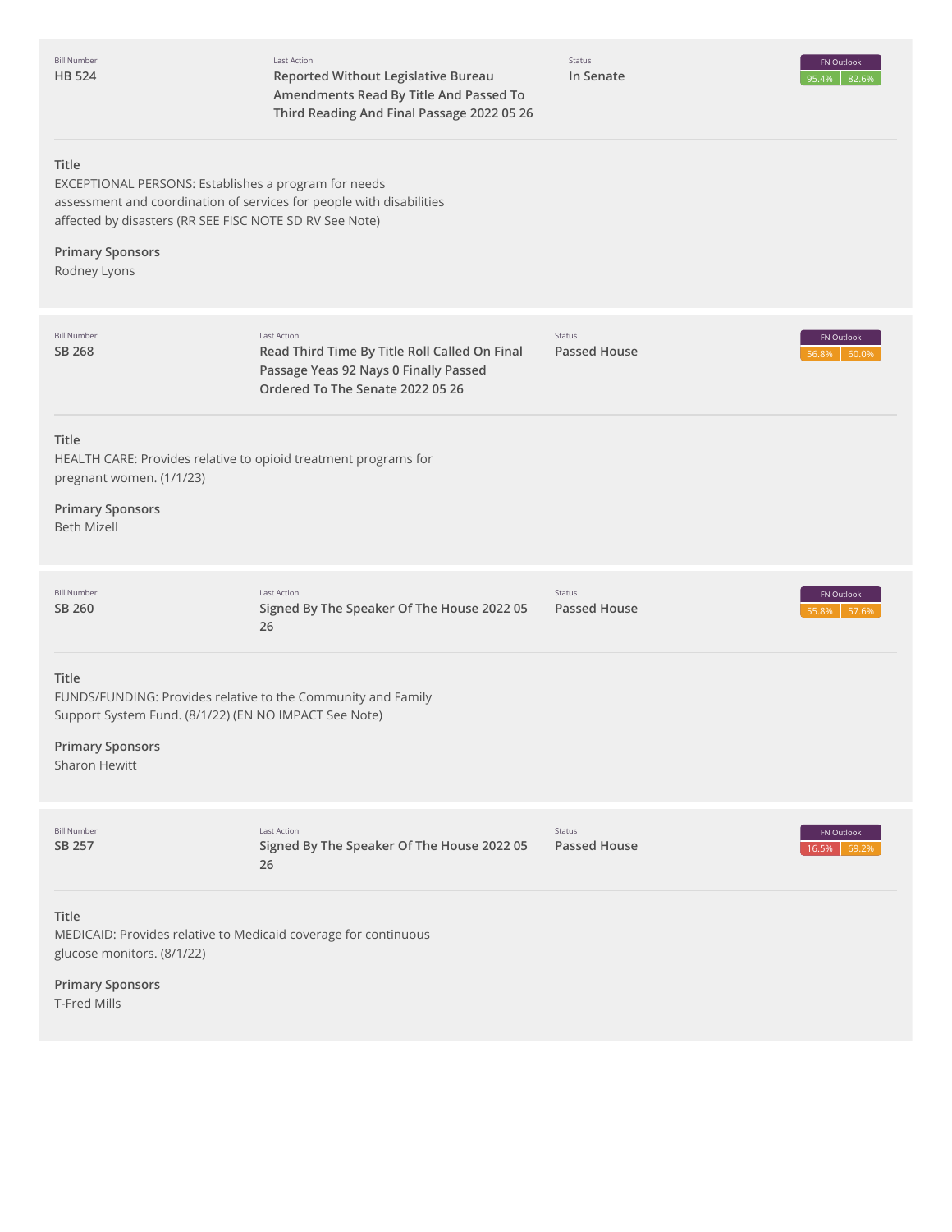| Bill Number | Last Action | Status | FN Outlook |
|---|---|---|---|
| **HB 524** | **Reported Without Legislative Bureau Amendments Read By Title And Passed To Third Reading And Final Passage 2022 05 26** | **In Senate** | 95.4% 82.6% |

**Title**
EXCEPTIONAL PERSONS: Establishes a program for needs assessment and coordination of services for people with disabilities affected by disasters (RR SEE FISC NOTE SD RV See Note)

**Primary Sponsors**
Rodney Lyons

---

| Bill Number | Last Action | Status | FN Outlook |
|---|---|---|---|
| **SB 268** | **Read Third Time By Title Roll Called On Final Passage Yeas 92 Nays 0 Finally Passed Ordered To The Senate 2022 05 26** | **Passed House** | 56.8% 60.0% |

**Title**
HEALTH CARE: Provides relative to opioid treatment programs for pregnant women. (1/1/23)

**Primary Sponsors**
Beth Mizell

---

| Bill Number | Last Action | Status | FN Outlook |
|---|---|---|---|
| **SB 260** | **Signed By The Speaker Of The House 2022 05 26** | **Passed House** | 55.8% 57.6% |

**Title**
FUNDS/FUNDING: Provides relative to the Community and Family Support System Fund. (8/1/22) (EN NO IMPACT See Note)

**Primary Sponsors**
Sharon Hewitt

---

| Bill Number | Last Action | Status | FN Outlook |
|---|---|---|---|
| **SB 257** | **Signed By The Speaker Of The House 2022 05 26** | **Passed House** | 16.5% 69.2% |

**Title**
MEDICAID: Provides relative to Medicaid coverage for continuous glucose monitors. (8/1/22)

**Primary Sponsors**
T-Fred Mills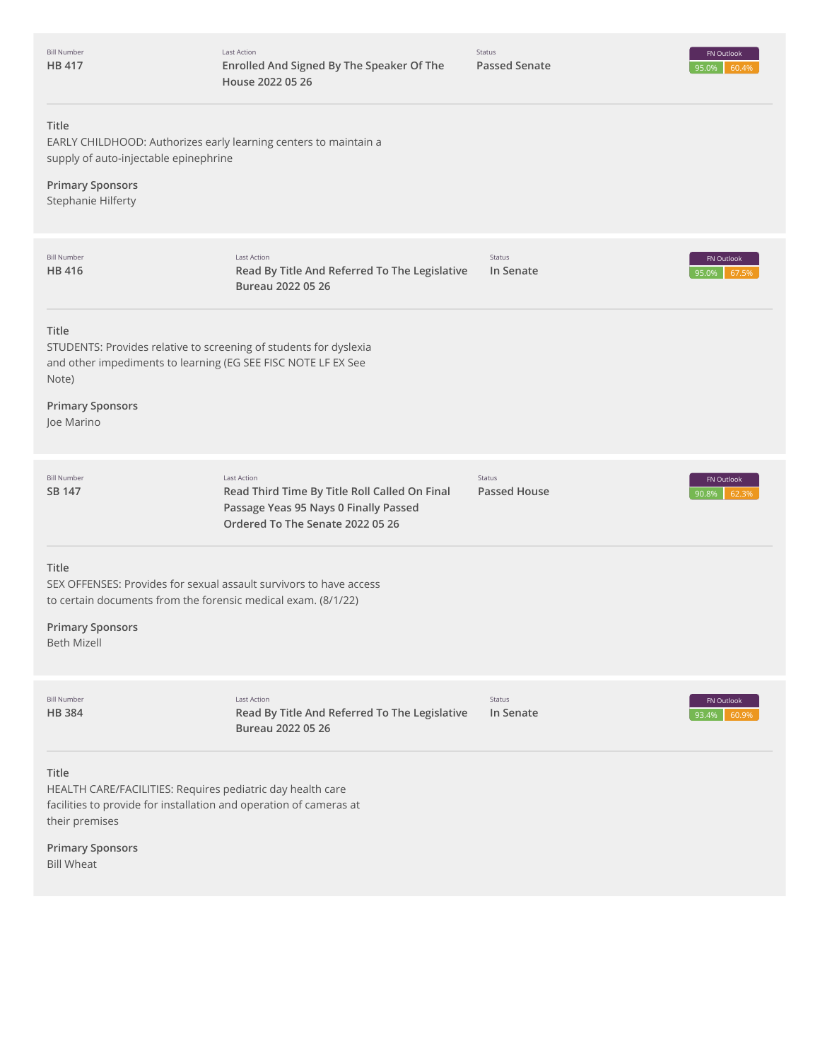| Bill Number | Last Action | Status | FN Outlook |
| --- | --- | --- | --- |
| **HB 417** | **Enrolled And Signed By The Speaker Of The House 2022 05 26** | **Passed Senate** | 95.0% 60.4% |

**Title**
EARLY CHILDHOOD: Authorizes early learning centers to maintain a supply of auto-injectable epinephrine

**Primary Sponsors**
Stephanie Hilferty

---

| Bill Number | Last Action | Status | FN Outlook |
| --- | --- | --- | --- |
| **HB 416** | **Read By Title And Referred To The Legislative Bureau 2022 05 26** | **In Senate** | 95.0% 67.5% |

**Title**
STUDENTS: Provides relative to screening of students for dyslexia and other impediments to learning (EG SEE FISC NOTE LF EX See Note)

**Primary Sponsors**
Joe Marino

---

| Bill Number | Last Action | Status | FN Outlook |
| --- | --- | --- | --- |
| **SB 147** | **Read Third Time By Title Roll Called On Final Passage Yeas 95 Nays 0 Finally Passed Ordered To The Senate 2022 05 26** | **Passed House** | 90.8% 62.3% |

**Title**
SEX OFFENSES: Provides for sexual assault survivors to have access to certain documents from the forensic medical exam. (8/1/22)

**Primary Sponsors**
Beth Mizell

---

| Bill Number | Last Action | Status | FN Outlook |
| --- | --- | --- | --- |
| **HB 384** | **Read By Title And Referred To The Legislative Bureau 2022 05 26** | **In Senate** | 93.4% 60.9% |

**Title**
HEALTH CARE/FACILITIES: Requires pediatric day health care facilities to provide for installation and operation of cameras at their premises

**Primary Sponsors**
Bill Wheat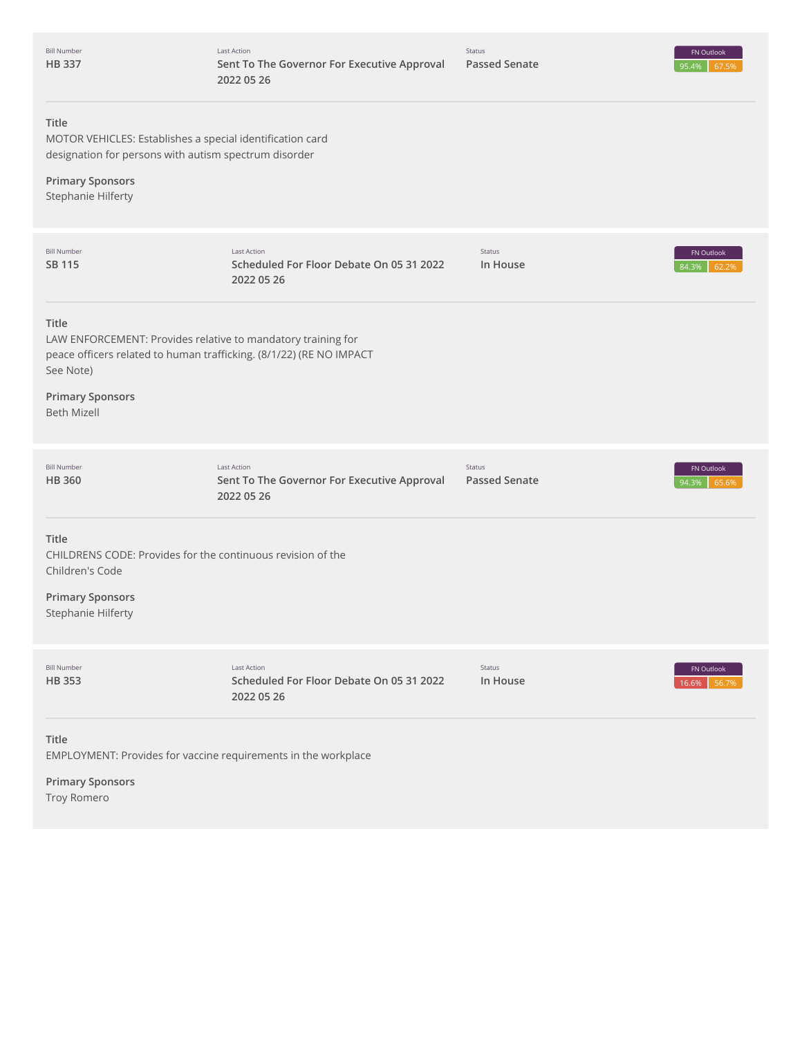| Bill Number | Last Action | Status | FN Outlook |
| --- | --- | --- | --- |
| HB 337 | Sent To The Governor For Executive Approval 2022 05 26 | Passed Senate | 95.4% 67.5% |

**Title**
MOTOR VEHICLES: Establishes a special identification card designation for persons with autism spectrum disorder

**Primary Sponsors**
Stephanie Hilferty

| Bill Number | Last Action | Status | FN Outlook |
| --- | --- | --- | --- |
| SB 115 | Scheduled For Floor Debate On 05 31 2022 2022 05 26 | In House | 84.3% 62.2% |

**Title**
LAW ENFORCEMENT: Provides relative to mandatory training for peace officers related to human trafficking. (8/1/22) (RE NO IMPACT See Note)

**Primary Sponsors**
Beth Mizell

| Bill Number | Last Action | Status | FN Outlook |
| --- | --- | --- | --- |
| HB 360 | Sent To The Governor For Executive Approval 2022 05 26 | Passed Senate | 94.3% 65.6% |

**Title**
CHILDRENS CODE: Provides for the continuous revision of the Children's Code

**Primary Sponsors**
Stephanie Hilferty

| Bill Number | Last Action | Status | FN Outlook |
| --- | --- | --- | --- |
| HB 353 | Scheduled For Floor Debate On 05 31 2022 2022 05 26 | In House | 16.6% 56.7% |

**Title**
EMPLOYMENT: Provides for vaccine requirements in the workplace

**Primary Sponsors**
Troy Romero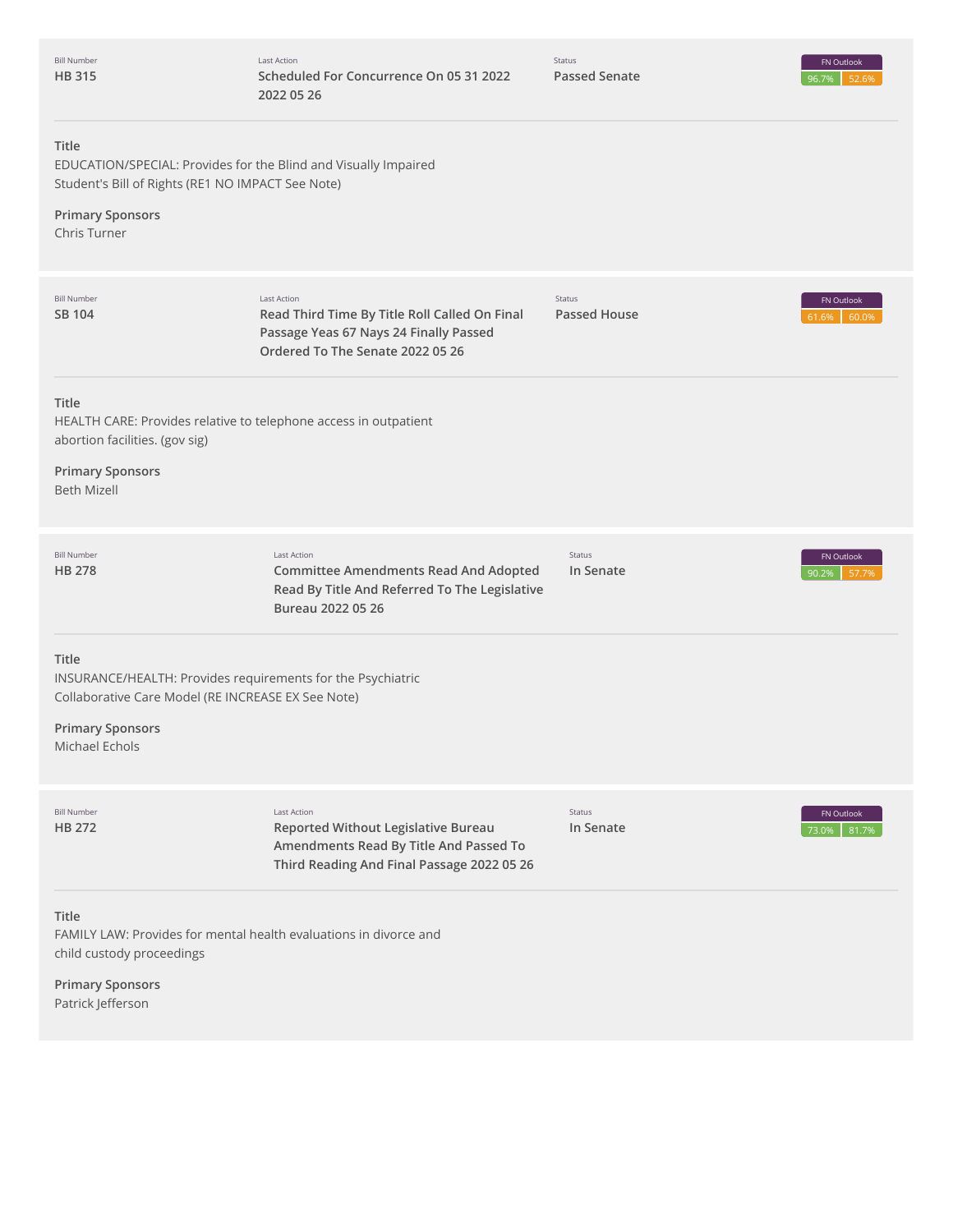| Bill Number | Last Action | Status | FN Outlook |
| --- | --- | --- | --- |
| **HB 315** | **Scheduled For Concurrence On 05 31 2022 2022 05 26** | **Passed Senate** | 96.7% 52.6% |

**Title**
EDUCATION/SPECIAL: Provides for the Blind and Visually Impaired Student's Bill of Rights (RE1 NO IMPACT See Note)

**Primary Sponsors**
Chris Turner

| Bill Number | Last Action | Status | FN Outlook |
| --- | --- | --- | --- |
| **SB 104** | **Read Third Time By Title Roll Called On Final Passage Yeas 67 Nays 24 Finally Passed Ordered To The Senate 2022 05 26** | **Passed House** | 61.6% 60.0% |

**Title**
HEALTH CARE: Provides relative to telephone access in outpatient abortion facilities. (gov sig)

**Primary Sponsors**
Beth Mizell

| Bill Number | Last Action | Status | FN Outlook |
| --- | --- | --- | --- |
| **HB 278** | **Committee Amendments Read And Adopted Read By Title And Referred To The Legislative Bureau 2022 05 26** | **In Senate** | 90.2% 57.7% |

**Title**
INSURANCE/HEALTH: Provides requirements for the Psychiatric Collaborative Care Model (RE INCREASE EX See Note)

**Primary Sponsors**
Michael Echols

| Bill Number | Last Action | Status | FN Outlook |
| --- | --- | --- | --- |
| **HB 272** | **Reported Without Legislative Bureau Amendments Read By Title And Passed To Third Reading And Final Passage 2022 05 26** | **In Senate** | 73.0% 81.7% |

**Title**
FAMILY LAW: Provides for mental health evaluations in divorce and child custody proceedings

**Primary Sponsors**
Patrick Jefferson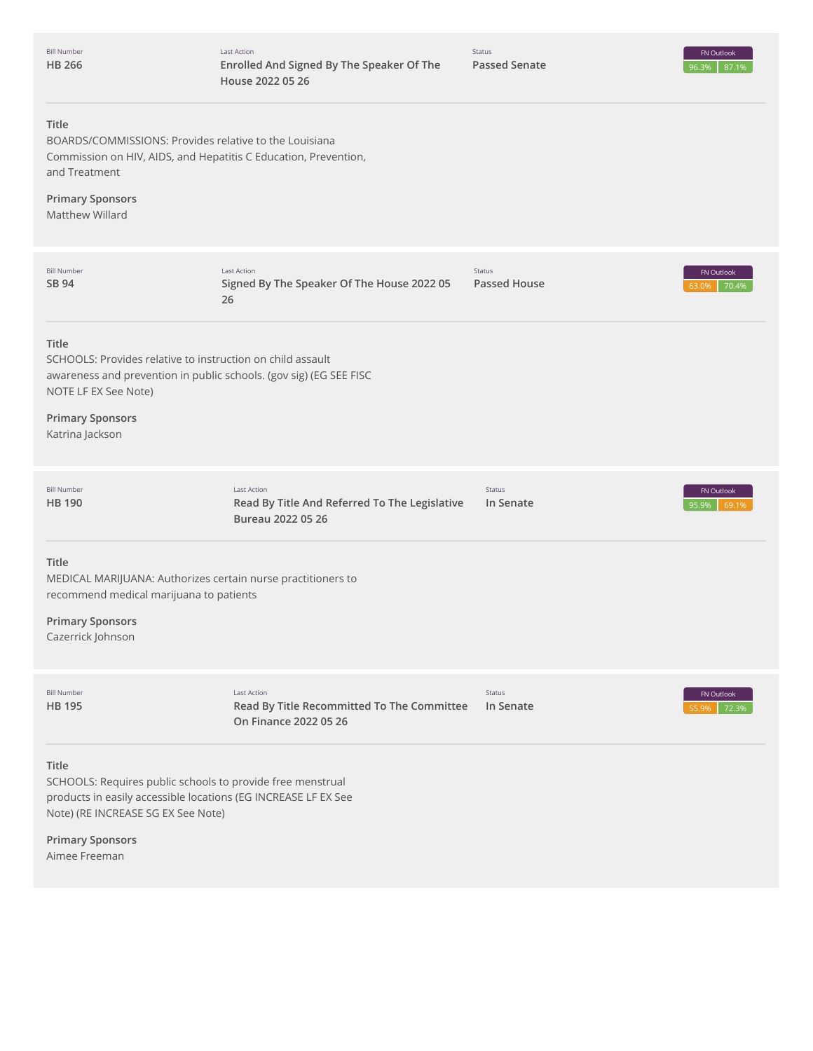| Bill Number | Last Action | Status | FN Outlook |
|---|---|---|---|
| **HB 266** | **Enrolled And Signed By The Speaker Of The House 2022 05 26** | **Passed Senate** | 96.3% 87.1% |

**Title**

BOARDS/COMMISSIONS: Provides relative to the Louisiana Commission on HIV, AIDS, and Hepatitis C Education, Prevention, and Treatment

**Primary Sponsors**

Matthew Willard

| Bill Number | Last Action | Status | FN Outlook |
|---|---|---|---|
| **SB 94** | **Signed By The Speaker Of The House 2022 05 26** | **Passed House** | 63.0% 70.4% |

**Title**

SCHOOLS: Provides relative to instruction on child assault awareness and prevention in public schools. (gov sig) (EG SEE FISC NOTE LF EX See Note)

**Primary Sponsors**

Katrina Jackson

| Bill Number | Last Action | Status | FN Outlook |
|---|---|---|---|
| **HB 190** | **Read By Title And Referred To The Legislative Bureau 2022 05 26** | **In Senate** | 95.9% 69.1% |

**Title**

MEDICAL MARIJUANA: Authorizes certain nurse practitioners to recommend medical marijuana to patients

**Primary Sponsors**

Cazerrick Johnson

| Bill Number | Last Action | Status | FN Outlook |
|---|---|---|---|
| **HB 195** | **Read By Title Recommitted To The Committee On Finance 2022 05 26** | **In Senate** | 55.9% 72.3% |

**Title**

SCHOOLS: Requires public schools to provide free menstrual products in easily accessible locations (EG INCREASE LF EX See Note) (RE INCREASE SG EX See Note)

**Primary Sponsors**

Aimee Freeman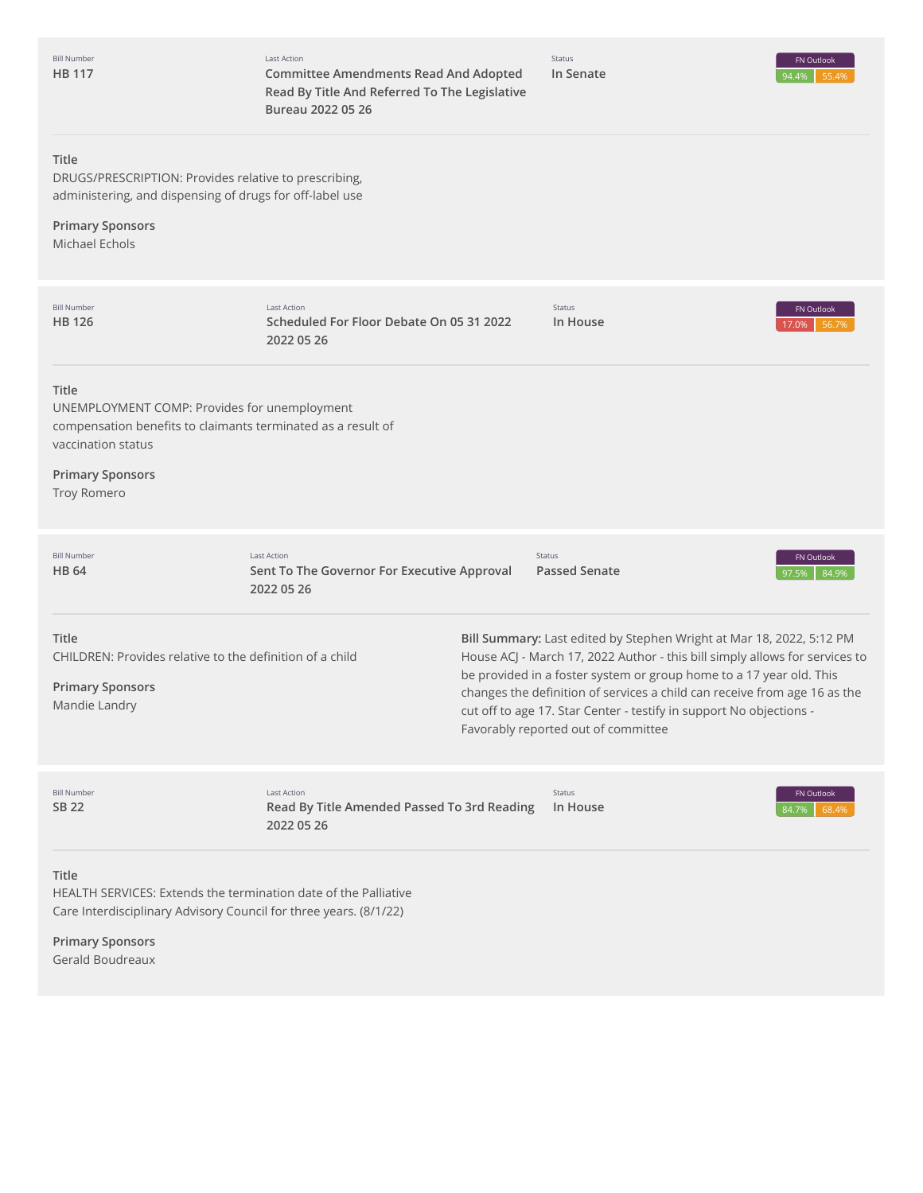| Bill Number | Last Action | Status | FN Outlook |
|---|---|---|---|
| HB 117 | Committee Amendments Read And Adopted Read By Title And Referred To The Legislative Bureau 2022 05 26 | In Senate | 94.4% 55.4% |

**Title**
DRUGS/PRESCRIPTION: Provides relative to prescribing, administering, and dispensing of drugs for off-label use

**Primary Sponsors**
Michael Echols

---

| Bill Number | Last Action | Status | FN Outlook |
|---|---|---|---|
| HB 126 | Scheduled For Floor Debate On 05 31 2022 2022 05 26 | In House | 17.0% 56.7% |

**Title**
UNEMPLOYMENT COMP: Provides for unemployment compensation benefits to claimants terminated as a result of vaccination status

**Primary Sponsors**
Troy Romero

---

| Bill Number | Last Action | Status | FN Outlook |
|---|---|---|---|
| HB 64 | Sent To The Governor For Executive Approval 2022 05 26 | Passed Senate | 97.5% 84.9% |

**Title**
CHILDREN: Provides relative to the definition of a child

**Primary Sponsors**
Mandie Landry

**Bill Summary:** Last edited by Stephen Wright at Mar 18, 2022, 5:12 PM
House ACJ - March 17, 2022 Author - this bill simply allows for services to be provided in a foster system or group home to a 17 year old. This changes the definition of services a child can receive from age 16 as the cut off to age 17. Star Center - testify in support No objections - Favorably reported out of committee

---

| Bill Number | Last Action | Status | FN Outlook |
|---|---|---|---|
| SB 22 | Read By Title Amended Passed To 3rd Reading 2022 05 26 | In House | 84.7% 68.4% |

**Title**
HEALTH SERVICES: Extends the termination date of the Palliative Care Interdisciplinary Advisory Council for three years. (8/1/22)

**Primary Sponsors**
Gerald Boudreaux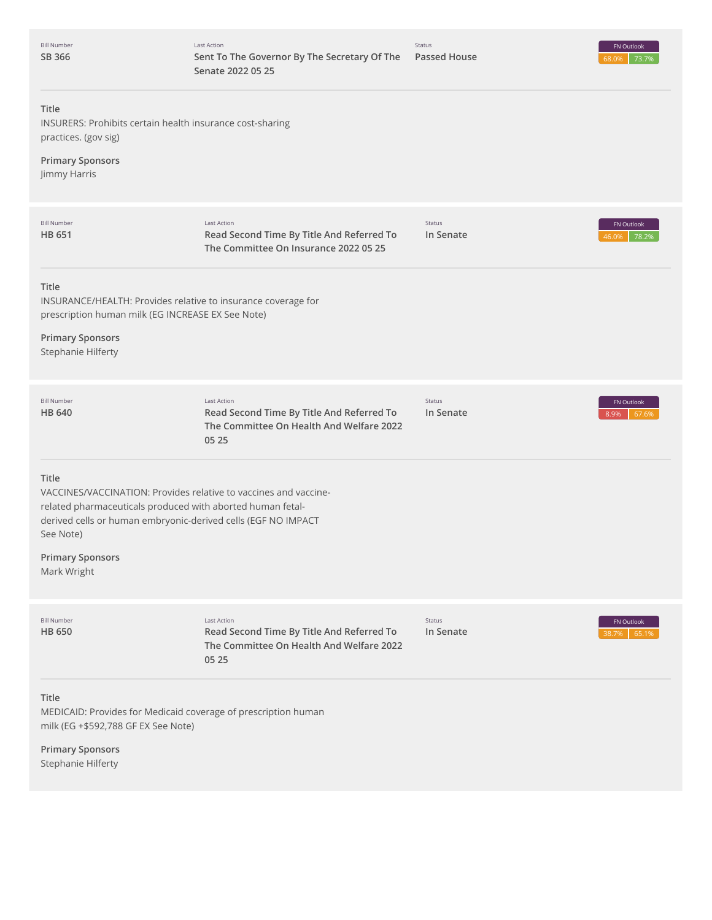| Bill Number | Last Action | Status | FN Outlook |
|---|---|---|---|
| SB 366 | Sent To The Governor By The Secretary Of The Senate 2022 05 25 | Passed House | 68.0% 73.7% |

**Title**
INSURERS: Prohibits certain health insurance cost-sharing practices. (gov sig)

**Primary Sponsors**
Jimmy Harris

| Bill Number | Last Action | Status | FN Outlook |
|---|---|---|---|
| HB 651 | Read Second Time By Title And Referred To The Committee On Insurance 2022 05 25 | In Senate | 46.0% 78.2% |

**Title**
INSURANCE/HEALTH: Provides relative to insurance coverage for prescription human milk (EG INCREASE EX See Note)

**Primary Sponsors**
Stephanie Hilferty

| Bill Number | Last Action | Status | FN Outlook |
|---|---|---|---|
| HB 640 | Read Second Time By Title And Referred To The Committee On Health And Welfare 2022 05 25 | In Senate | 8.9% 67.6% |

**Title**
VACCINES/VACCINATION: Provides relative to vaccines and vaccine-related pharmaceuticals produced with aborted human fetal-derived cells or human embryonic-derived cells (EGF NO IMPACT See Note)

**Primary Sponsors**
Mark Wright

| Bill Number | Last Action | Status | FN Outlook |
|---|---|---|---|
| HB 650 | Read Second Time By Title And Referred To The Committee On Health And Welfare 2022 05 25 | In Senate | 38.7% 65.1% |

**Title**
MEDICAID: Provides for Medicaid coverage of prescription human milk (EG +$592,788 GF EX See Note)

**Primary Sponsors**
Stephanie Hilferty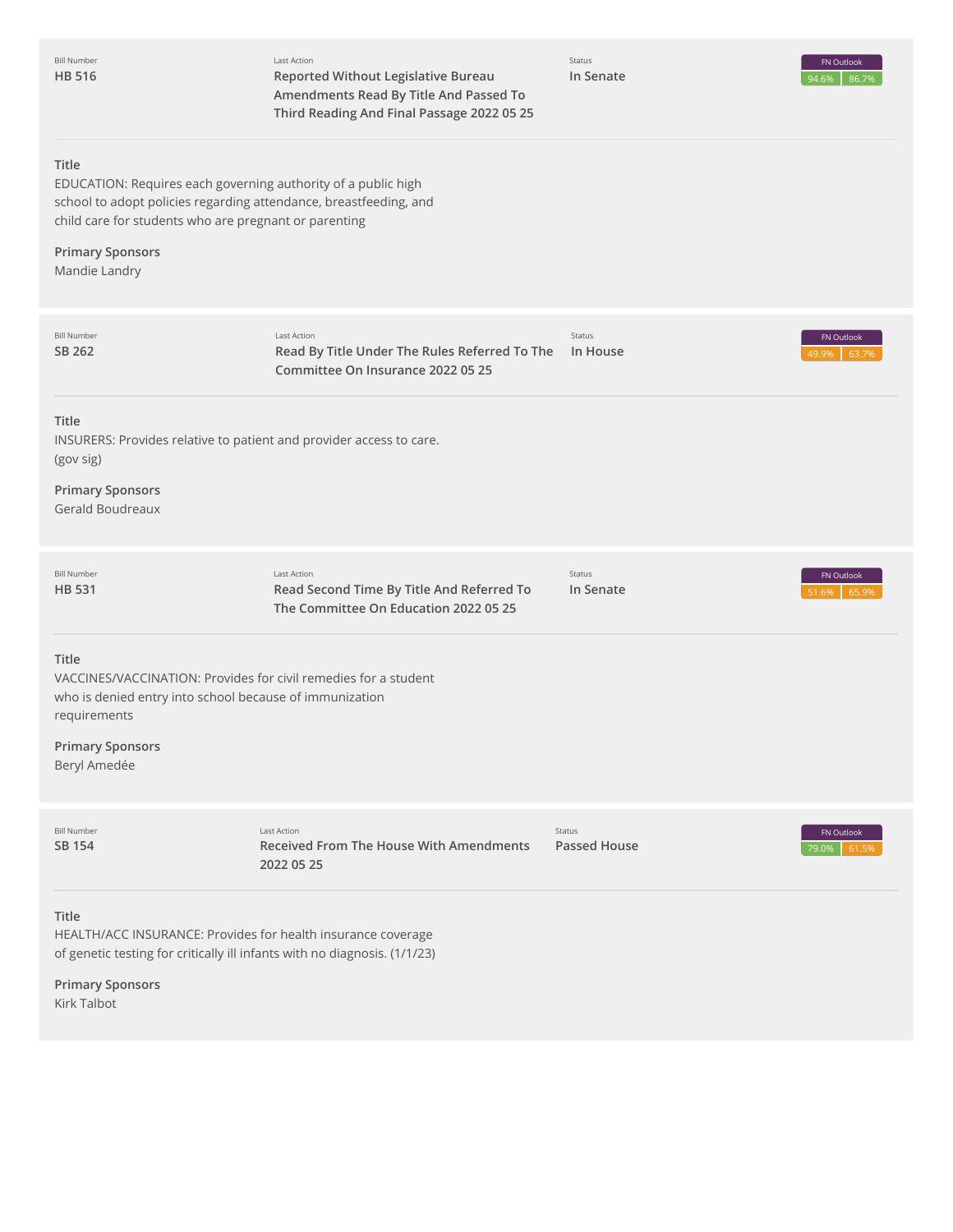| Bill Number | Last Action | Status | FN Outlook |
|---|---|---|---|
| **HB 516** | **Reported Without Legislative Bureau Amendments Read By Title And Passed To Third Reading And Final Passage 2022 05 25** | **In Senate** | 94.6% 86.7% |

**Title**
EDUCATION: Requires each governing authority of a public high school to adopt policies regarding attendance, breastfeeding, and child care for students who are pregnant or parenting

**Primary Sponsors**
Mandie Landry

| Bill Number | Last Action | Status | FN Outlook |
|---|---|---|---|
| **SB 262** | **Read By Title Under The Rules Referred To The Committee On Insurance 2022 05 25** | **In House** | 49.9% 63.7% |

**Title**
INSURERS: Provides relative to patient and provider access to care. (gov sig)

**Primary Sponsors**
Gerald Boudreaux

| Bill Number | Last Action | Status | FN Outlook |
|---|---|---|---|
| **HB 531** | **Read Second Time By Title And Referred To The Committee On Education 2022 05 25** | **In Senate** | 51.6% 65.9% |

**Title**
VACCINES/VACCINATION: Provides for civil remedies for a student who is denied entry into school because of immunization requirements

**Primary Sponsors**
Beryl Amedée

| Bill Number | Last Action | Status | FN Outlook |
|---|---|---|---|
| **SB 154** | **Received From The House With Amendments 2022 05 25** | **Passed House** | 79.0% 61.5% |

**Title**
HEALTH/ACC INSURANCE: Provides for health insurance coverage of genetic testing for critically ill infants with no diagnosis. (1/1/23)

**Primary Sponsors**
Kirk Talbot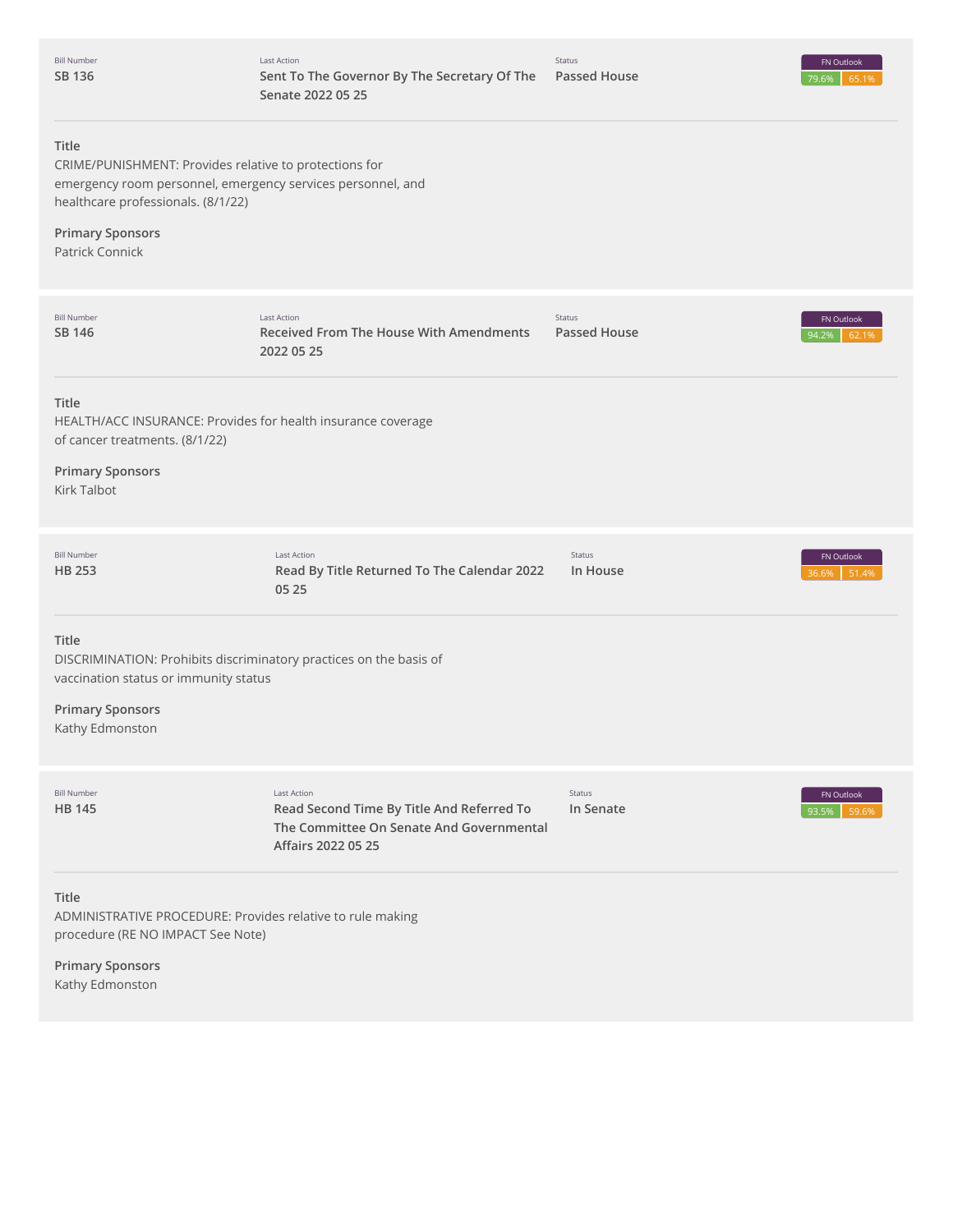| Bill Number | Last Action | Status | FN Outlook |
| --- | --- | --- | --- |
| **SB 136** | **Sent To The Governor By The Secretary Of The Senate 2022 05 25** | **Passed House** | 79.6% 65.1% |

**Title**

CRIME/PUNISHMENT: Provides relative to protections for emergency room personnel, emergency services personnel, and healthcare professionals. (8/1/22)

**Primary Sponsors**

Patrick Connick

---

| Bill Number | Last Action | Status | FN Outlook |
| --- | --- | --- | --- |
| **SB 146** | **Received From The House With Amendments 2022 05 25** | **Passed House** | 94.2% 62.1% |

**Title**

HEALTH/ACC INSURANCE: Provides for health insurance coverage of cancer treatments. (8/1/22)

**Primary Sponsors**

Kirk Talbot

---

| Bill Number | Last Action | Status | FN Outlook |
| --- | --- | --- | --- |
| **HB 253** | **Read By Title Returned To The Calendar 2022 05 25** | **In House** | 36.6% 51.4% |

**Title**

DISCRIMINATION: Prohibits discriminatory practices on the basis of vaccination status or immunity status

**Primary Sponsors**

Kathy Edmonston

---

| Bill Number | Last Action | Status | FN Outlook |
| --- | --- | --- | --- |
| **HB 145** | **Read Second Time By Title And Referred To The Committee On Senate And Governmental Affairs 2022 05 25** | **In Senate** | 93.5% 59.6% |

**Title**

ADMINISTRATIVE PROCEDURE: Provides relative to rule making procedure (RE NO IMPACT See Note)

**Primary Sponsors**

Kathy Edmonston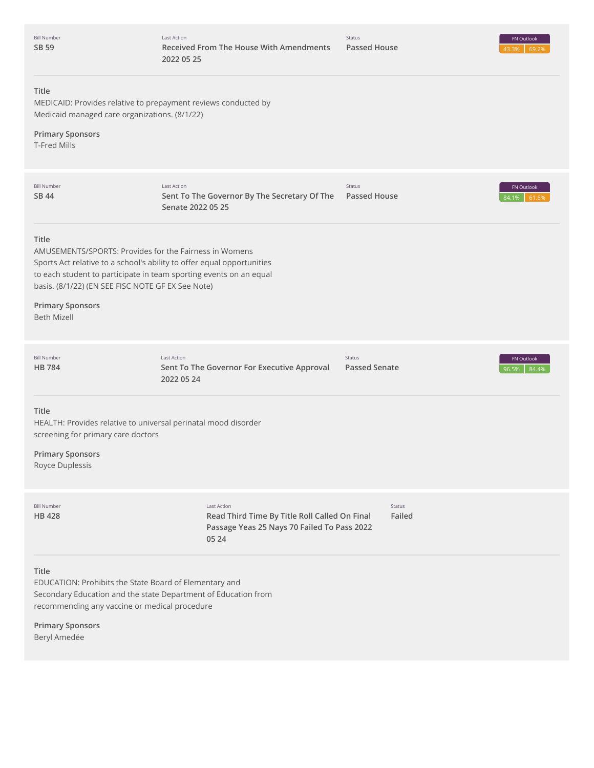| Bill Number | Last Action | Status | FN Outlook |
|---|---|---|---|
| SB 59 | Received From The House With Amendments 2022 05 25 | Passed House | 43.3% 69.2% |

**Title**
MEDICAID: Provides relative to prepayment reviews conducted by Medicaid managed care organizations. (8/1/22)

**Primary Sponsors**
T-Fred Mills

| Bill Number | Last Action | Status | FN Outlook |
|---|---|---|---|
| SB 44 | Sent To The Governor By The Secretary Of The Senate 2022 05 25 | Passed House | 84.1% 61.6% |

**Title**
AMUSEMENTS/SPORTS: Provides for the Fairness in Womens Sports Act relative to a school's ability to offer equal opportunities to each student to participate in team sporting events on an equal basis. (8/1/22) (EN SEE FISC NOTE GF EX See Note)

**Primary Sponsors**
Beth Mizell

| Bill Number | Last Action | Status | FN Outlook |
|---|---|---|---|
| HB 784 | Sent To The Governor For Executive Approval 2022 05 24 | Passed Senate | 96.5% 84.4% |

**Title**
HEALTH: Provides relative to universal perinatal mood disorder screening for primary care doctors

**Primary Sponsors**
Royce Duplessis

| Bill Number | Last Action | Status |
|---|---|---|
| HB 428 | Read Third Time By Title Roll Called On Final Passage Yeas 25 Nays 70 Failed To Pass 2022 05 24 | Failed |

**Title**
EDUCATION: Prohibits the State Board of Elementary and Secondary Education and the state Department of Education from recommending any vaccine or medical procedure

**Primary Sponsors**
Beryl Amedée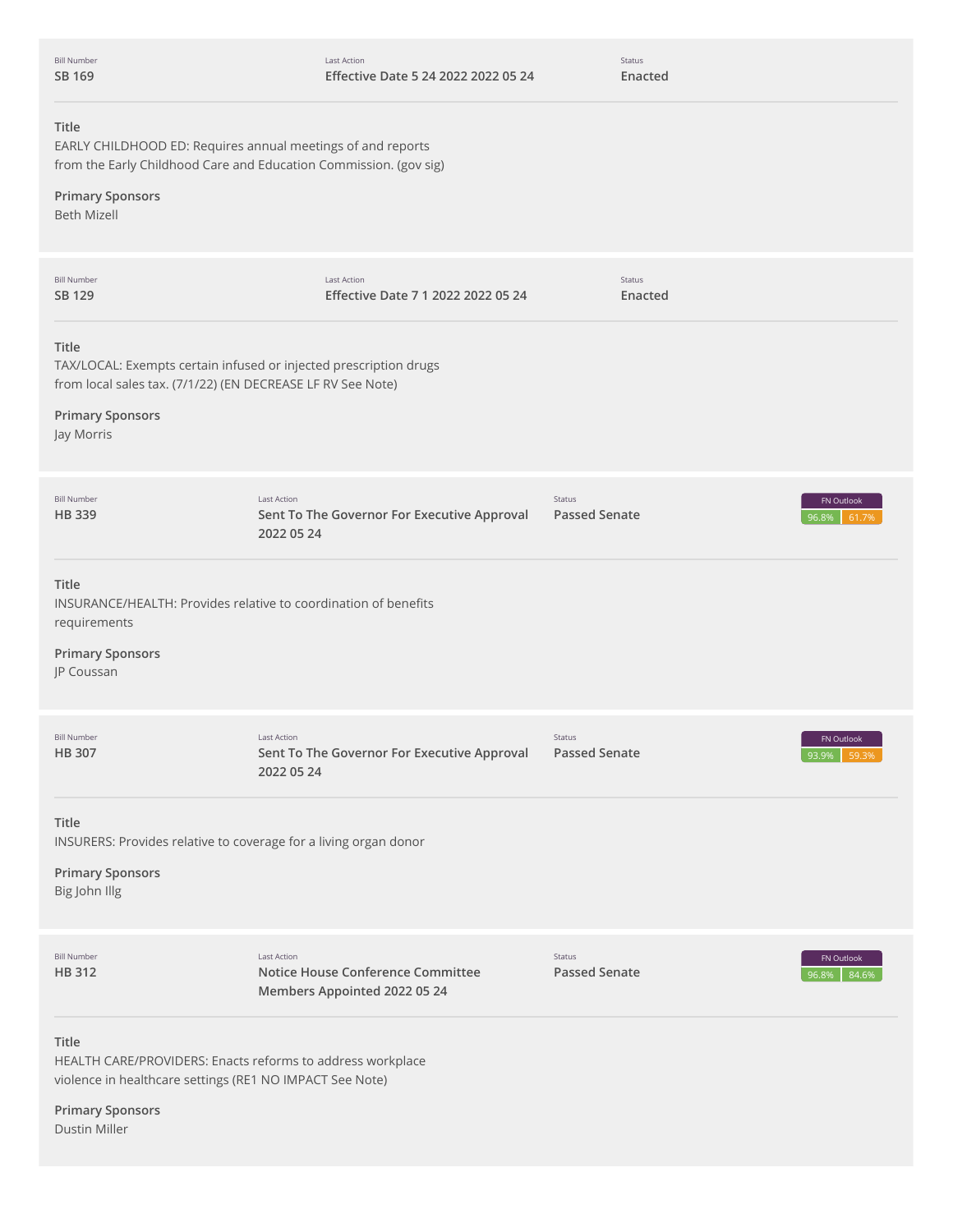| Bill Number | Last Action | Status |
| --- | --- | --- |
| SB 169 | Effective Date 5 24 2022 2022 05 24 | Enacted |

**Title**
EARLY CHILDHOOD ED: Requires annual meetings of and reports from the Early Childhood Care and Education Commission. (gov sig)

**Primary Sponsors**
Beth Mizell

---

| Bill Number | Last Action | Status |
| --- | --- | --- |
| SB 129 | Effective Date 7 1 2022 2022 05 24 | Enacted |

**Title**
TAX/LOCAL: Exempts certain infused or injected prescription drugs from local sales tax. (7/1/22) (EN DECREASE LF RV See Note)

**Primary Sponsors**
Jay Morris

---

| Bill Number | Last Action | Status | FN Outlook |
| --- | --- | --- | --- |
| HB 339 | Sent To The Governor For Executive Approval 2022 05 24 | Passed Senate | 96.8% 61.7% |

**Title**
INSURANCE/HEALTH: Provides relative to coordination of benefits requirements

**Primary Sponsors**
JP Coussan

---

| Bill Number | Last Action | Status | FN Outlook |
| --- | --- | --- | --- |
| HB 307 | Sent To The Governor For Executive Approval 2022 05 24 | Passed Senate | 93.9% 59.3% |

**Title**
INSURERS: Provides relative to coverage for a living organ donor

**Primary Sponsors**
Big John Illg

---

| Bill Number | Last Action | Status | FN Outlook |
| --- | --- | --- | --- |
| HB 312 | Notice House Conference Committee Members Appointed 2022 05 24 | Passed Senate | 96.8% 84.6% |

**Title**
HEALTH CARE/PROVIDERS: Enacts reforms to address workplace violence in healthcare settings (RE1 NO IMPACT See Note)

**Primary Sponsors**
Dustin Miller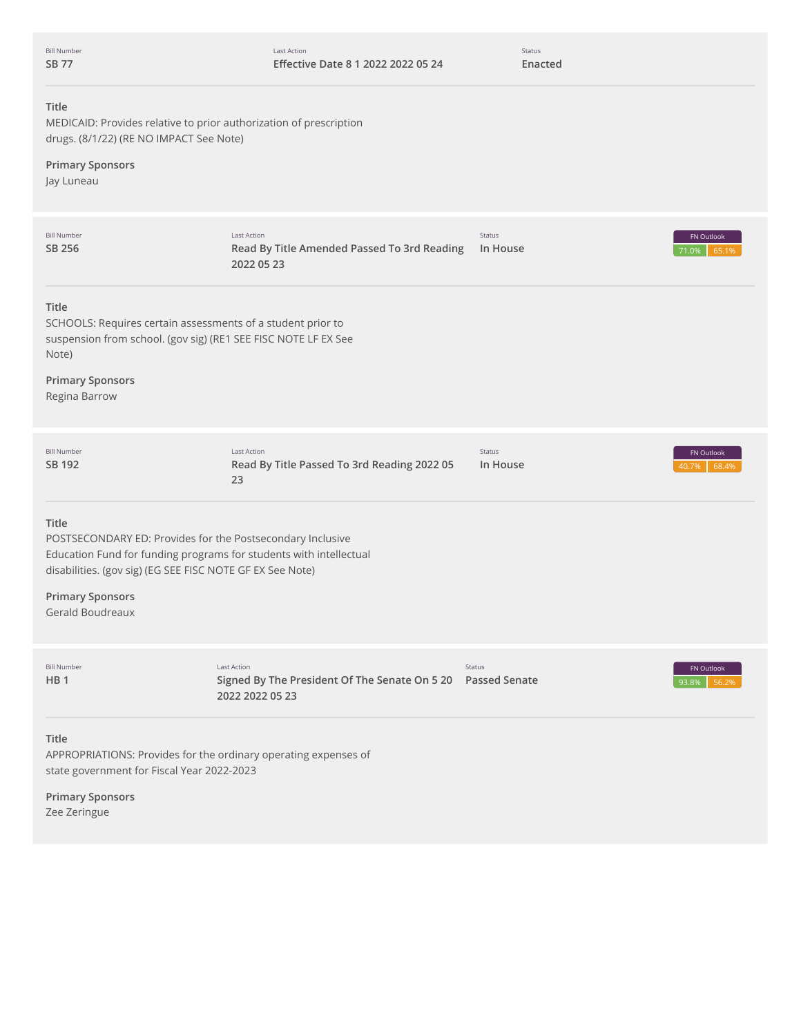| Bill Number | Last Action | Status |
| --- | --- | --- |
| **SB 77** | **Effective Date 8 1 2022 2022 05 24** | **Enacted** |

**Title**
MEDICAID: Provides relative to prior authorization of prescription drugs. (8/1/22) (RE NO IMPACT See Note)

**Primary Sponsors**
Jay Luneau

---

| Bill Number | Last Action | Status | FN Outlook |
| --- | --- | --- | --- |
| **SB 256** | **Read By Title Amended Passed To 3rd Reading 2022 05 23** | **In House** | 71.0% 65.1% |

**Title**
SCHOOLS: Requires certain assessments of a student prior to suspension from school. (gov sig) (RE1 SEE FISC NOTE LF EX See Note)

**Primary Sponsors**
Regina Barrow

---

| Bill Number | Last Action | Status | FN Outlook |
| --- | --- | --- | --- |
| **SB 192** | **Read By Title Passed To 3rd Reading 2022 05 23** | **In House** | 40.7% 68.4% |

**Title**
POSTSECONDARY ED: Provides for the Postsecondary Inclusive Education Fund for funding programs for students with intellectual disabilities. (gov sig) (EG SEE FISC NOTE GF EX See Note)

**Primary Sponsors**
Gerald Boudreaux

---

| Bill Number | Last Action | Status | FN Outlook |
| --- | --- | --- | --- |
| **HB 1** | **Signed By The President Of The Senate On 5 20 2022 2022 05 23** | **Passed Senate** | 93.8% 56.2% |

**Title**
APPROPRIATIONS: Provides for the ordinary operating expenses of state government for Fiscal Year 2022-2023

**Primary Sponsors**
Zee Zeringue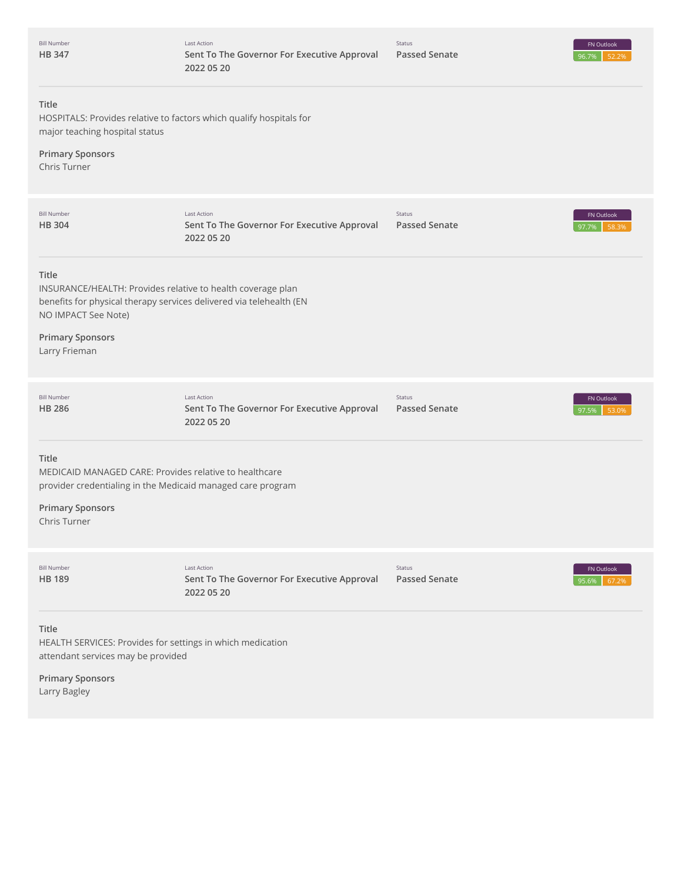| Bill Number | Last Action | Status | FN Outlook |
|---|---|---|---|
| **HB 347** | **Sent To The Governor For Executive Approval 2022 05 20** | **Passed Senate** | 96.7% 52.2% |

**Title**
HOSPITALS: Provides relative to factors which qualify hospitals for major teaching hospital status

**Primary Sponsors**
Chris Turner

| Bill Number | Last Action | Status | FN Outlook |
|---|---|---|---|
| **HB 304** | **Sent To The Governor For Executive Approval 2022 05 20** | **Passed Senate** | 97.7% 58.3% |

**Title**
INSURANCE/HEALTH: Provides relative to health coverage plan benefits for physical therapy services delivered via telehealth (EN NO IMPACT See Note)

**Primary Sponsors**
Larry Frieman

| Bill Number | Last Action | Status | FN Outlook |
|---|---|---|---|
| **HB 286** | **Sent To The Governor For Executive Approval 2022 05 20** | **Passed Senate** | 97.5% 53.0% |

**Title**
MEDICAID MANAGED CARE: Provides relative to healthcare provider credentialing in the Medicaid managed care program

**Primary Sponsors**
Chris Turner

| Bill Number | Last Action | Status | FN Outlook |
|---|---|---|---|
| **HB 189** | **Sent To The Governor For Executive Approval 2022 05 20** | **Passed Senate** | 95.6% 67.2% |

**Title**
HEALTH SERVICES: Provides for settings in which medication attendant services may be provided

**Primary Sponsors**
Larry Bagley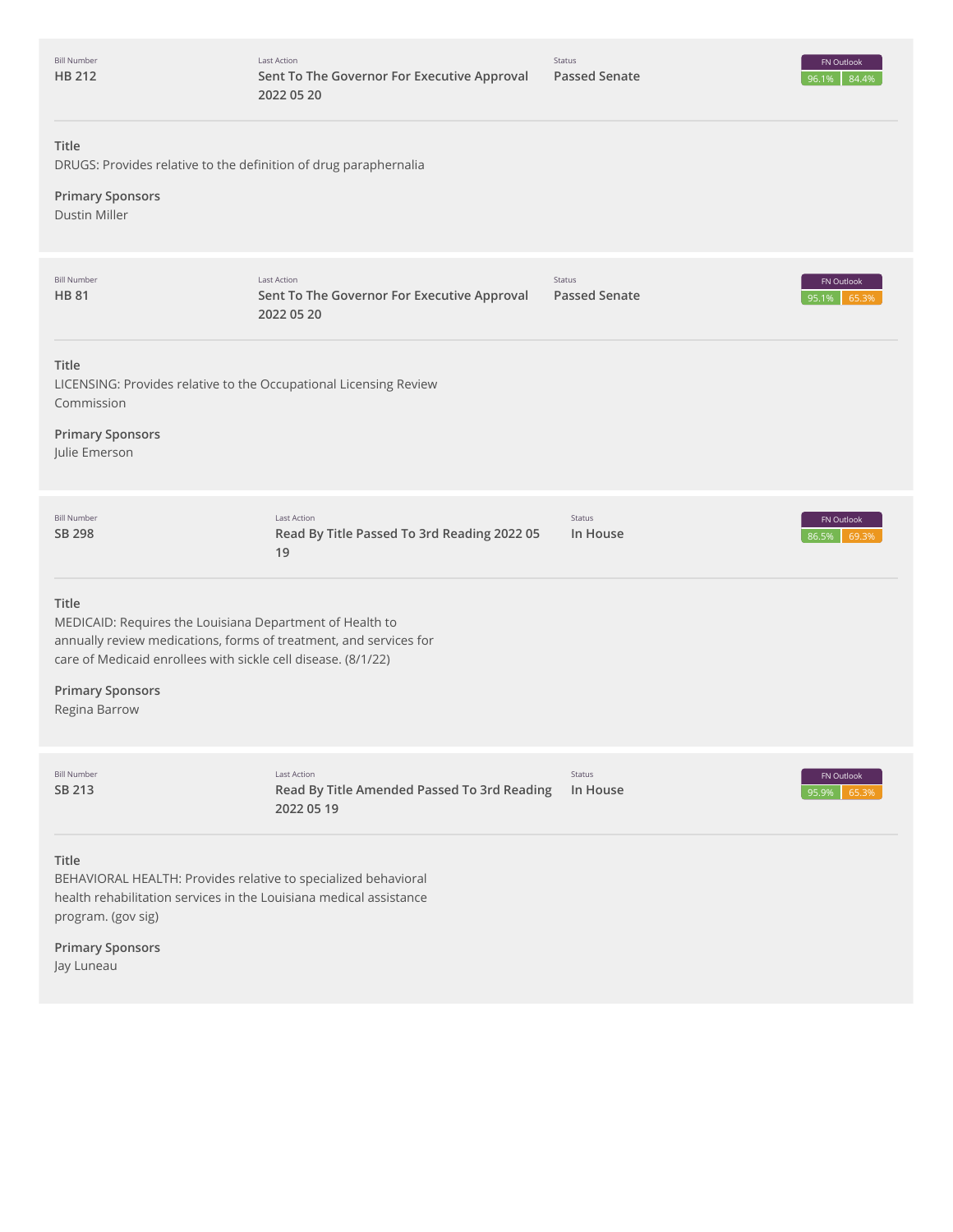| Bill Number | Last Action | Status | FN Outlook |
| --- | --- | --- | --- |
| **HB 212** | **Sent To The Governor For Executive Approval 2022 05 20** | **Passed Senate** | 96.1% 84.4% |

**Title**
DRUGS: Provides relative to the definition of drug paraphernalia

**Primary Sponsors**
Dustin Miller

---

| Bill Number | Last Action | Status | FN Outlook |
| --- | --- | --- | --- |
| **HB 81** | **Sent To The Governor For Executive Approval 2022 05 20** | **Passed Senate** | 95.1% 65.3% |

**Title**
LICENSING: Provides relative to the Occupational Licensing Review Commission

**Primary Sponsors**
Julie Emerson

---

| Bill Number | Last Action | Status | FN Outlook |
| --- | --- | --- | --- |
| **SB 298** | **Read By Title Passed To 3rd Reading 2022 05 19** | **In House** | 86.5% 69.3% |

**Title**
MEDICAID: Requires the Louisiana Department of Health to annually review medications, forms of treatment, and services for care of Medicaid enrollees with sickle cell disease. (8/1/22)

**Primary Sponsors**
Regina Barrow

---

| Bill Number | Last Action | Status | FN Outlook |
| --- | --- | --- | --- |
| **SB 213** | **Read By Title Amended Passed To 3rd Reading 2022 05 19** | **In House** | 95.9% 65.3% |

**Title**
BEHAVIORAL HEALTH: Provides relative to specialized behavioral health rehabilitation services in the Louisiana medical assistance program. (gov sig)

**Primary Sponsors**
Jay Luneau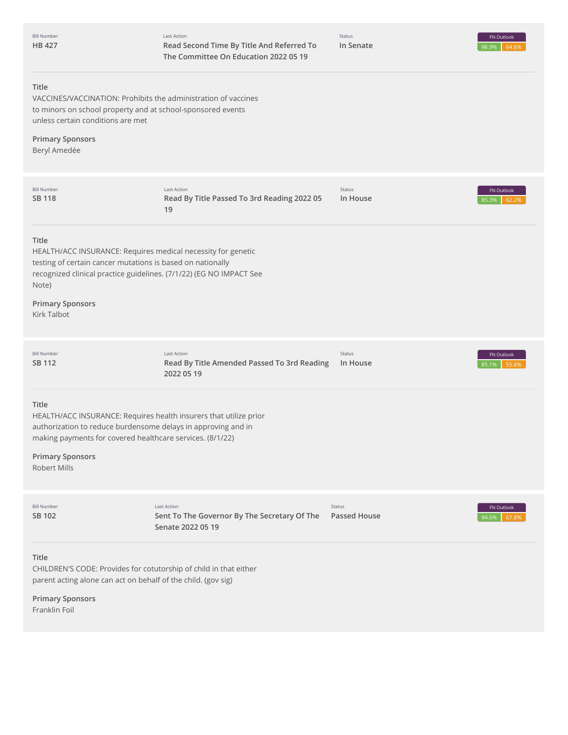| Bill Number | Last Action | Status | FN Outlook |
| --- | --- | --- | --- |
| **HB 427** | **Read Second Time By Title And Referred To The Committee On Education 2022 05 19** | **In Senate** | 96.9% 64.6% |

**Title**

VACCINES/VACCINATION: Prohibits the administration of vaccines to minors on school property and at school-sponsored events unless certain conditions are met

**Primary Sponsors**

Beryl Amedée

---

| Bill Number | Last Action | Status | FN Outlook |
| --- | --- | --- | --- |
| **SB 118** | **Read By Title Passed To 3rd Reading 2022 05 19** | **In House** | 85.3% 62.2% |

**Title**

HEALTH/ACC INSURANCE: Requires medical necessity for genetic testing of certain cancer mutations is based on nationally recognized clinical practice guidelines. (7/1/22) (EG NO IMPACT See Note)

**Primary Sponsors**

Kirk Talbot

---

| Bill Number | Last Action | Status | FN Outlook |
| --- | --- | --- | --- |
| **SB 112** | **Read By Title Amended Passed To 3rd Reading 2022 05 19** | **In House** | 85.1% 55.6% |

**Title**

HEALTH/ACC INSURANCE: Requires health insurers that utilize prior authorization to reduce burdensome delays in approving and in making payments for covered healthcare services. (8/1/22)

**Primary Sponsors**

Robert Mills

---

| Bill Number | Last Action | Status | FN Outlook |
| --- | --- | --- | --- |
| **SB 102** | **Sent To The Governor By The Secretary Of The Senate 2022 05 19** | **Passed House** | 94.6% 67.8% |

**Title**

CHILDREN'S CODE: Provides for cotutorship of child in that either parent acting alone can act on behalf of the child. (gov sig)

**Primary Sponsors**

Franklin Foil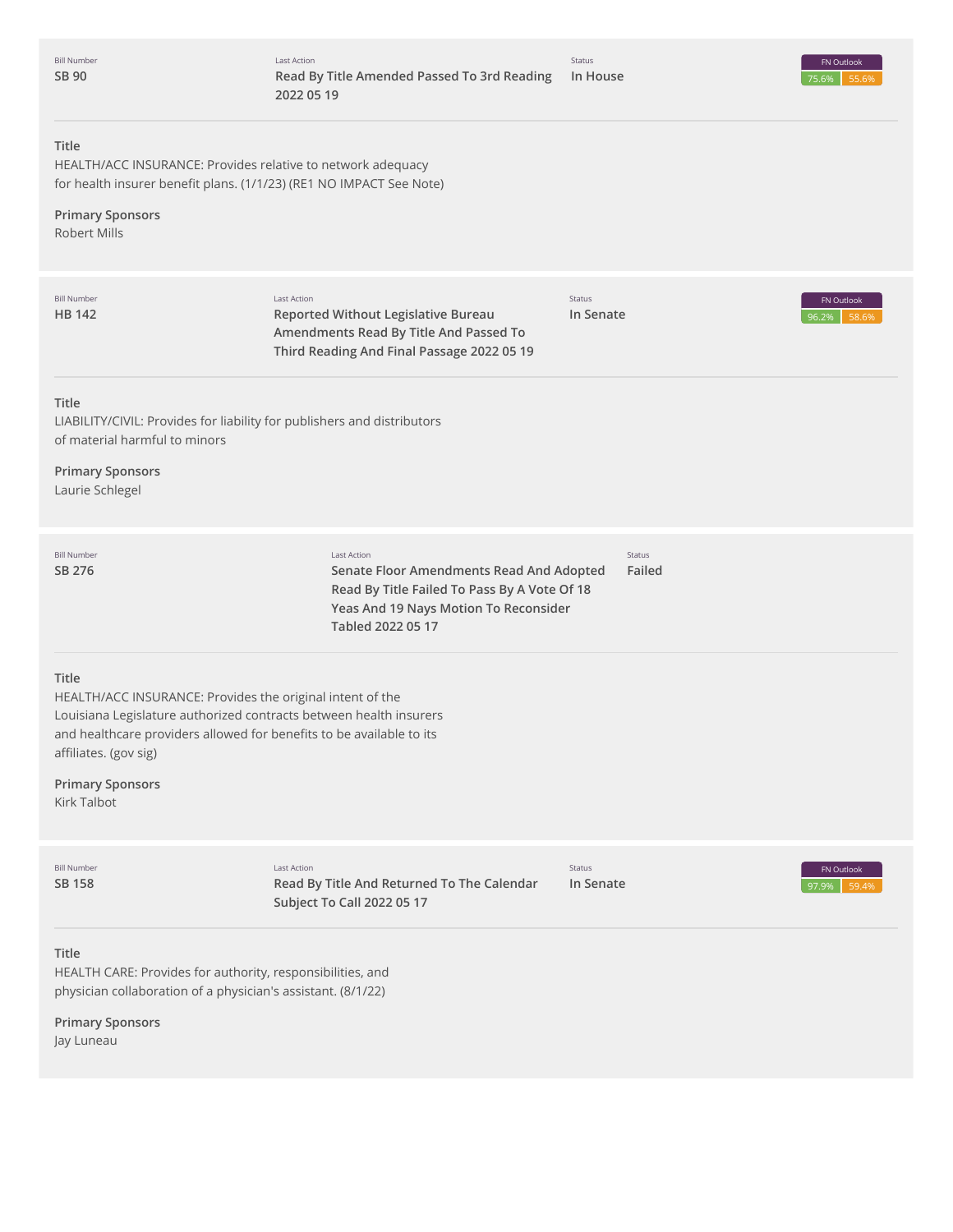| Bill Number | Last Action | Status | FN Outlook |
| --- | --- | --- | --- |
| SB 90 | Read By Title Amended Passed To 3rd Reading 2022 05 19 | In House | 75.6% 55.6% |

**Title**
HEALTH/ACC INSURANCE: Provides relative to network adequacy for health insurer benefit plans. (1/1/23) (RE1 NO IMPACT See Note)

**Primary Sponsors**
Robert Mills

---

| Bill Number | Last Action | Status | FN Outlook |
| --- | --- | --- | --- |
| HB 142 | Reported Without Legislative Bureau Amendments Read By Title And Passed To Third Reading And Final Passage 2022 05 19 | In Senate | 96.2% 58.6% |

**Title**
LIABILITY/CIVIL: Provides for liability for publishers and distributors of material harmful to minors

**Primary Sponsors**
Laurie Schlegel

---

| Bill Number | Last Action | Status |
| --- | --- | --- |
| SB 276 | Senate Floor Amendments Read And Adopted Read By Title Failed To Pass By A Vote Of 18 Yeas And 19 Nays Motion To Reconsider Tabled 2022 05 17 | Failed |

**Title**
HEALTH/ACC INSURANCE: Provides the original intent of the Louisiana Legislature authorized contracts between health insurers and healthcare providers allowed for benefits to be available to its affiliates. (gov sig)

**Primary Sponsors**
Kirk Talbot

---

| Bill Number | Last Action | Status | FN Outlook |
| --- | --- | --- | --- |
| SB 158 | Read By Title And Returned To The Calendar Subject To Call 2022 05 17 | In Senate | 97.9% 59.4% |

**Title**
HEALTH CARE: Provides for authority, responsibilities, and physician collaboration of a physician's assistant. (8/1/22)

**Primary Sponsors**
Jay Luneau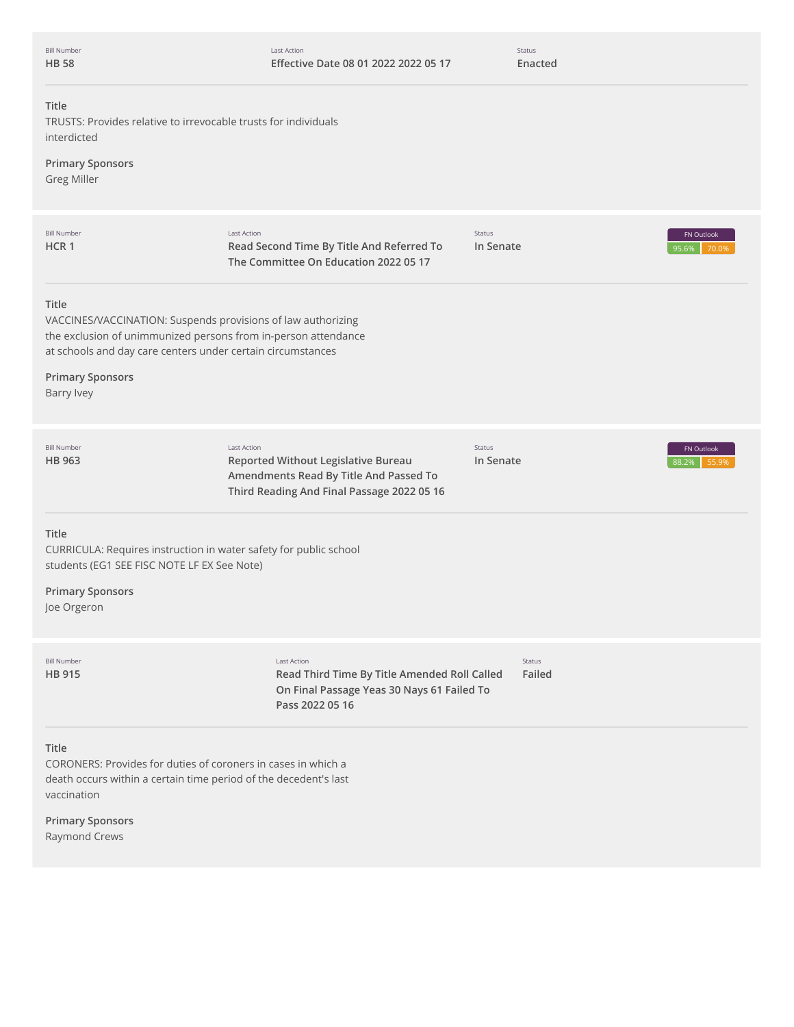| Bill Number | Last Action | Status |
|---|---|---|
| **HB 58** | **Effective Date 08 01 2022 2022 05 17** | **Enacted** |

**Title**
TRUSTS: Provides relative to irrevocable trusts for individuals interdicted

**Primary Sponsors**
Greg Miller

---

| Bill Number | Last Action | Status | FN Outlook |
|---|---|---|---|
| **HCR 1** | **Read Second Time By Title And Referred To The Committee On Education 2022 05 17** | **In Senate** | 95.6% 70.0% |

**Title**
VACCINES/VACCINATION: Suspends provisions of law authorizing the exclusion of unimmunized persons from in-person attendance at schools and day care centers under certain circumstances

**Primary Sponsors**
Barry Ivey

---

| Bill Number | Last Action | Status | FN Outlook |
|---|---|---|---|
| **HB 963** | **Reported Without Legislative Bureau Amendments Read By Title And Passed To Third Reading And Final Passage 2022 05 16** | **In Senate** | 88.2% 55.9% |

**Title**
CURRICULA: Requires instruction in water safety for public school students (EG1 SEE FISC NOTE LF EX See Note)

**Primary Sponsors**
Joe Orgeron

---

| Bill Number | Last Action | Status |
|---|---|---|
| **HB 915** | **Read Third Time By Title Amended Roll Called On Final Passage Yeas 30 Nays 61 Failed To Pass 2022 05 16** | **Failed** |

**Title**
CORONERS: Provides for duties of coroners in cases in which a death occurs within a certain time period of the decedent's last vaccination

**Primary Sponsors**
Raymond Crews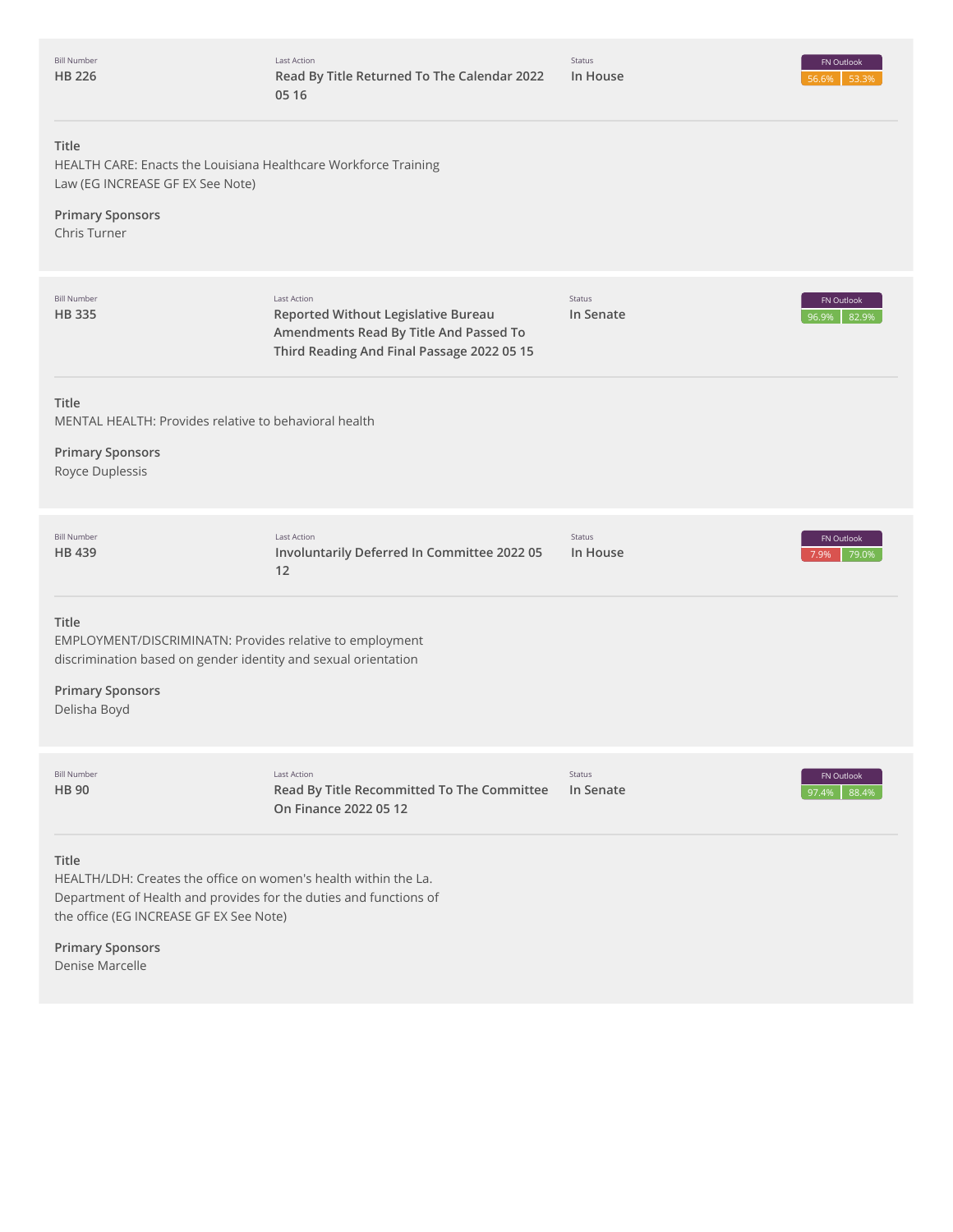| Bill Number | Last Action | Status | FN Outlook |
|---|---|---|---|
| **HB 226** | **Read By Title Returned To The Calendar 2022 05 16** | **In House** | 56.6% 53.3% |

**Title**
HEALTH CARE: Enacts the Louisiana Healthcare Workforce Training Law (EG INCREASE GF EX See Note)

**Primary Sponsors**
Chris Turner

| Bill Number | Last Action | Status | FN Outlook |
|---|---|---|---|
| **HB 335** | **Reported Without Legislative Bureau Amendments Read By Title And Passed To Third Reading And Final Passage 2022 05 15** | **In Senate** | 96.9% 82.9% |

**Title**
MENTAL HEALTH: Provides relative to behavioral health

**Primary Sponsors**
Royce Duplessis

| Bill Number | Last Action | Status | FN Outlook |
|---|---|---|---|
| **HB 439** | **Involuntarily Deferred In Committee 2022 05 12** | **In House** | 7.9% 79.0% |

**Title**
EMPLOYMENT/DISCRIMINATN: Provides relative to employment discrimination based on gender identity and sexual orientation

**Primary Sponsors**
Delisha Boyd

| Bill Number | Last Action | Status | FN Outlook |
|---|---|---|---|
| **HB 90** | **Read By Title Recommitted To The Committee On Finance 2022 05 12** | **In Senate** | 97.4% 88.4% |

**Title**
HEALTH/LDH: Creates the office on women's health within the La. Department of Health and provides for the duties and functions of the office (EG INCREASE GF EX See Note)

**Primary Sponsors**
Denise Marcelle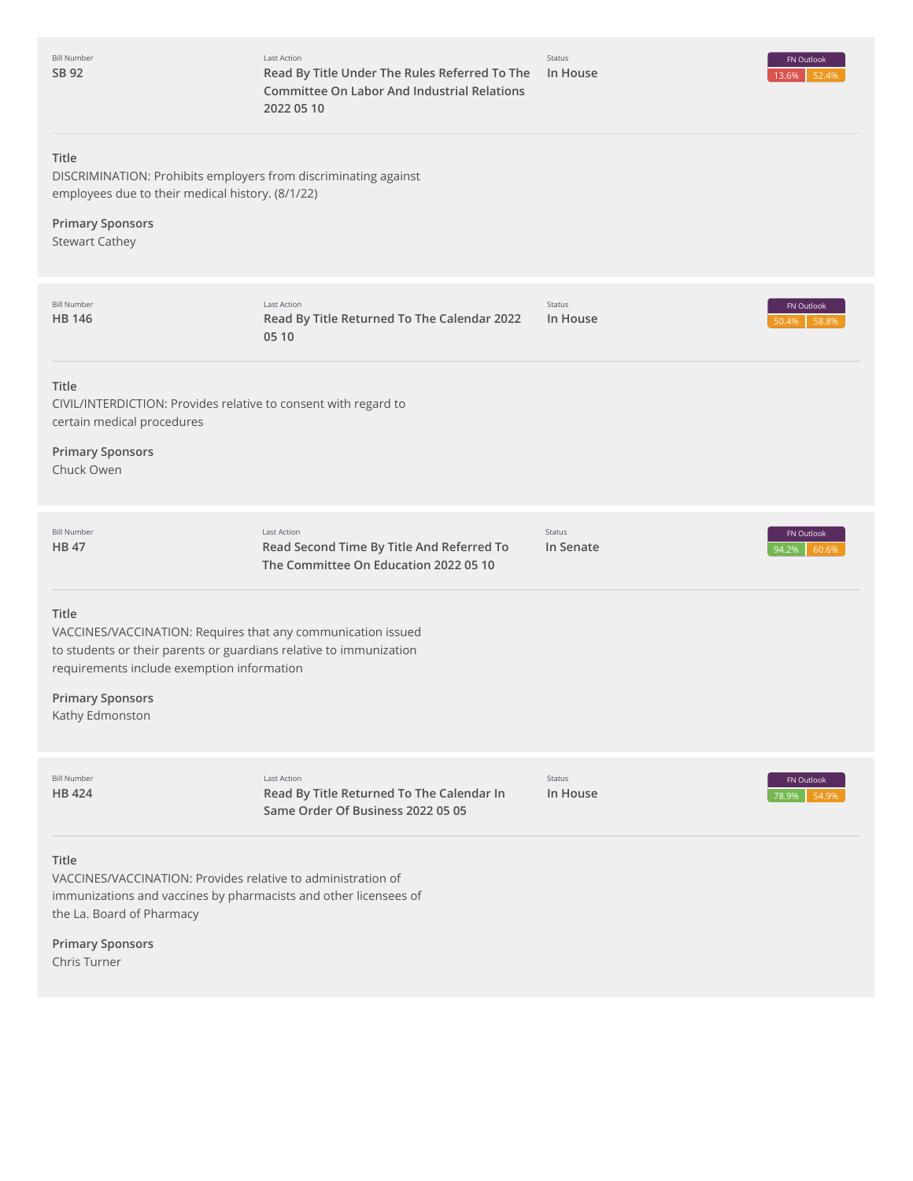| Bill Number | Last Action | Status | FN Outlook |
|---|---|---|---|
| SB 92 | Read By Title Under The Rules Referred To The Committee On Labor And Industrial Relations 2022 05 10 | In House | 13.6% 52.4% |

**Title**
DISCRIMINATION: Prohibits employers from discriminating against employees due to their medical history. (8/1/22)

**Primary Sponsors**
Stewart Cathey

| Bill Number | Last Action | Status | FN Outlook |
|---|---|---|---|
| HB 146 | Read By Title Returned To The Calendar 2022 05 10 | In House | 50.4% 58.8% |

**Title**
CIVIL/INTERDICTION: Provides relative to consent with regard to certain medical procedures

**Primary Sponsors**
Chuck Owen

| Bill Number | Last Action | Status | FN Outlook |
|---|---|---|---|
| HB 47 | Read Second Time By Title And Referred To The Committee On Education 2022 05 10 | In Senate | 94.2% 60.6% |

**Title**
VACCINES/VACCINATION: Requires that any communication issued to students or their parents or guardians relative to immunization requirements include exemption information

**Primary Sponsors**
Kathy Edmonston

| Bill Number | Last Action | Status | FN Outlook |
|---|---|---|---|
| HB 424 | Read By Title Returned To The Calendar In Same Order Of Business 2022 05 05 | In House | 78.9% 54.9% |

**Title**
VACCINES/VACCINATION: Provides relative to administration of immunizations and vaccines by pharmacists and other licensees of the La. Board of Pharmacy

**Primary Sponsors**
Chris Turner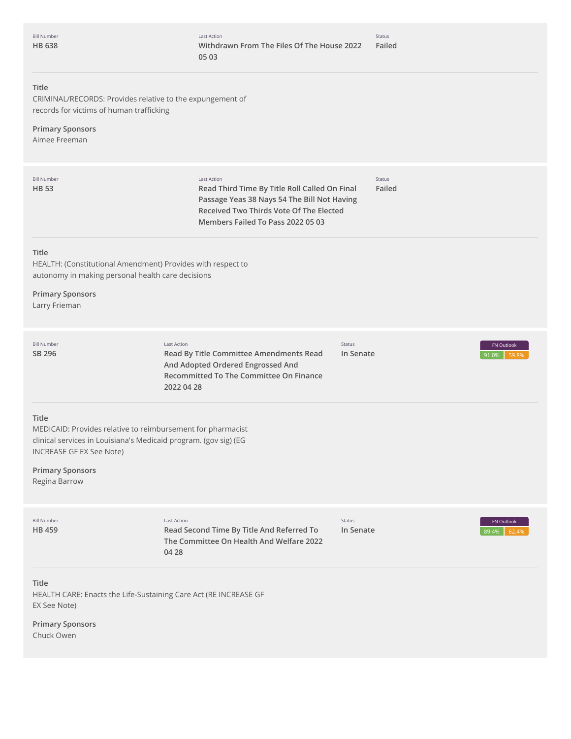| Bill Number | Last Action | Status |
|---|---|---|
| **HB 638** | **Withdrawn From The Files Of The House 2022 05 03** | **Failed** |

**Title**
CRIMINAL/RECORDS: Provides relative to the expungement of records for victims of human trafficking

**Primary Sponsors**
Aimee Freeman

---

| Bill Number | Last Action | Status |
|---|---|---|
| **HB 53** | **Read Third Time By Title Roll Called On Final Passage Yeas 38 Nays 54 The Bill Not Having Received Two Thirds Vote Of The Elected Members Failed To Pass 2022 05 03** | **Failed** |

**Title**
HEALTH: (Constitutional Amendment) Provides with respect to autonomy in making personal health care decisions

**Primary Sponsors**
Larry Frieman

---

| Bill Number | Last Action | Status | FN Outlook |
|---|---|---|---|
| **SB 296** | **Read By Title Committee Amendments Read And Adopted Ordered Engrossed And Recommitted To The Committee On Finance 2022 04 28** | **In Senate** | 91.0% 59.8% |

**Title**
MEDICAID: Provides relative to reimbursement for pharmacist clinical services in Louisiana's Medicaid program. (gov sig) (EG INCREASE GF EX See Note)

**Primary Sponsors**
Regina Barrow

---

| Bill Number | Last Action | Status | FN Outlook |
|---|---|---|---|
| **HB 459** | **Read Second Time By Title And Referred To The Committee On Health And Welfare 2022 04 28** | **In Senate** | 89.4% 62.4% |

**Title**
HEALTH CARE: Enacts the Life-Sustaining Care Act (RE INCREASE GF EX See Note)

**Primary Sponsors**
Chuck Owen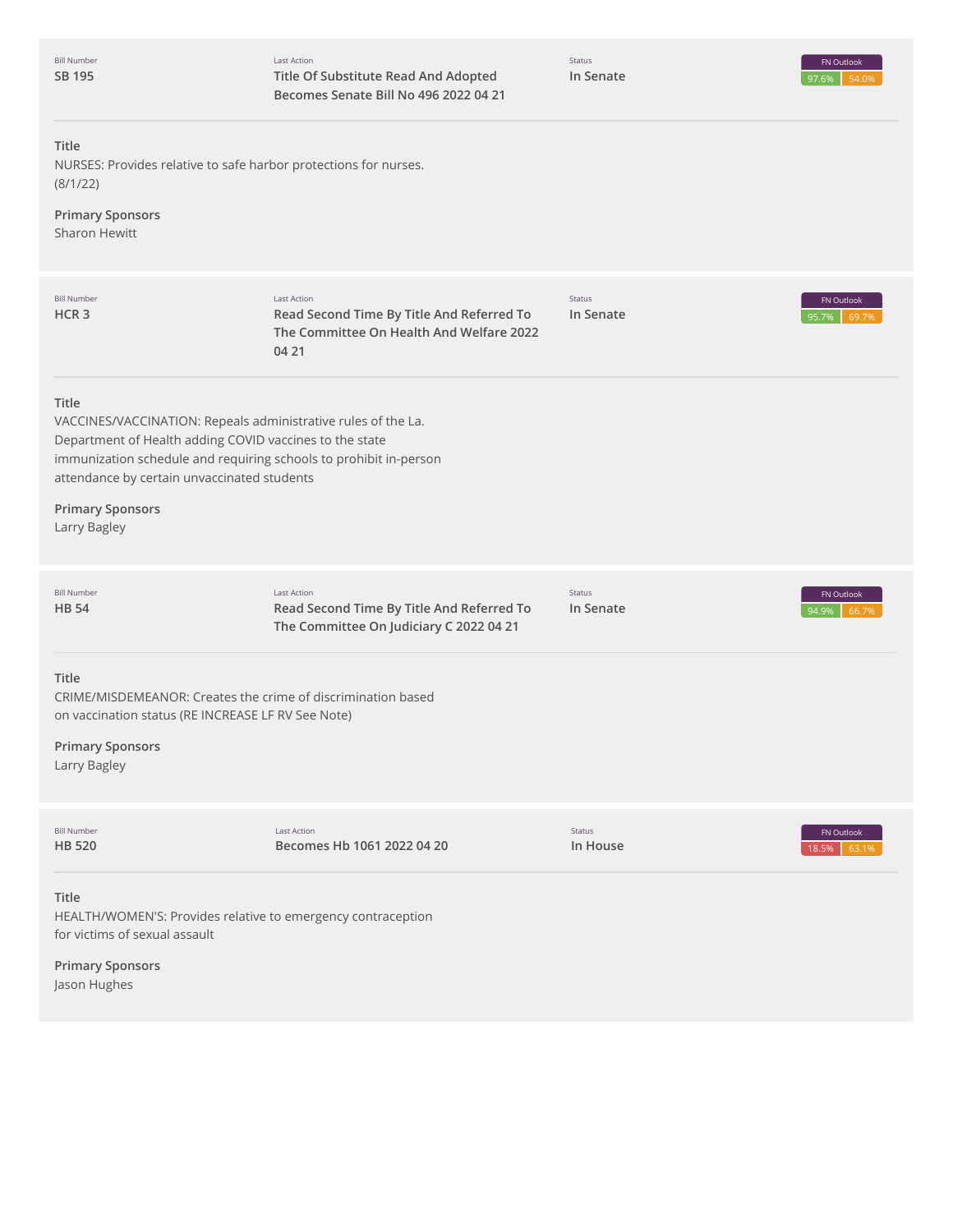| Bill Number | Last Action | Status | FN Outlook |
| --- | --- | --- | --- |
| SB 195 | Title Of Substitute Read And Adopted Becomes Senate Bill No 496 2022 04 21 | In Senate | 97.6% 54.0% |

**Title**

NURSES: Provides relative to safe harbor protections for nurses. (8/1/22)

**Primary Sponsors**

Sharon Hewitt

| Bill Number | Last Action | Status | FN Outlook |
| --- | --- | --- | --- |
| HCR 3 | Read Second Time By Title And Referred To The Committee On Health And Welfare 2022 04 21 | In Senate | 95.7% 69.7% |

**Title**

VACCINES/VACCINATION: Repeals administrative rules of the La. Department of Health adding COVID vaccines to the state immunization schedule and requiring schools to prohibit in-person attendance by certain unvaccinated students

**Primary Sponsors**

Larry Bagley

| Bill Number | Last Action | Status | FN Outlook |
| --- | --- | --- | --- |
| HB 54 | Read Second Time By Title And Referred To The Committee On Judiciary C 2022 04 21 | In Senate | 94.9% 66.7% |

**Title**

CRIME/MISDEMEANOR: Creates the crime of discrimination based on vaccination status (RE INCREASE LF RV See Note)

**Primary Sponsors**

Larry Bagley

| Bill Number | Last Action | Status | FN Outlook |
| --- | --- | --- | --- |
| HB 520 | Becomes Hb 1061 2022 04 20 | In House | 18.5% 63.1% |

**Title**

HEALTH/WOMEN'S: Provides relative to emergency contraception for victims of sexual assault

**Primary Sponsors**

Jason Hughes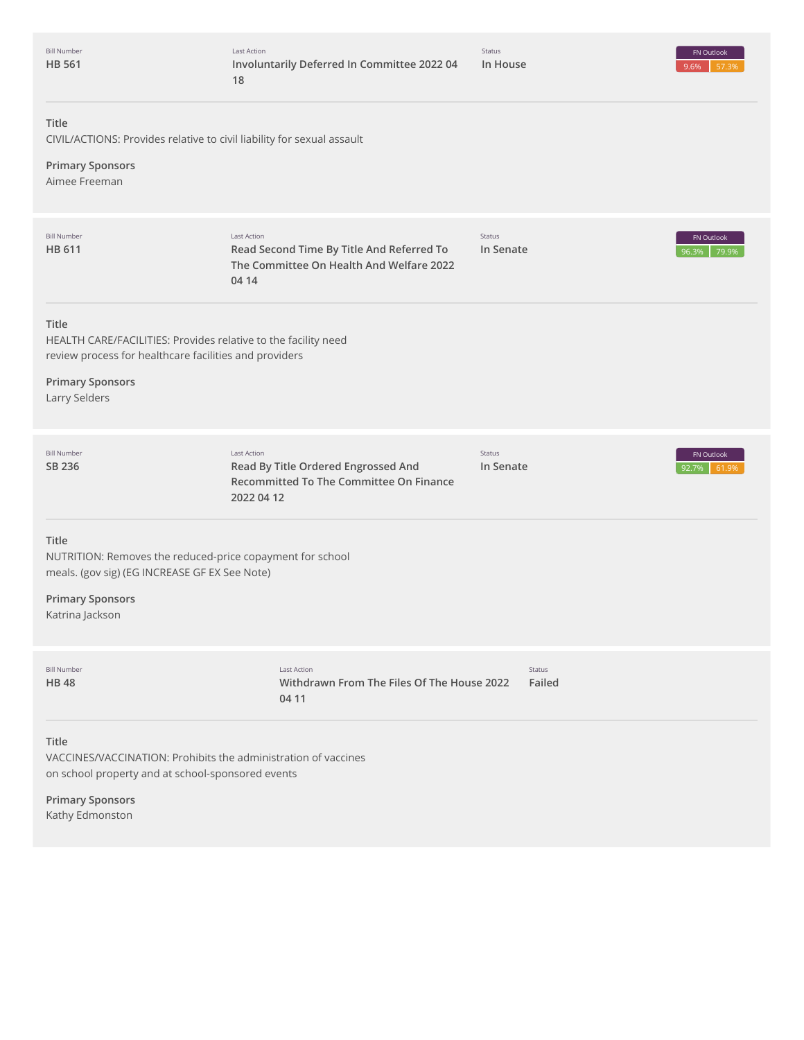Bill Number
**HB 561**

Last Action
**Involuntarily Deferred In Committee 2022 04 18**

Status
**In House**

FN Outlook
9.6% 57.3%

**Title**
CIVIL/ACTIONS: Provides relative to civil liability for sexual assault

**Primary Sponsors**
Aimee Freeman

---

Bill Number
**HB 611**

Last Action
**Read Second Time By Title And Referred To The Committee On Health And Welfare 2022 04 14**

Status
**In Senate**

FN Outlook
96.3% 79.9%

**Title**
HEALTH CARE/FACILITIES: Provides relative to the facility need review process for healthcare facilities and providers

**Primary Sponsors**
Larry Selders

---

Bill Number
**SB 236**

Last Action
**Read By Title Ordered Engrossed And Recommitted To The Committee On Finance 2022 04 12**

Status
**In Senate**

FN Outlook
92.7% 61.9%

**Title**
NUTRITION: Removes the reduced-price copayment for school meals. (gov sig) (EG INCREASE GF EX See Note)

**Primary Sponsors**
Katrina Jackson

---

Bill Number
**HB 48**

Last Action
**Withdrawn From The Files Of The House 2022 04 11**

Status
**Failed**

**Title**
VACCINES/VACCINATION: Prohibits the administration of vaccines on school property and at school-sponsored events

**Primary Sponsors**
Kathy Edmonston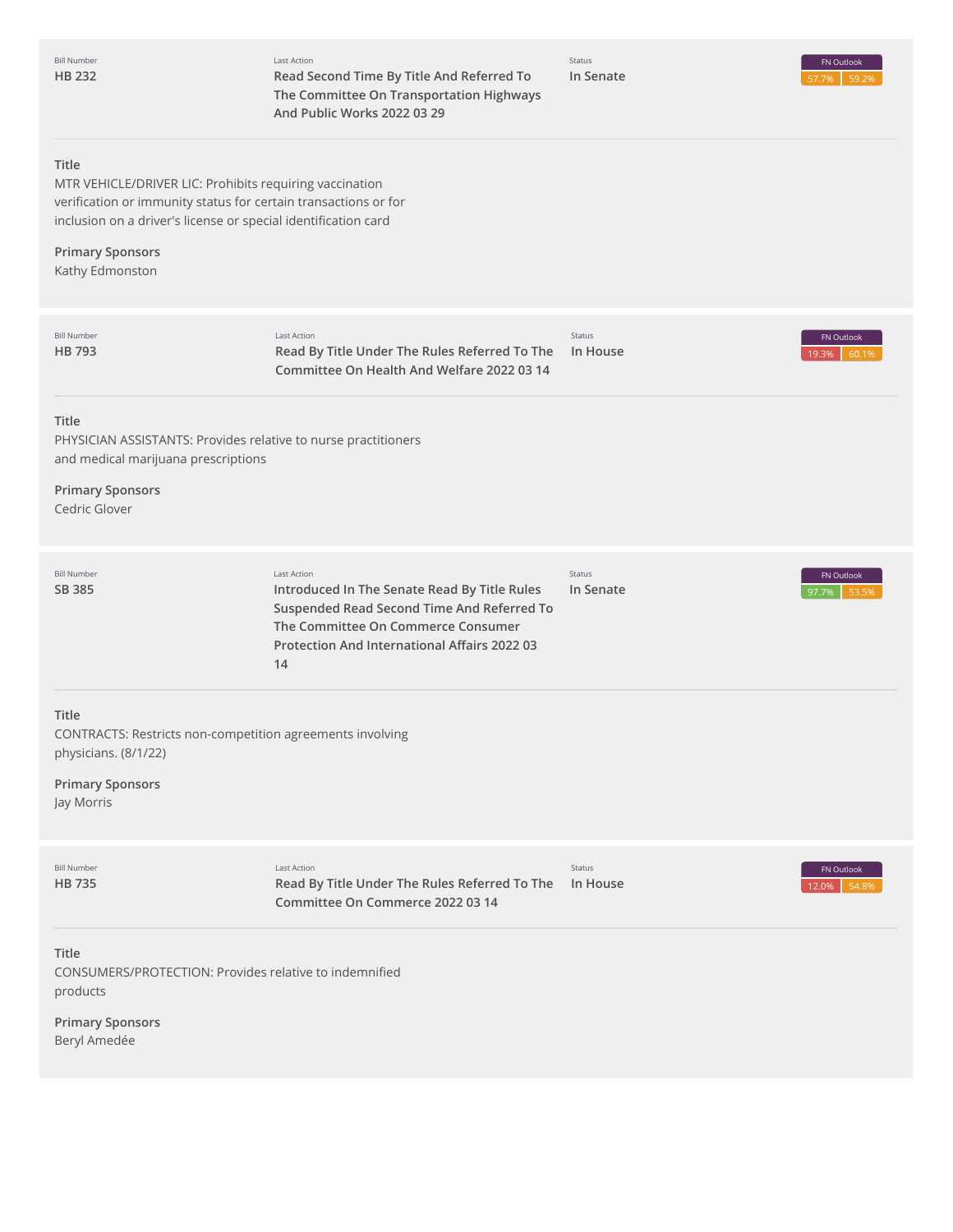| Bill Number | Last Action | Status | FN Outlook |
| --- | --- | --- | --- |
| HB 232 | Read Second Time By Title And Referred To The Committee On Transportation Highways And Public Works 2022 03 29 | In Senate | 57.7% 59.2% |

**Title**

MTR VEHICLE/DRIVER LIC: Prohibits requiring vaccination verification or immunity status for certain transactions or for inclusion on a driver's license or special identification card

**Primary Sponsors**

Kathy Edmonston

| Bill Number | Last Action | Status | FN Outlook |
| --- | --- | --- | --- |
| HB 793 | Read By Title Under The Rules Referred To The Committee On Health And Welfare 2022 03 14 | In House | 19.3% 60.1% |

**Title**

PHYSICIAN ASSISTANTS: Provides relative to nurse practitioners and medical marijuana prescriptions

**Primary Sponsors**

Cedric Glover

| Bill Number | Last Action | Status | FN Outlook |
| --- | --- | --- | --- |
| SB 385 | Introduced In The Senate Read By Title Rules Suspended Read Second Time And Referred To The Committee On Commerce Consumer Protection And International Affairs 2022 03 14 | In Senate | 97.7% 53.5% |

**Title**

CONTRACTS: Restricts non-competition agreements involving physicians. (8/1/22)

**Primary Sponsors**

Jay Morris

| Bill Number | Last Action | Status | FN Outlook |
| --- | --- | --- | --- |
| HB 735 | Read By Title Under The Rules Referred To The Committee On Commerce 2022 03 14 | In House | 12.0% 54.8% |

**Title**

CONSUMERS/PROTECTION: Provides relative to indemnified products

**Primary Sponsors**

Beryl Amedée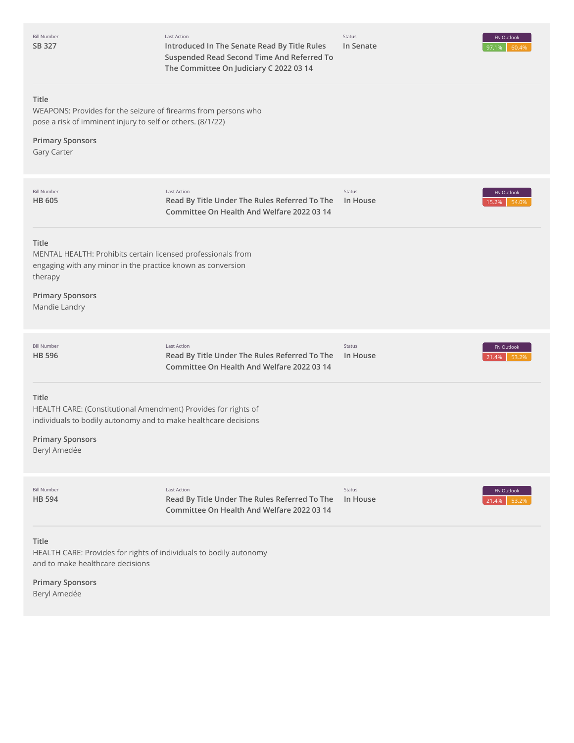| Bill Number | Last Action | Status | FN Outlook |
| --- | --- | --- | --- |
| **SB 327** | **Introduced In The Senate Read By Title Rules Suspended Read Second Time And Referred To The Committee On Judiciary C 2022 03 14** | **In Senate** | 97.1% 60.4% |

**Title**

WEAPONS: Provides for the seizure of firearms from persons who pose a risk of imminent injury to self or others. (8/1/22)

**Primary Sponsors**

Gary Carter

| Bill Number | Last Action | Status | FN Outlook |
| --- | --- | --- | --- |
| **HB 605** | **Read By Title Under The Rules Referred To The Committee On Health And Welfare 2022 03 14** | **In House** | 15.2% 54.0% |

**Title**

MENTAL HEALTH: Prohibits certain licensed professionals from engaging with any minor in the practice known as conversion therapy

**Primary Sponsors**

Mandie Landry

| Bill Number | Last Action | Status | FN Outlook |
| --- | --- | --- | --- |
| **HB 596** | **Read By Title Under The Rules Referred To The Committee On Health And Welfare 2022 03 14** | **In House** | 21.4% 53.2% |

**Title**

HEALTH CARE: (Constitutional Amendment) Provides for rights of individuals to bodily autonomy and to make healthcare decisions

**Primary Sponsors**

Beryl Amedée

| Bill Number | Last Action | Status | FN Outlook |
| --- | --- | --- | --- |
| **HB 594** | **Read By Title Under The Rules Referred To The Committee On Health And Welfare 2022 03 14** | **In House** | 21.4% 53.2% |

**Title**

HEALTH CARE: Provides for rights of individuals to bodily autonomy and to make healthcare decisions

**Primary Sponsors**

Beryl Amedée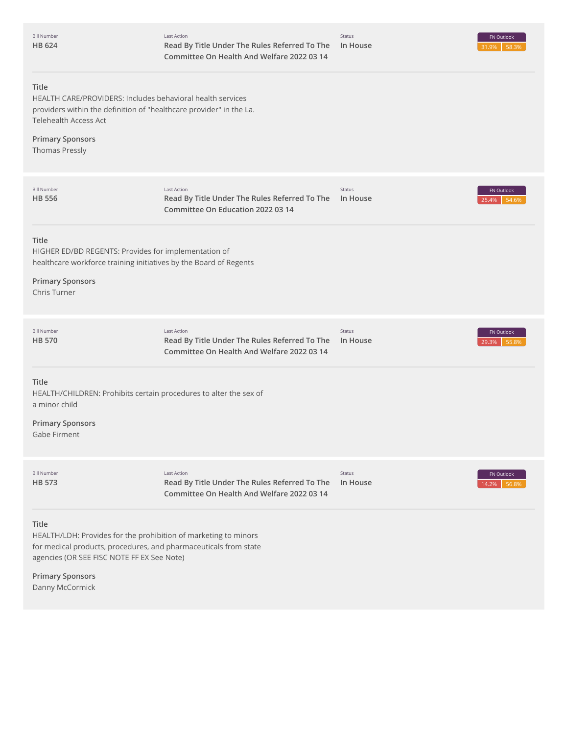| Bill Number | Last Action | Status | FN Outlook |
| --- | --- | --- | --- |
| **HB 624** | **Read By Title Under The Rules Referred To The Committee On Health And Welfare 2022 03 14** | **In House** | 31.9% 58.3% |

**Title**

HEALTH CARE/PROVIDERS: Includes behavioral health services providers within the definition of "healthcare provider" in the La. Telehealth Access Act

**Primary Sponsors**

Thomas Pressly

| Bill Number | Last Action | Status | FN Outlook |
| --- | --- | --- | --- |
| **HB 556** | **Read By Title Under The Rules Referred To The Committee On Education 2022 03 14** | **In House** | 25.4% 54.6% |

**Title**

HIGHER ED/BD REGENTS: Provides for implementation of healthcare workforce training initiatives by the Board of Regents

**Primary Sponsors**

Chris Turner

| Bill Number | Last Action | Status | FN Outlook |
| --- | --- | --- | --- |
| **HB 570** | **Read By Title Under The Rules Referred To The Committee On Health And Welfare 2022 03 14** | **In House** | 29.3% 55.8% |

**Title**

HEALTH/CHILDREN: Prohibits certain procedures to alter the sex of a minor child

**Primary Sponsors**

Gabe Firment

| Bill Number | Last Action | Status | FN Outlook |
| --- | --- | --- | --- |
| **HB 573** | **Read By Title Under The Rules Referred To The Committee On Health And Welfare 2022 03 14** | **In House** | 14.2% 56.8% |

**Title**

HEALTH/LDH: Provides for the prohibition of marketing to minors for medical products, procedures, and pharmaceuticals from state agencies (OR SEE FISC NOTE FF EX See Note)

**Primary Sponsors**

Danny McCormick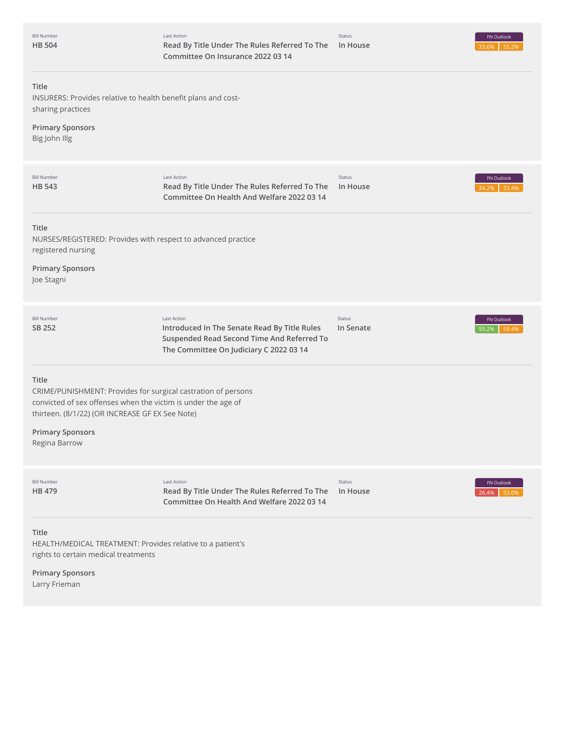| Bill Number | Last Action | Status | FN Outlook |
|---|---|---|---|
| HB 504 | Read By Title Under The Rules Referred To The Committee On Insurance 2022 03 14 | In House | 33.6% 55.2% |

**Title**
INSURERS: Provides relative to health benefit plans and cost-sharing practices

**Primary Sponsors**
Big John Illg

| Bill Number | Last Action | Status | FN Outlook |
|---|---|---|---|
| HB 543 | Read By Title Under The Rules Referred To The Committee On Health And Welfare 2022 03 14 | In House | 34.2% 53.4% |

**Title**
NURSES/REGISTERED: Provides with respect to advanced practice registered nursing

**Primary Sponsors**
Joe Stagni

| Bill Number | Last Action | Status | FN Outlook |
|---|---|---|---|
| SB 252 | Introduced In The Senate Read By Title Rules Suspended Read Second Time And Referred To The Committee On Judiciary C 2022 03 14 | In Senate | 93.2% 59.4% |

**Title**
CRIME/PUNISHMENT: Provides for surgical castration of persons convicted of sex offenses when the victim is under the age of thirteen. (8/1/22) (OR INCREASE GF EX See Note)

**Primary Sponsors**
Regina Barrow

| Bill Number | Last Action | Status | FN Outlook |
|---|---|---|---|
| HB 479 | Read By Title Under The Rules Referred To The Committee On Health And Welfare 2022 03 14 | In House | 26.4% 53.0% |

**Title**
HEALTH/MEDICAL TREATMENT: Provides relative to a patient's rights to certain medical treatments

**Primary Sponsors**
Larry Frieman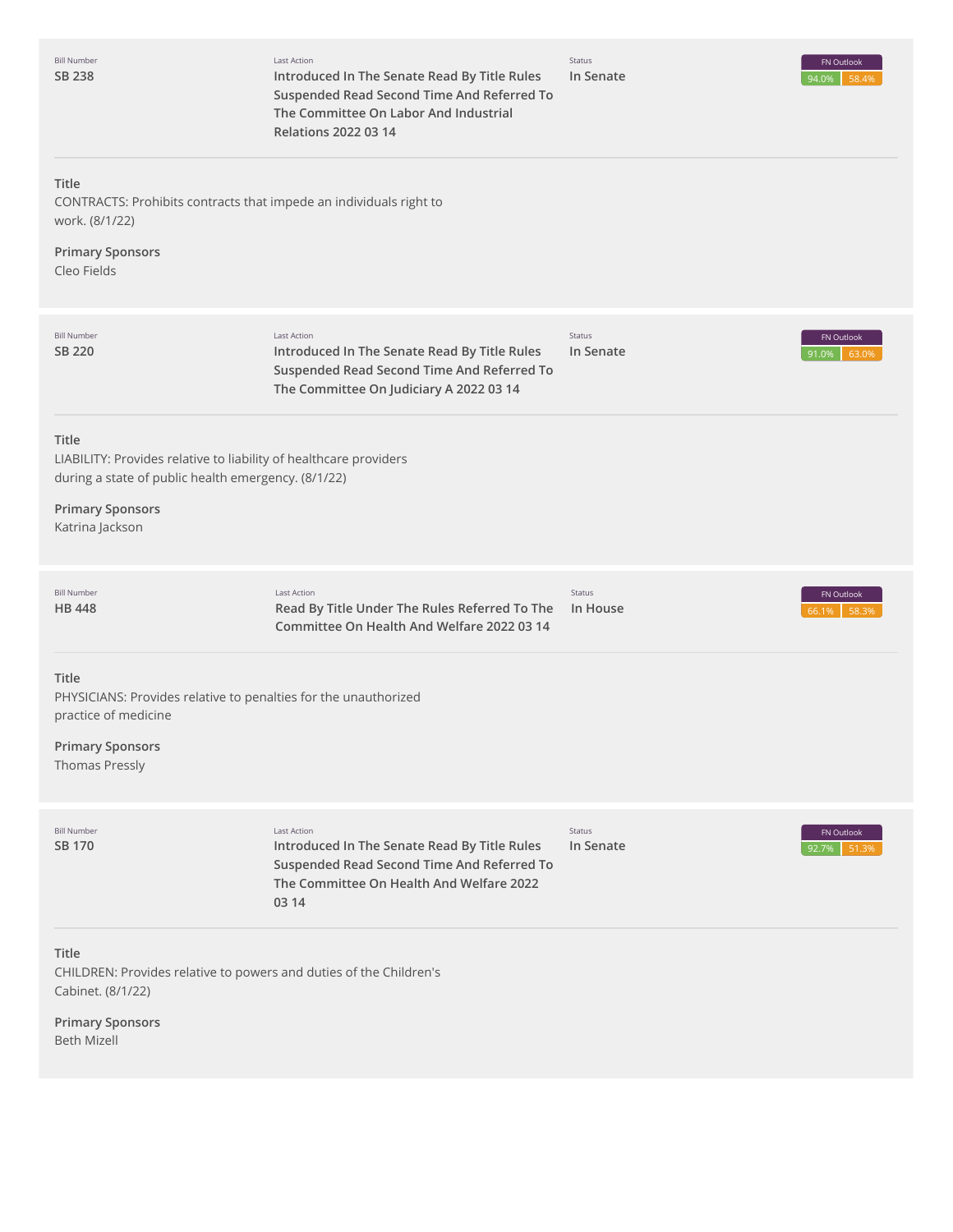| Bill Number | Last Action | Status | FN Outlook |
|---|---|---|---|
| SB 238 | Introduced In The Senate Read By Title Rules Suspended Read Second Time And Referred To The Committee On Labor And Industrial Relations 2022 03 14 | In Senate | 94.0% 58.4% |

**Title**
CONTRACTS: Prohibits contracts that impede an individuals right to work. (8/1/22)

**Primary Sponsors**
Cleo Fields

| Bill Number | Last Action | Status | FN Outlook |
|---|---|---|---|
| SB 220 | Introduced In The Senate Read By Title Rules Suspended Read Second Time And Referred To The Committee On Judiciary A 2022 03 14 | In Senate | 91.0% 63.0% |

**Title**
LIABILITY: Provides relative to liability of healthcare providers during a state of public health emergency. (8/1/22)

**Primary Sponsors**
Katrina Jackson

| Bill Number | Last Action | Status | FN Outlook |
|---|---|---|---|
| HB 448 | Read By Title Under The Rules Referred To The Committee On Health And Welfare 2022 03 14 | In House | 66.1% 58.3% |

**Title**
PHYSICIANS: Provides relative to penalties for the unauthorized practice of medicine

**Primary Sponsors**
Thomas Pressly

| Bill Number | Last Action | Status | FN Outlook |
|---|---|---|---|
| SB 170 | Introduced In The Senate Read By Title Rules Suspended Read Second Time And Referred To The Committee On Health And Welfare 2022 03 14 | In Senate | 92.7% 51.3% |

**Title**
CHILDREN: Provides relative to powers and duties of the Children's Cabinet. (8/1/22)

**Primary Sponsors**
Beth Mizell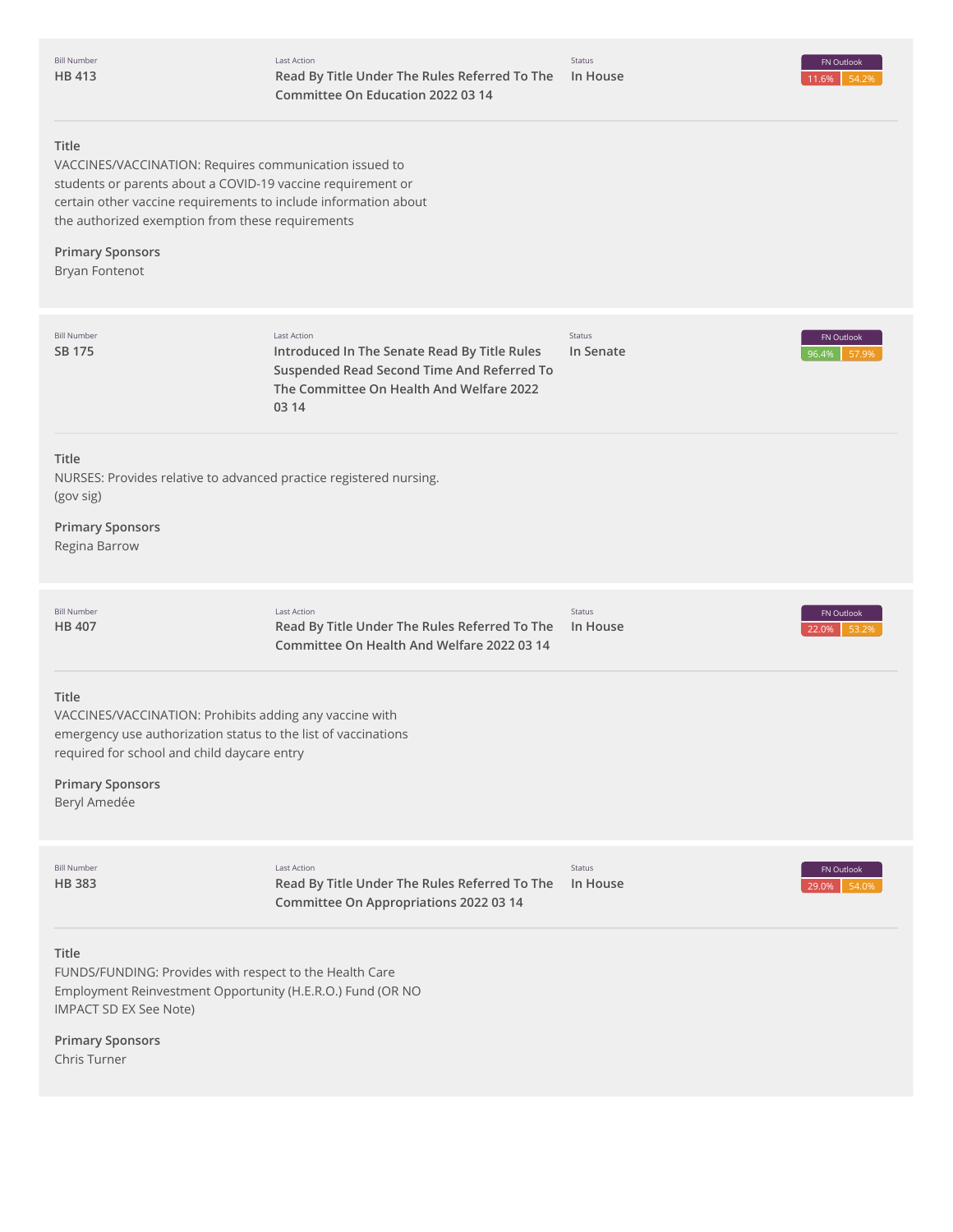| Bill Number | Last Action | Status | FN Outlook |
| --- | --- | --- | --- |
| HB 413 | Read By Title Under The Rules Referred To The Committee On Education 2022 03 14 | In House | 11.6% 54.2% |

**Title**
VACCINES/VACCINATION: Requires communication issued to students or parents about a COVID-19 vaccine requirement or certain other vaccine requirements to include information about the authorized exemption from these requirements

**Primary Sponsors**
Bryan Fontenot

| Bill Number | Last Action | Status | FN Outlook |
| --- | --- | --- | --- |
| SB 175 | Introduced In The Senate Read By Title Rules Suspended Read Second Time And Referred To The Committee On Health And Welfare 2022 03 14 | In Senate | 96.4% 57.9% |

**Title**
NURSES: Provides relative to advanced practice registered nursing. (gov sig)

**Primary Sponsors**
Regina Barrow

| Bill Number | Last Action | Status | FN Outlook |
| --- | --- | --- | --- |
| HB 407 | Read By Title Under The Rules Referred To The Committee On Health And Welfare 2022 03 14 | In House | 22.0% 53.2% |

**Title**
VACCINES/VACCINATION: Prohibits adding any vaccine with emergency use authorization status to the list of vaccinations required for school and child daycare entry

**Primary Sponsors**
Beryl Amedée

| Bill Number | Last Action | Status | FN Outlook |
| --- | --- | --- | --- |
| HB 383 | Read By Title Under The Rules Referred To The Committee On Appropriations 2022 03 14 | In House | 29.0% 54.0% |

**Title**
FUNDS/FUNDING: Provides with respect to the Health Care Employment Reinvestment Opportunity (H.E.R.O.) Fund (OR NO IMPACT SD EX See Note)

**Primary Sponsors**
Chris Turner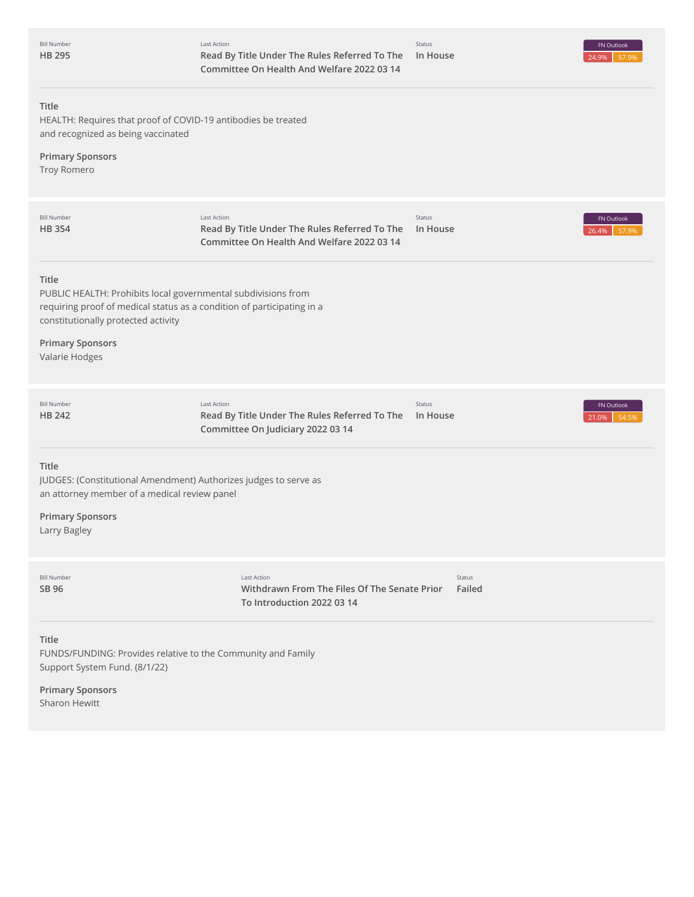| Bill Number | Last Action | Status | FN Outlook |
| --- | --- | --- | --- |
| **HB 295** | **Read By Title Under The Rules Referred To The Committee On Health And Welfare 2022 03 14** | **In House** | 24.9% 57.9% |

**Title**
HEALTH: Requires that proof of COVID-19 antibodies be treated and recognized as being vaccinated

**Primary Sponsors**
Troy Romero

| Bill Number | Last Action | Status | FN Outlook |
| --- | --- | --- | --- |
| **HB 354** | **Read By Title Under The Rules Referred To The Committee On Health And Welfare 2022 03 14** | **In House** | 26.4% 57.9% |

**Title**
PUBLIC HEALTH: Prohibits local governmental subdivisions from requiring proof of medical status as a condition of participating in a constitutionally protected activity

**Primary Sponsors**
Valarie Hodges

| Bill Number | Last Action | Status | FN Outlook |
| --- | --- | --- | --- |
| **HB 242** | **Read By Title Under The Rules Referred To The Committee On Judiciary 2022 03 14** | **In House** | 21.0% 54.5% |

**Title**
JUDGES: (Constitutional Amendment) Authorizes judges to serve as an attorney member of a medical review panel

**Primary Sponsors**
Larry Bagley

| Bill Number | Last Action | Status |
| --- | --- | --- |
| **SB 96** | **Withdrawn From The Files Of The Senate Prior To Introduction 2022 03 14** | **Failed** |

**Title**
FUNDS/FUNDING: Provides relative to the Community and Family Support System Fund. (8/1/22)

**Primary Sponsors**
Sharon Hewitt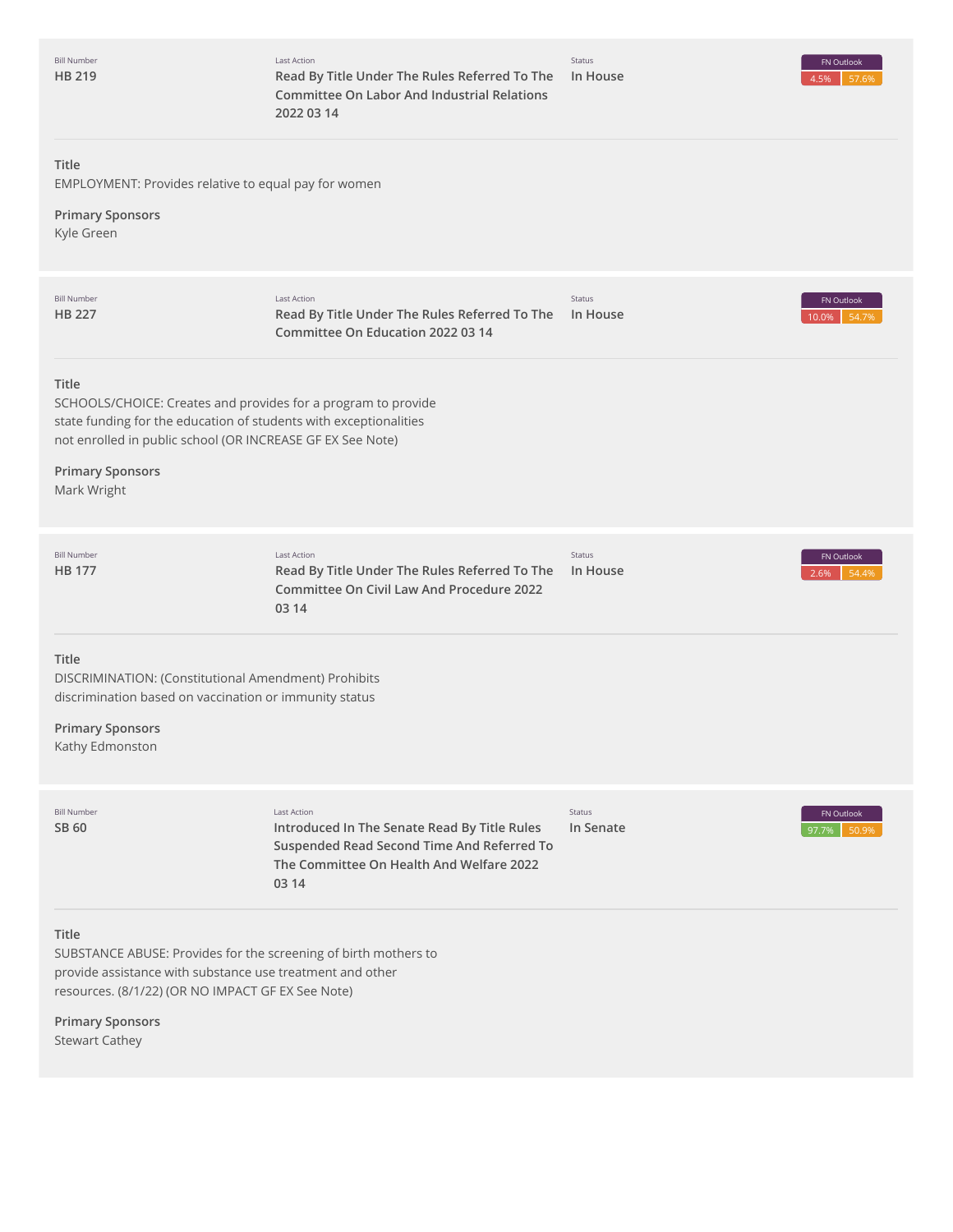| Bill Number | Last Action | Status | FN Outlook |
|---|---|---|---|
| HB 219 | Read By Title Under The Rules Referred To The Committee On Labor And Industrial Relations 2022 03 14 | In House | 4.5% 57.6% |

**Title**
EMPLOYMENT: Provides relative to equal pay for women

**Primary Sponsors**
Kyle Green

| Bill Number | Last Action | Status | FN Outlook |
|---|---|---|---|
| HB 227 | Read By Title Under The Rules Referred To The Committee On Education 2022 03 14 | In House | 10.0% 54.7% |

**Title**
SCHOOLS/CHOICE: Creates and provides for a program to provide state funding for the education of students with exceptionalities not enrolled in public school (OR INCREASE GF EX See Note)

**Primary Sponsors**
Mark Wright

| Bill Number | Last Action | Status | FN Outlook |
|---|---|---|---|
| HB 177 | Read By Title Under The Rules Referred To The Committee On Civil Law And Procedure 2022 03 14 | In House | 2.6% 54.4% |

**Title**
DISCRIMINATION: (Constitutional Amendment) Prohibits discrimination based on vaccination or immunity status

**Primary Sponsors**
Kathy Edmonston

| Bill Number | Last Action | Status | FN Outlook |
|---|---|---|---|
| SB 60 | Introduced In The Senate Read By Title Rules Suspended Read Second Time And Referred To The Committee On Health And Welfare 2022 03 14 | In Senate | 97.7% 50.9% |

**Title**
SUBSTANCE ABUSE: Provides for the screening of birth mothers to provide assistance with substance use treatment and other resources. (8/1/22) (OR NO IMPACT GF EX See Note)

**Primary Sponsors**
Stewart Cathey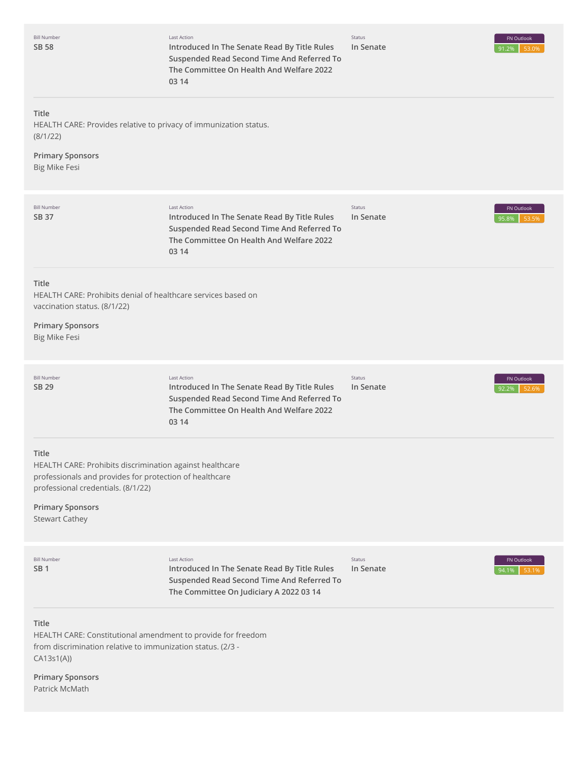| Bill Number | Last Action | Status | FN Outlook |
|---|---|---|---|
| SB 58 | Introduced In The Senate Read By Title Rules Suspended Read Second Time And Referred To The Committee On Health And Welfare 2022 03 14 | In Senate | 91.2% 53.0% |

**Title**
HEALTH CARE: Provides relative to privacy of immunization status. (8/1/22)

**Primary Sponsors**
Big Mike Fesi

---

| Bill Number | Last Action | Status | FN Outlook |
|---|---|---|---|
| SB 37 | Introduced In The Senate Read By Title Rules Suspended Read Second Time And Referred To The Committee On Health And Welfare 2022 03 14 | In Senate | 95.8% 53.5% |

**Title**
HEALTH CARE: Prohibits denial of healthcare services based on vaccination status. (8/1/22)

**Primary Sponsors**
Big Mike Fesi

---

| Bill Number | Last Action | Status | FN Outlook |
|---|---|---|---|
| SB 29 | Introduced In The Senate Read By Title Rules Suspended Read Second Time And Referred To The Committee On Health And Welfare 2022 03 14 | In Senate | 92.2% 52.6% |

**Title**
HEALTH CARE: Prohibits discrimination against healthcare professionals and provides for protection of healthcare professional credentials. (8/1/22)

**Primary Sponsors**
Stewart Cathey

---

| Bill Number | Last Action | Status | FN Outlook |
|---|---|---|---|
| SB 1 | Introduced In The Senate Read By Title Rules Suspended Read Second Time And Referred To The Committee On Judiciary A 2022 03 14 | In Senate | 94.1% 53.1% |

**Title**
HEALTH CARE: Constitutional amendment to provide for freedom from discrimination relative to immunization status. (2/3 - CA13s1(A))

**Primary Sponsors**
Patrick McMath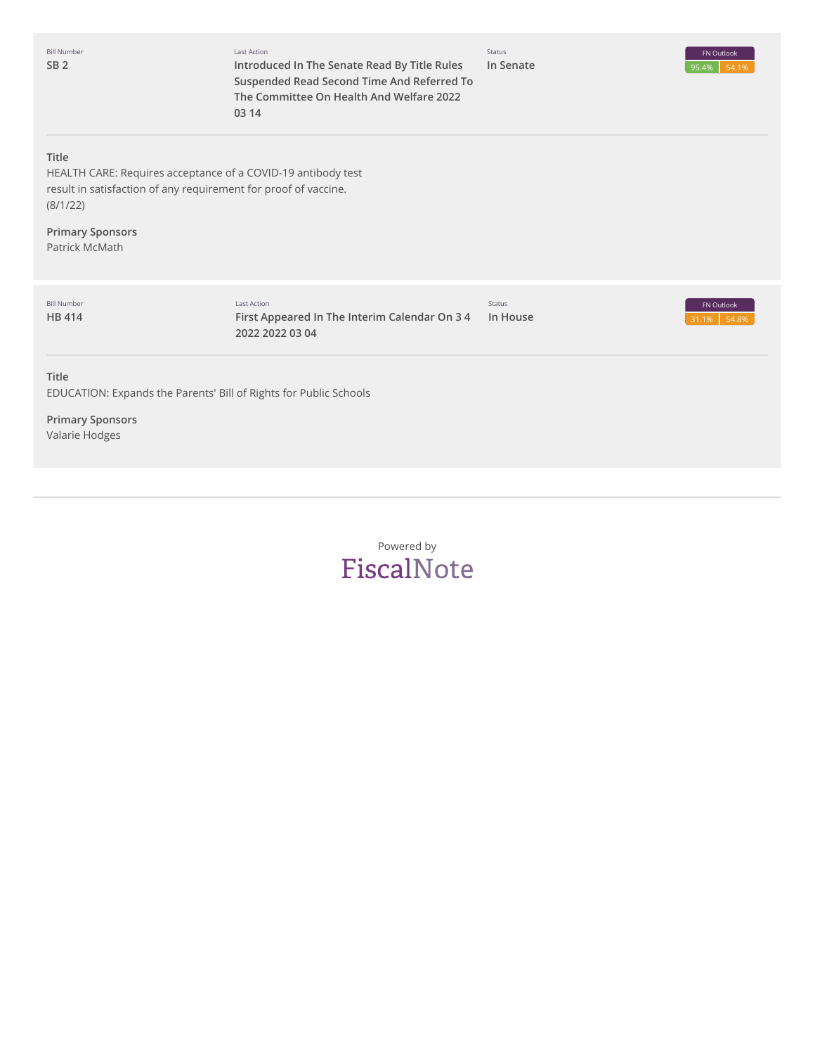| Bill Number | Last Action | Status | FN Outlook |
| --- | --- | --- | --- |
| SB 2 | Introduced In The Senate Read By Title Rules Suspended Read Second Time And Referred To The Committee On Health And Welfare 2022 03 14 | In Senate | 95.4% 54.1% |

**Title**

HEALTH CARE: Requires acceptance of a COVID-19 antibody test result in satisfaction of any requirement for proof of vaccine. (8/1/22)

**Primary Sponsors**

Patrick McMath

| Bill Number | Last Action | Status | FN Outlook |
| --- | --- | --- | --- |
| HB 414 | First Appeared In The Interim Calendar On 3 4 2022 2022 03 04 | In House | 31.1% 54.8% |

**Title**

EDUCATION: Expands the Parents' Bill of Rights for Public Schools

**Primary Sponsors**

Valarie Hodges

---

Powered by
FiscalNote